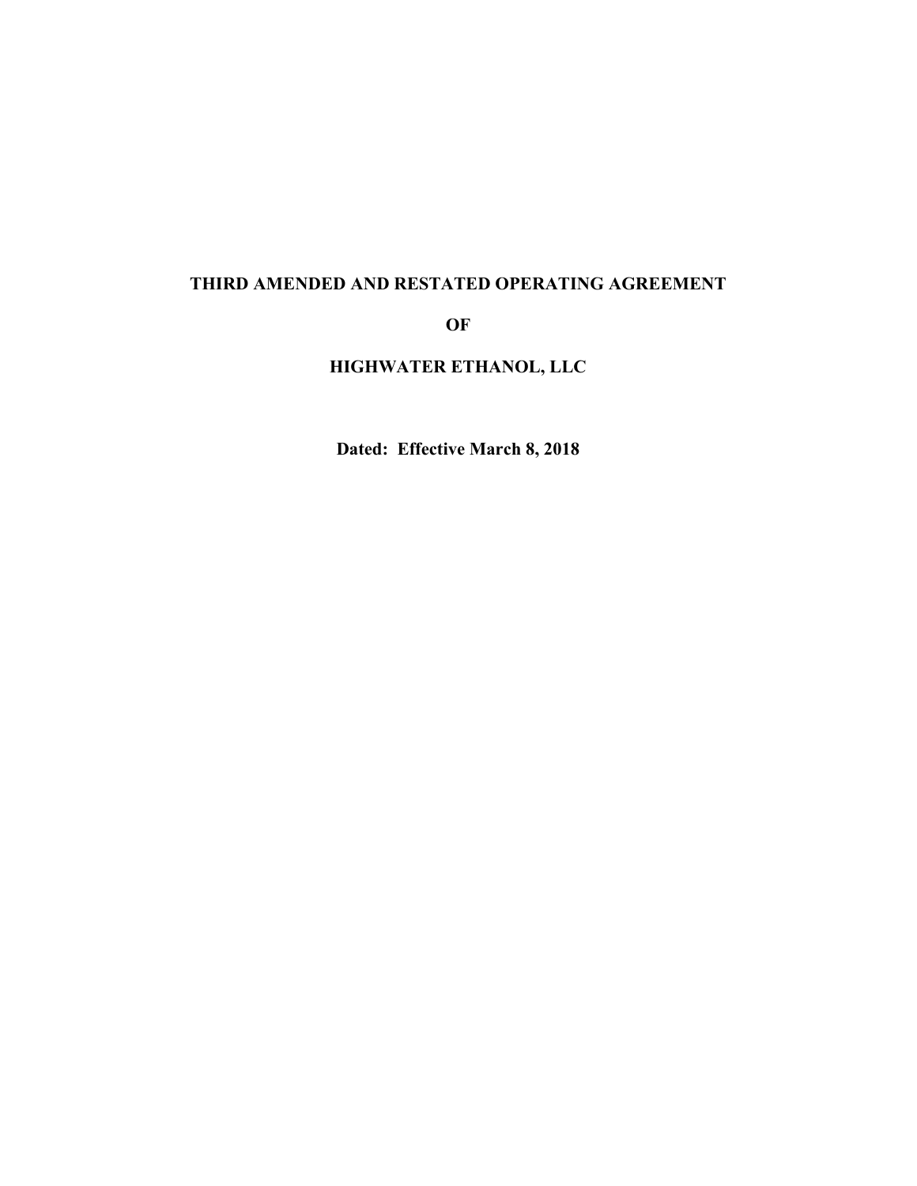# THIRD AMENDED AND RESTATED OPERATING AGREEMENT

# OF

# HIGHWATER ETHANOL, LLC

**Dated: Effective March 8, 2018**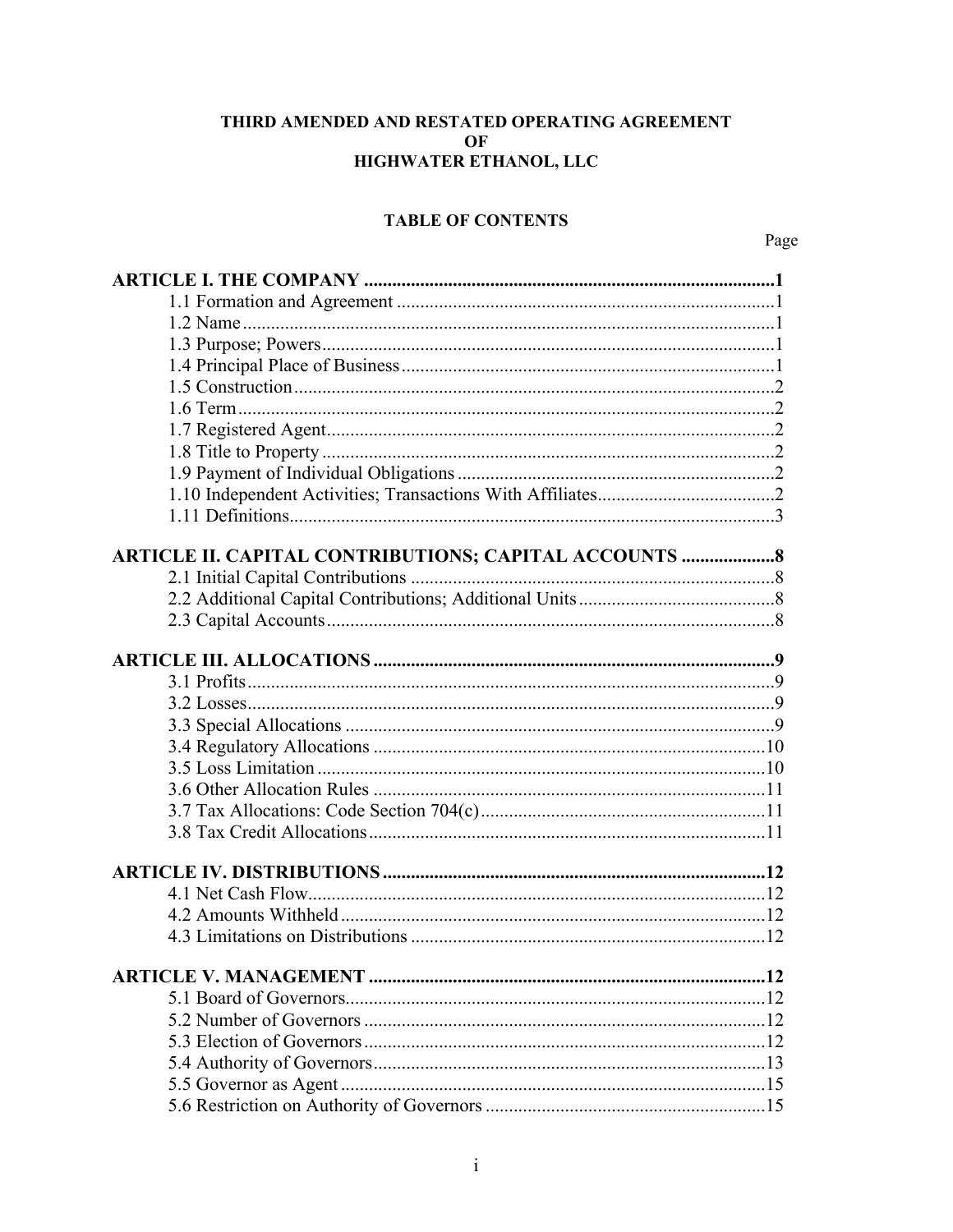# THIRD AMENDED AND RESTATED OPERATING AGREEMENT OF HIGHWATER ETHANOL, LLC

## TABLE OF CONTENTS

| | Page |
|---|---|
| **ARTICLE I. THE COMPANY** | **1** |
| 1.1 Formation and Agreement | 1 |
| 1.2 Name | 1 |
| 1.3 Purpose; Powers | 1 |
| 1.4 Principal Place of Business | 1 |
| 1.5 Construction | 2 |
| 1.6 Term | 2 |
| 1.7 Registered Agent | 2 |
| 1.8 Title to Property | 2 |
| 1.9 Payment of Individual Obligations | 2 |
| 1.10 Independent Activities; Transactions With Affiliates | 2 |
| 1.11 Definitions | 3 |
| **ARTICLE II. CAPITAL CONTRIBUTIONS; CAPITAL ACCOUNTS** | **8** |
| 2.1 Initial Capital Contributions | 8 |
| 2.2 Additional Capital Contributions; Additional Units | 8 |
| 2.3 Capital Accounts | 8 |
| **ARTICLE III. ALLOCATIONS** | **9** |
| 3.1 Profits | 9 |
| 3.2 Losses | 9 |
| 3.3 Special Allocations | 9 |
| 3.4 Regulatory Allocations | 10 |
| 3.5 Loss Limitation | 10 |
| 3.6 Other Allocation Rules | 11 |
| 3.7 Tax Allocations: Code Section 704(c) | 11 |
| 3.8 Tax Credit Allocations | 11 |
| **ARTICLE IV. DISTRIBUTIONS** | **12** |
| 4.1 Net Cash Flow | 12 |
| 4.2 Amounts Withheld | 12 |
| 4.3 Limitations on Distributions | 12 |
| **ARTICLE V. MANAGEMENT** | **12** |
| 5.1 Board of Governors | 12 |
| 5.2 Number of Governors | 12 |
| 5.3 Election of Governors | 12 |
| 5.4 Authority of Governors | 13 |
| 5.5 Governor as Agent | 15 |
| 5.6 Restriction on Authority of Governors | 15 |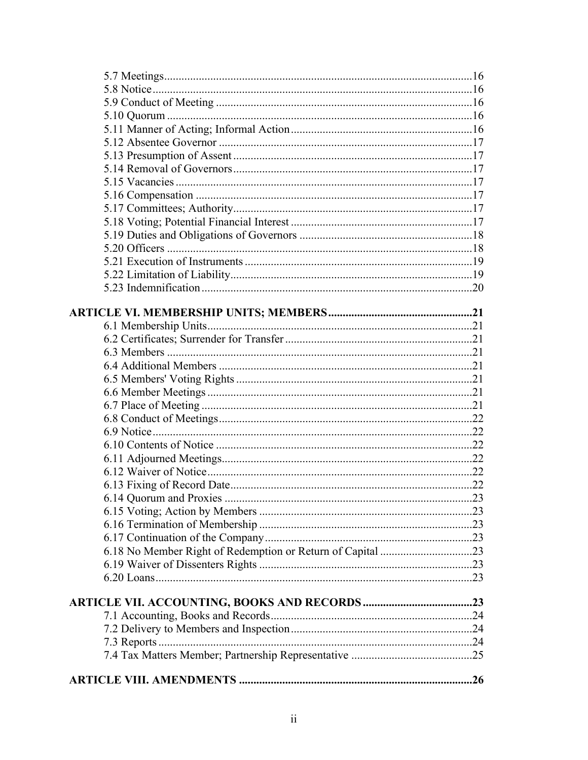5.7 Meetings....16
5.8 Notice....16
5.9 Conduct of Meeting....16
5.10 Quorum....16
5.11 Manner of Acting; Informal Action....16
5.12 Absentee Governor....17
5.13 Presumption of Assent....17
5.14 Removal of Governors....17
5.15 Vacancies....17
5.16 Compensation....17
5.17 Committees; Authority....17
5.18 Voting; Potential Financial Interest....17
5.19 Duties and Obligations of Governors....18
5.20 Officers....18
5.21 Execution of Instruments....19
5.22 Limitation of Liability....19
5.23 Indemnification....20

**ARTICLE VI. MEMBERSHIP UNITS; MEMBERS....21**

6.1 Membership Units....21
6.2 Certificates; Surrender for Transfer....21
6.3 Members....21
6.4 Additional Members....21
6.5 Members' Voting Rights....21
6.6 Member Meetings....21
6.7 Place of Meeting....21
6.8 Conduct of Meetings....22
6.9 Notice....22
6.10 Contents of Notice....22
6.11 Adjourned Meetings....22
6.12 Waiver of Notice....22
6.13 Fixing of Record Date....22
6.14 Quorum and Proxies....23
6.15 Voting; Action by Members....23
6.16 Termination of Membership....23
6.17 Continuation of the Company....23
6.18 No Member Right of Redemption or Return of Capital....23
6.19 Waiver of Dissenters Rights....23
6.20 Loans....23

**ARTICLE VII. ACCOUNTING, BOOKS AND RECORDS....23**

7.1 Accounting, Books and Records....24
7.2 Delivery to Members and Inspection....24
7.3 Reports....24
7.4 Tax Matters Member; Partnership Representative....25

**ARTICLE VIII. AMENDMENTS....26**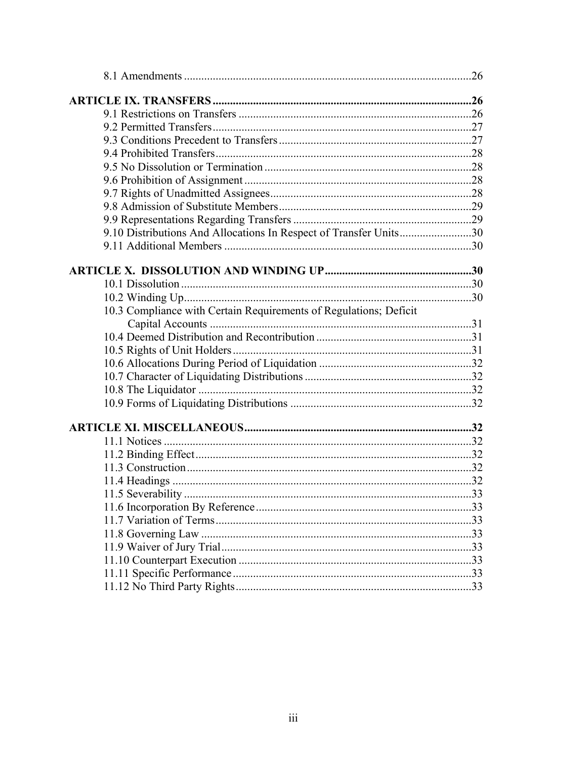8.1 Amendments ....................................................................................................26

**ARTICLE IX. TRANSFERS ..........................................................................................26**

9.1 Restrictions on Transfers ................................................................................26
9.2 Permitted Transfers.........................................................................................27
9.3 Conditions Precedent to Transfers..................................................................27
9.4 Prohibited Transfers........................................................................................28
9.5 No Dissolution or Termination .......................................................................28
9.6 Prohibition of Assignment ..............................................................................28
9.7 Rights of Unadmitted Assignees.....................................................................28
9.8 Admission of Substitute Members..................................................................29
9.9 Representations Regarding Transfers .............................................................29
9.10 Distributions And Allocations In Respect of Transfer Units.........................30
9.11 Additional Members .....................................................................................30

**ARTICLE X. DISSOLUTION AND WINDING UP...................................................30**

10.1 Dissolution....................................................................................................30
10.2 Winding Up...................................................................................................30
10.3 Compliance with Certain Requirements of Regulations; Deficit Capital Accounts ..........................................................................................31
10.4 Deemed Distribution and Recontribution .....................................................31
10.5 Rights of Unit Holders..................................................................................31
10.6 Allocations During Period of Liquidation ....................................................32
10.7 Character of Liquidating Distributions .........................................................32
10.8 The Liquidator ..............................................................................................32
10.9 Forms of Liquidating Distributions ..............................................................32

**ARTICLE XI. MISCELLANEOUS..............................................................................32**

11.1 Notices ..........................................................................................................32
11.2 Binding Effect...............................................................................................32
11.3 Construction..................................................................................................32
11.4 Headings .......................................................................................................32
11.5 Severability ...................................................................................................33
11.6 Incorporation By Reference..........................................................................33
11.7 Variation of Terms........................................................................................33
11.8 Governing Law .............................................................................................33
11.9 Waiver of Jury Trial......................................................................................33
11.10 Counterpart Execution ................................................................................33
11.11 Specific Performance..................................................................................33
11.12 No Third Party Rights.................................................................................33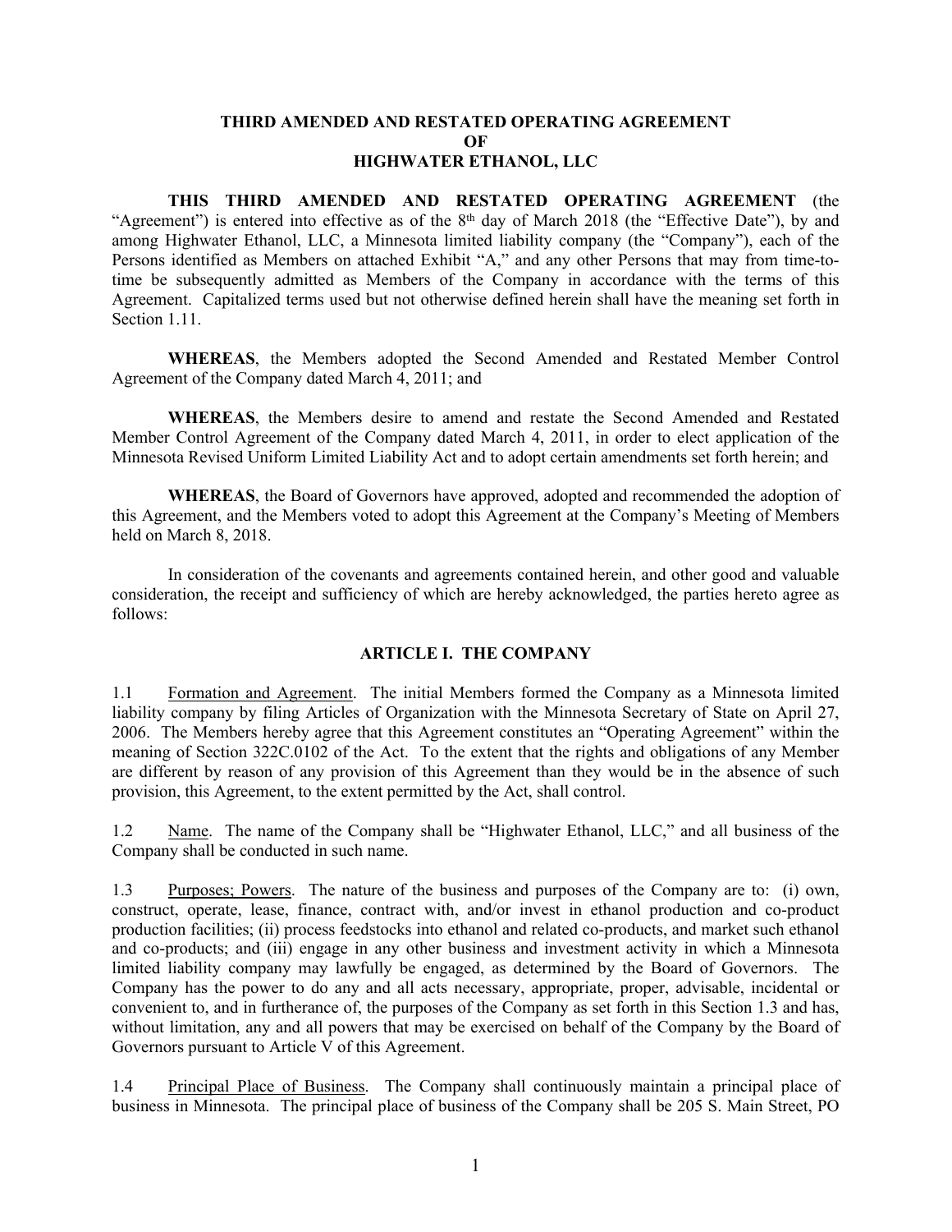# THIRD AMENDED AND RESTATED OPERATING AGREEMENT
# OF
# HIGHWATER ETHANOL, LLC

**THIS THIRD AMENDED AND RESTATED OPERATING AGREEMENT** (the "Agreement") is entered into effective as of the 8th day of March 2018 (the "Effective Date"), by and among Highwater Ethanol, LLC, a Minnesota limited liability company (the "Company"), each of the Persons identified as Members on attached Exhibit "A," and any other Persons that may from time-to-time be subsequently admitted as Members of the Company in accordance with the terms of this Agreement. Capitalized terms used but not otherwise defined herein shall have the meaning set forth in Section 1.11.

**WHEREAS**, the Members adopted the Second Amended and Restated Member Control Agreement of the Company dated March 4, 2011; and

**WHEREAS**, the Members desire to amend and restate the Second Amended and Restated Member Control Agreement of the Company dated March 4, 2011, in order to elect application of the Minnesota Revised Uniform Limited Liability Act and to adopt certain amendments set forth herein; and

**WHEREAS**, the Board of Governors have approved, adopted and recommended the adoption of this Agreement, and the Members voted to adopt this Agreement at the Company's Meeting of Members held on March 8, 2018.

In consideration of the covenants and agreements contained herein, and other good and valuable consideration, the receipt and sufficiency of which are hereby acknowledged, the parties hereto agree as follows:

## ARTICLE I. THE COMPANY

1.1 Formation and Agreement. The initial Members formed the Company as a Minnesota limited liability company by filing Articles of Organization with the Minnesota Secretary of State on April 27, 2006. The Members hereby agree that this Agreement constitutes an "Operating Agreement" within the meaning of Section 322C.0102 of the Act. To the extent that the rights and obligations of any Member are different by reason of any provision of this Agreement than they would be in the absence of such provision, this Agreement, to the extent permitted by the Act, shall control.

1.2 Name. The name of the Company shall be "Highwater Ethanol, LLC," and all business of the Company shall be conducted in such name.

1.3 Purposes; Powers. The nature of the business and purposes of the Company are to: (i) own, construct, operate, lease, finance, contract with, and/or invest in ethanol production and co-product production facilities; (ii) process feedstocks into ethanol and related co-products, and market such ethanol and co-products; and (iii) engage in any other business and investment activity in which a Minnesota limited liability company may lawfully be engaged, as determined by the Board of Governors. The Company has the power to do any and all acts necessary, appropriate, proper, advisable, incidental or convenient to, and in furtherance of, the purposes of the Company as set forth in this Section 1.3 and has, without limitation, any and all powers that may be exercised on behalf of the Company by the Board of Governors pursuant to Article V of this Agreement.

1.4 Principal Place of Business. The Company shall continuously maintain a principal place of business in Minnesota. The principal place of business of the Company shall be 205 S. Main Street, PO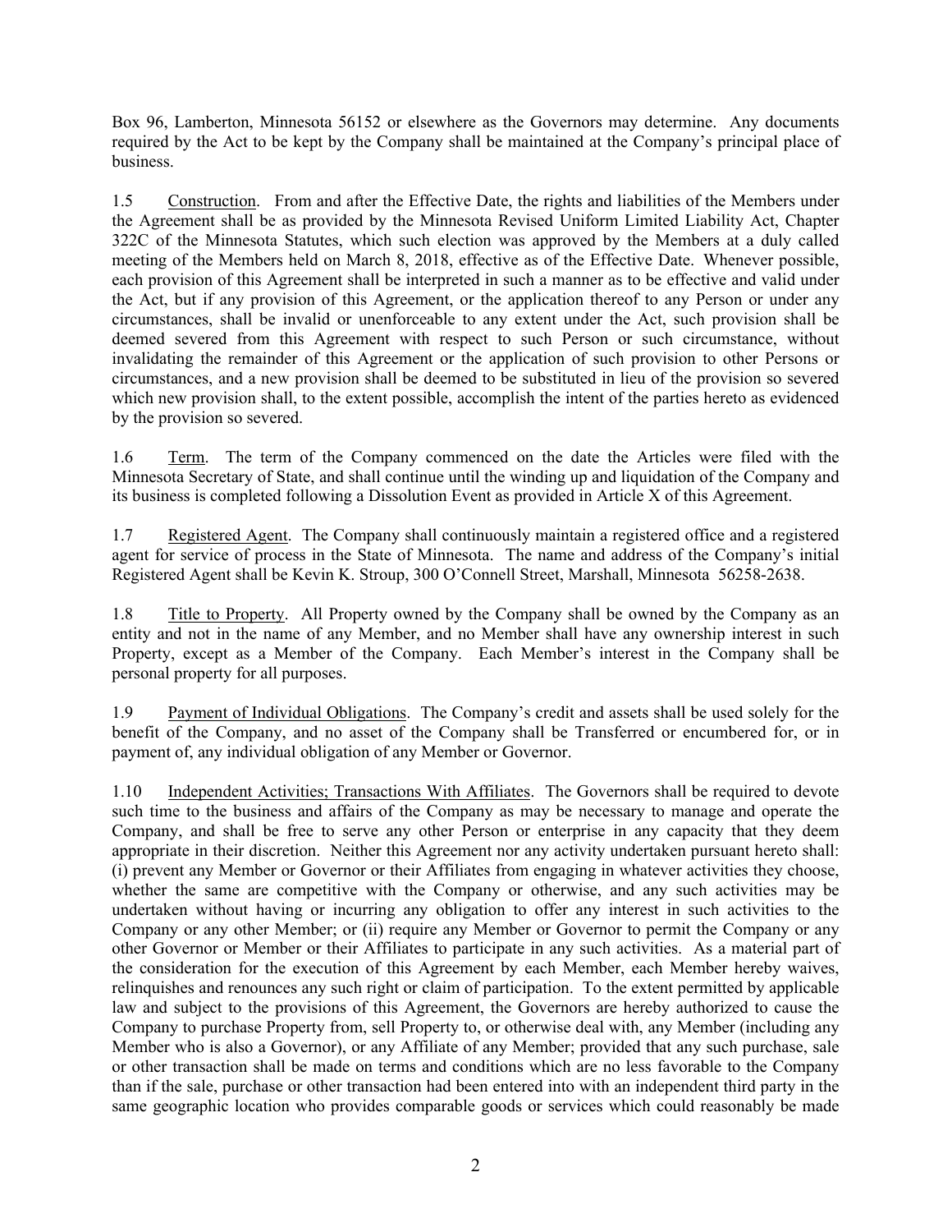Box 96, Lamberton, Minnesota 56152 or elsewhere as the Governors may determine. Any documents required by the Act to be kept by the Company shall be maintained at the Company's principal place of business.

1.5 Construction. From and after the Effective Date, the rights and liabilities of the Members under the Agreement shall be as provided by the Minnesota Revised Uniform Limited Liability Act, Chapter 322C of the Minnesota Statutes, which such election was approved by the Members at a duly called meeting of the Members held on March 8, 2018, effective as of the Effective Date. Whenever possible, each provision of this Agreement shall be interpreted in such a manner as to be effective and valid under the Act, but if any provision of this Agreement, or the application thereof to any Person or under any circumstances, shall be invalid or unenforceable to any extent under the Act, such provision shall be deemed severed from this Agreement with respect to such Person or such circumstance, without invalidating the remainder of this Agreement or the application of such provision to other Persons or circumstances, and a new provision shall be deemed to be substituted in lieu of the provision so severed which new provision shall, to the extent possible, accomplish the intent of the parties hereto as evidenced by the provision so severed.

1.6 Term. The term of the Company commenced on the date the Articles were filed with the Minnesota Secretary of State, and shall continue until the winding up and liquidation of the Company and its business is completed following a Dissolution Event as provided in Article X of this Agreement.

1.7 Registered Agent. The Company shall continuously maintain a registered office and a registered agent for service of process in the State of Minnesota. The name and address of the Company's initial Registered Agent shall be Kevin K. Stroup, 300 O'Connell Street, Marshall, Minnesota 56258-2638.

1.8 Title to Property. All Property owned by the Company shall be owned by the Company as an entity and not in the name of any Member, and no Member shall have any ownership interest in such Property, except as a Member of the Company. Each Member's interest in the Company shall be personal property for all purposes.

1.9 Payment of Individual Obligations. The Company's credit and assets shall be used solely for the benefit of the Company, and no asset of the Company shall be Transferred or encumbered for, or in payment of, any individual obligation of any Member or Governor.

1.10 Independent Activities; Transactions With Affiliates. The Governors shall be required to devote such time to the business and affairs of the Company as may be necessary to manage and operate the Company, and shall be free to serve any other Person or enterprise in any capacity that they deem appropriate in their discretion. Neither this Agreement nor any activity undertaken pursuant hereto shall: (i) prevent any Member or Governor or their Affiliates from engaging in whatever activities they choose, whether the same are competitive with the Company or otherwise, and any such activities may be undertaken without having or incurring any obligation to offer any interest in such activities to the Company or any other Member; or (ii) require any Member or Governor to permit the Company or any other Governor or Member or their Affiliates to participate in any such activities. As a material part of the consideration for the execution of this Agreement by each Member, each Member hereby waives, relinquishes and renounces any such right or claim of participation. To the extent permitted by applicable law and subject to the provisions of this Agreement, the Governors are hereby authorized to cause the Company to purchase Property from, sell Property to, or otherwise deal with, any Member (including any Member who is also a Governor), or any Affiliate of any Member; provided that any such purchase, sale or other transaction shall be made on terms and conditions which are no less favorable to the Company than if the sale, purchase or other transaction had been entered into with an independent third party in the same geographic location who provides comparable goods or services which could reasonably be made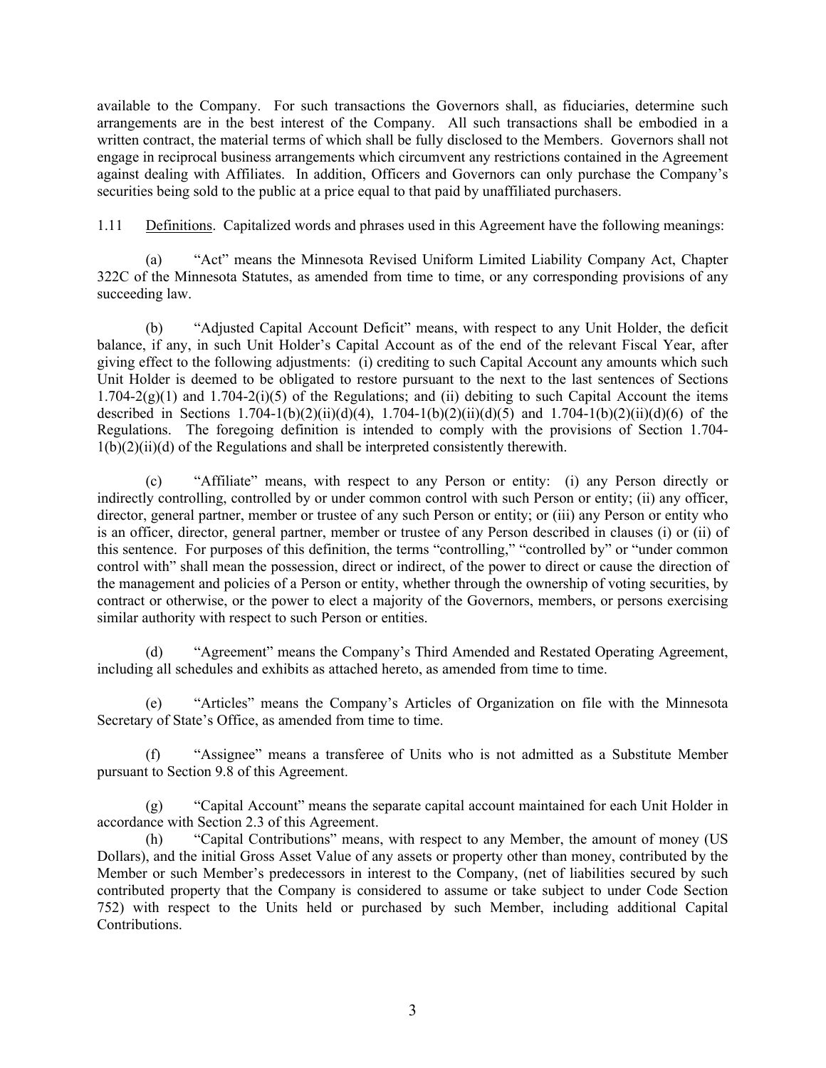available to the Company. For such transactions the Governors shall, as fiduciaries, determine such arrangements are in the best interest of the Company. All such transactions shall be embodied in a written contract, the material terms of which shall be fully disclosed to the Members. Governors shall not engage in reciprocal business arrangements which circumvent any restrictions contained in the Agreement against dealing with Affiliates. In addition, Officers and Governors can only purchase the Company's securities being sold to the public at a price equal to that paid by unaffiliated purchasers.

1.11 Definitions. Capitalized words and phrases used in this Agreement have the following meanings:

(a) "Act" means the Minnesota Revised Uniform Limited Liability Company Act, Chapter 322C of the Minnesota Statutes, as amended from time to time, or any corresponding provisions of any succeeding law.

(b) "Adjusted Capital Account Deficit" means, with respect to any Unit Holder, the deficit balance, if any, in such Unit Holder's Capital Account as of the end of the relevant Fiscal Year, after giving effect to the following adjustments: (i) crediting to such Capital Account any amounts which such Unit Holder is deemed to be obligated to restore pursuant to the next to the last sentences of Sections 1.704-2(g)(1) and 1.704-2(i)(5) of the Regulations; and (ii) debiting to such Capital Account the items described in Sections 1.704-1(b)(2)(ii)(d)(4), 1.704-1(b)(2)(ii)(d)(5) and 1.704-1(b)(2)(ii)(d)(6) of the Regulations. The foregoing definition is intended to comply with the provisions of Section 1.704-1(b)(2)(ii)(d) of the Regulations and shall be interpreted consistently therewith.

(c) "Affiliate" means, with respect to any Person or entity: (i) any Person directly or indirectly controlling, controlled by or under common control with such Person or entity; (ii) any officer, director, general partner, member or trustee of any such Person or entity; or (iii) any Person or entity who is an officer, director, general partner, member or trustee of any Person described in clauses (i) or (ii) of this sentence. For purposes of this definition, the terms "controlling," "controlled by" or "under common control with" shall mean the possession, direct or indirect, of the power to direct or cause the direction of the management and policies of a Person or entity, whether through the ownership of voting securities, by contract or otherwise, or the power to elect a majority of the Governors, members, or persons exercising similar authority with respect to such Person or entities.

(d) "Agreement" means the Company's Third Amended and Restated Operating Agreement, including all schedules and exhibits as attached hereto, as amended from time to time.

(e) "Articles" means the Company's Articles of Organization on file with the Minnesota Secretary of State's Office, as amended from time to time.

(f) "Assignee" means a transferee of Units who is not admitted as a Substitute Member pursuant to Section 9.8 of this Agreement.

(g) "Capital Account" means the separate capital account maintained for each Unit Holder in accordance with Section 2.3 of this Agreement.

(h) "Capital Contributions" means, with respect to any Member, the amount of money (US Dollars), and the initial Gross Asset Value of any assets or property other than money, contributed by the Member or such Member's predecessors in interest to the Company, (net of liabilities secured by such contributed property that the Company is considered to assume or take subject to under Code Section 752) with respect to the Units held or purchased by such Member, including additional Capital Contributions.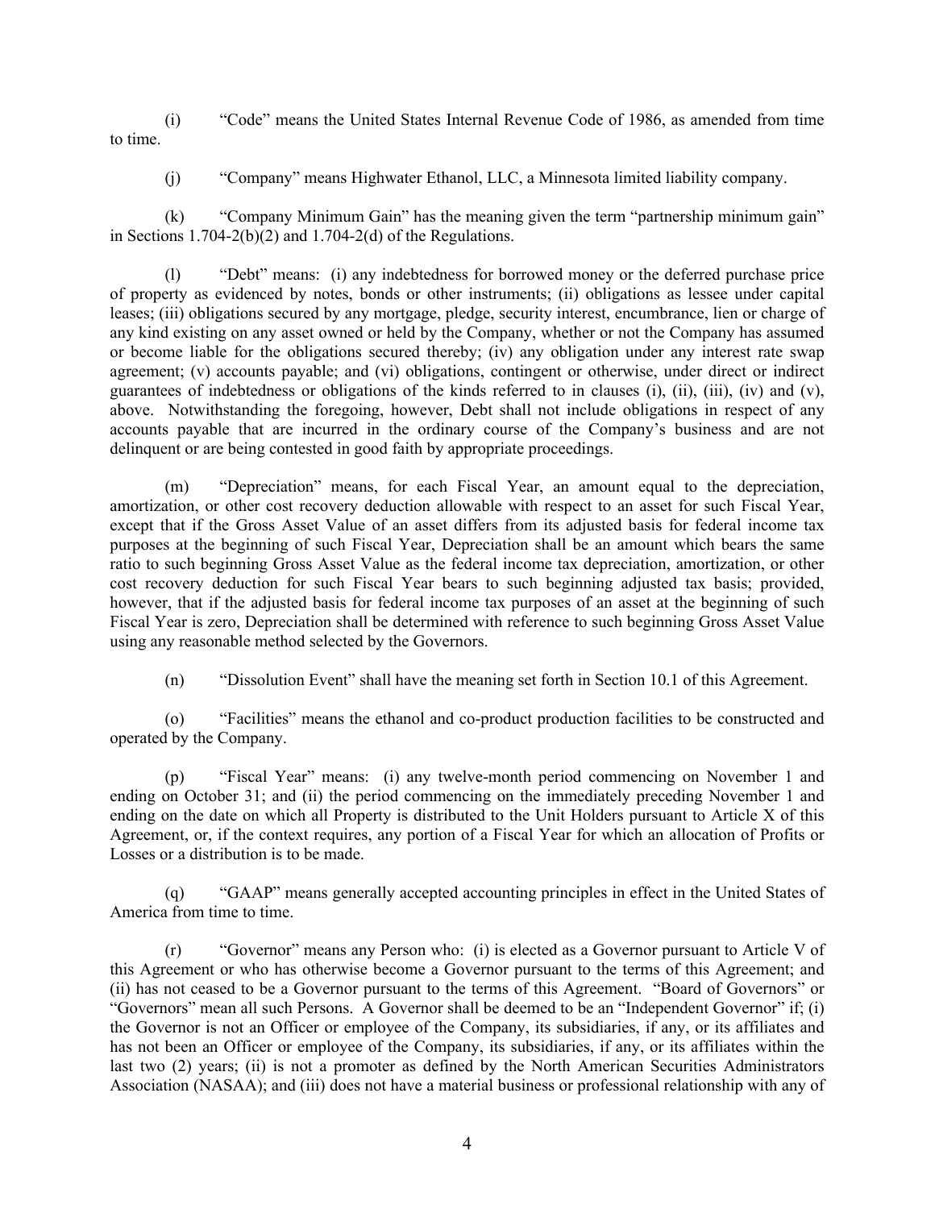(i) "Code" means the United States Internal Revenue Code of 1986, as amended from time to time.

(j) "Company" means Highwater Ethanol, LLC, a Minnesota limited liability company.

(k) "Company Minimum Gain" has the meaning given the term "partnership minimum gain" in Sections 1.704-2(b)(2) and 1.704-2(d) of the Regulations.

(l) "Debt" means: (i) any indebtedness for borrowed money or the deferred purchase price of property as evidenced by notes, bonds or other instruments; (ii) obligations as lessee under capital leases; (iii) obligations secured by any mortgage, pledge, security interest, encumbrance, lien or charge of any kind existing on any asset owned or held by the Company, whether or not the Company has assumed or become liable for the obligations secured thereby; (iv) any obligation under any interest rate swap agreement; (v) accounts payable; and (vi) obligations, contingent or otherwise, under direct or indirect guarantees of indebtedness or obligations of the kinds referred to in clauses (i), (ii), (iii), (iv) and (v), above. Notwithstanding the foregoing, however, Debt shall not include obligations in respect of any accounts payable that are incurred in the ordinary course of the Company's business and are not delinquent or are being contested in good faith by appropriate proceedings.

(m) "Depreciation" means, for each Fiscal Year, an amount equal to the depreciation, amortization, or other cost recovery deduction allowable with respect to an asset for such Fiscal Year, except that if the Gross Asset Value of an asset differs from its adjusted basis for federal income tax purposes at the beginning of such Fiscal Year, Depreciation shall be an amount which bears the same ratio to such beginning Gross Asset Value as the federal income tax depreciation, amortization, or other cost recovery deduction for such Fiscal Year bears to such beginning adjusted tax basis; provided, however, that if the adjusted basis for federal income tax purposes of an asset at the beginning of such Fiscal Year is zero, Depreciation shall be determined with reference to such beginning Gross Asset Value using any reasonable method selected by the Governors.

(n) "Dissolution Event" shall have the meaning set forth in Section 10.1 of this Agreement.

(o) "Facilities" means the ethanol and co-product production facilities to be constructed and operated by the Company.

(p) "Fiscal Year" means: (i) any twelve-month period commencing on November 1 and ending on October 31; and (ii) the period commencing on the immediately preceding November 1 and ending on the date on which all Property is distributed to the Unit Holders pursuant to Article X of this Agreement, or, if the context requires, any portion of a Fiscal Year for which an allocation of Profits or Losses or a distribution is to be made.

(q) "GAAP" means generally accepted accounting principles in effect in the United States of America from time to time.

(r) "Governor" means any Person who: (i) is elected as a Governor pursuant to Article V of this Agreement or who has otherwise become a Governor pursuant to the terms of this Agreement; and (ii) has not ceased to be a Governor pursuant to the terms of this Agreement. "Board of Governors" or "Governors" mean all such Persons. A Governor shall be deemed to be an "Independent Governor" if; (i) the Governor is not an Officer or employee of the Company, its subsidiaries, if any, or its affiliates and has not been an Officer or employee of the Company, its subsidiaries, if any, or its affiliates within the last two (2) years; (ii) is not a promoter as defined by the North American Securities Administrators Association (NASAA); and (iii) does not have a material business or professional relationship with any of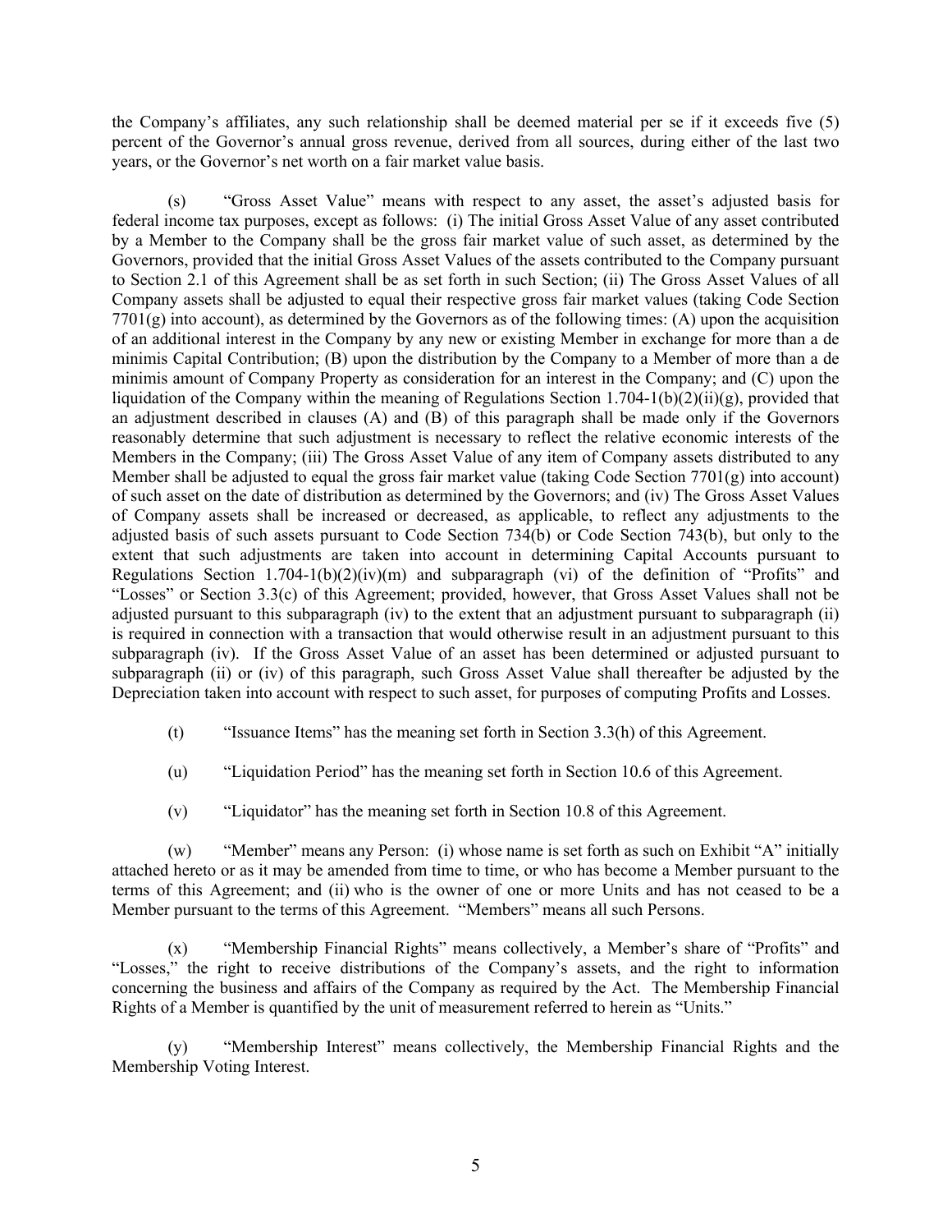the Company's affiliates, any such relationship shall be deemed material per se if it exceeds five (5) percent of the Governor's annual gross revenue, derived from all sources, during either of the last two years, or the Governor's net worth on a fair market value basis.

(s) "Gross Asset Value" means with respect to any asset, the asset's adjusted basis for federal income tax purposes, except as follows: (i) The initial Gross Asset Value of any asset contributed by a Member to the Company shall be the gross fair market value of such asset, as determined by the Governors, provided that the initial Gross Asset Values of the assets contributed to the Company pursuant to Section 2.1 of this Agreement shall be as set forth in such Section; (ii) The Gross Asset Values of all Company assets shall be adjusted to equal their respective gross fair market values (taking Code Section 7701(g) into account), as determined by the Governors as of the following times: (A) upon the acquisition of an additional interest in the Company by any new or existing Member in exchange for more than a de minimis Capital Contribution; (B) upon the distribution by the Company to a Member of more than a de minimis amount of Company Property as consideration for an interest in the Company; and (C) upon the liquidation of the Company within the meaning of Regulations Section 1.704-1(b)(2)(ii)(g), provided that an adjustment described in clauses (A) and (B) of this paragraph shall be made only if the Governors reasonably determine that such adjustment is necessary to reflect the relative economic interests of the Members in the Company; (iii) The Gross Asset Value of any item of Company assets distributed to any Member shall be adjusted to equal the gross fair market value (taking Code Section 7701(g) into account) of such asset on the date of distribution as determined by the Governors; and (iv) The Gross Asset Values of Company assets shall be increased or decreased, as applicable, to reflect any adjustments to the adjusted basis of such assets pursuant to Code Section 734(b) or Code Section 743(b), but only to the extent that such adjustments are taken into account in determining Capital Accounts pursuant to Regulations Section 1.704-1(b)(2)(iv)(m) and subparagraph (vi) of the definition of "Profits" and "Losses" or Section 3.3(c) of this Agreement; provided, however, that Gross Asset Values shall not be adjusted pursuant to this subparagraph (iv) to the extent that an adjustment pursuant to subparagraph (ii) is required in connection with a transaction that would otherwise result in an adjustment pursuant to this subparagraph (iv). If the Gross Asset Value of an asset has been determined or adjusted pursuant to subparagraph (ii) or (iv) of this paragraph, such Gross Asset Value shall thereafter be adjusted by the Depreciation taken into account with respect to such asset, for purposes of computing Profits and Losses.

(t) "Issuance Items" has the meaning set forth in Section 3.3(h) of this Agreement.

(u) "Liquidation Period" has the meaning set forth in Section 10.6 of this Agreement.

(v) "Liquidator" has the meaning set forth in Section 10.8 of this Agreement.

(w) "Member" means any Person: (i) whose name is set forth as such on Exhibit "A" initially attached hereto or as it may be amended from time to time, or who has become a Member pursuant to the terms of this Agreement; and (ii) who is the owner of one or more Units and has not ceased to be a Member pursuant to the terms of this Agreement. "Members" means all such Persons.

(x) "Membership Financial Rights" means collectively, a Member's share of "Profits" and "Losses," the right to receive distributions of the Company's assets, and the right to information concerning the business and affairs of the Company as required by the Act. The Membership Financial Rights of a Member is quantified by the unit of measurement referred to herein as "Units."

(y) "Membership Interest" means collectively, the Membership Financial Rights and the Membership Voting Interest.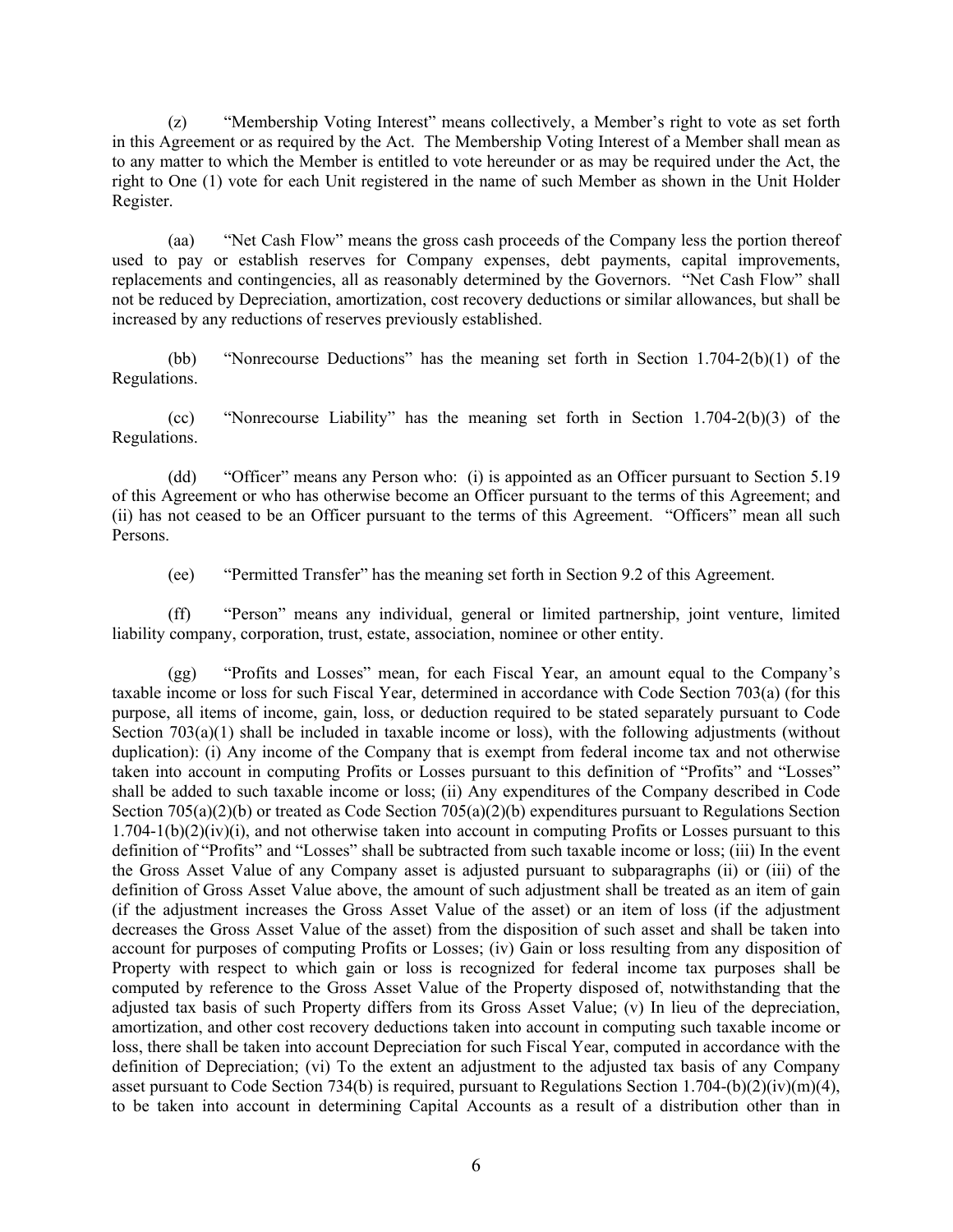(z) "Membership Voting Interest" means collectively, a Member's right to vote as set forth in this Agreement or as required by the Act. The Membership Voting Interest of a Member shall mean as to any matter to which the Member is entitled to vote hereunder or as may be required under the Act, the right to One (1) vote for each Unit registered in the name of such Member as shown in the Unit Holder Register.

(aa) "Net Cash Flow" means the gross cash proceeds of the Company less the portion thereof used to pay or establish reserves for Company expenses, debt payments, capital improvements, replacements and contingencies, all as reasonably determined by the Governors. "Net Cash Flow" shall not be reduced by Depreciation, amortization, cost recovery deductions or similar allowances, but shall be increased by any reductions of reserves previously established.

(bb) "Nonrecourse Deductions" has the meaning set forth in Section 1.704-2(b)(1) of the Regulations.

(cc) "Nonrecourse Liability" has the meaning set forth in Section 1.704-2(b)(3) of the Regulations.

(dd) "Officer" means any Person who: (i) is appointed as an Officer pursuant to Section 5.19 of this Agreement or who has otherwise become an Officer pursuant to the terms of this Agreement; and (ii) has not ceased to be an Officer pursuant to the terms of this Agreement. "Officers" mean all such Persons.

(ee) "Permitted Transfer" has the meaning set forth in Section 9.2 of this Agreement.

(ff) "Person" means any individual, general or limited partnership, joint venture, limited liability company, corporation, trust, estate, association, nominee or other entity.

(gg) "Profits and Losses" mean, for each Fiscal Year, an amount equal to the Company's taxable income or loss for such Fiscal Year, determined in accordance with Code Section 703(a) (for this purpose, all items of income, gain, loss, or deduction required to be stated separately pursuant to Code Section 703(a)(1) shall be included in taxable income or loss), with the following adjustments (without duplication): (i) Any income of the Company that is exempt from federal income tax and not otherwise taken into account in computing Profits or Losses pursuant to this definition of "Profits" and "Losses" shall be added to such taxable income or loss; (ii) Any expenditures of the Company described in Code Section 705(a)(2)(b) or treated as Code Section 705(a)(2)(b) expenditures pursuant to Regulations Section 1.704-1(b)(2)(iv)(i), and not otherwise taken into account in computing Profits or Losses pursuant to this definition of "Profits" and "Losses" shall be subtracted from such taxable income or loss; (iii) In the event the Gross Asset Value of any Company asset is adjusted pursuant to subparagraphs (ii) or (iii) of the definition of Gross Asset Value above, the amount of such adjustment shall be treated as an item of gain (if the adjustment increases the Gross Asset Value of the asset) or an item of loss (if the adjustment decreases the Gross Asset Value of the asset) from the disposition of such asset and shall be taken into account for purposes of computing Profits or Losses; (iv) Gain or loss resulting from any disposition of Property with respect to which gain or loss is recognized for federal income tax purposes shall be computed by reference to the Gross Asset Value of the Property disposed of, notwithstanding that the adjusted tax basis of such Property differs from its Gross Asset Value; (v) In lieu of the depreciation, amortization, and other cost recovery deductions taken into account in computing such taxable income or loss, there shall be taken into account Depreciation for such Fiscal Year, computed in accordance with the definition of Depreciation; (vi) To the extent an adjustment to the adjusted tax basis of any Company asset pursuant to Code Section 734(b) is required, pursuant to Regulations Section 1.704-(b)(2)(iv)(m)(4), to be taken into account in determining Capital Accounts as a result of a distribution other than in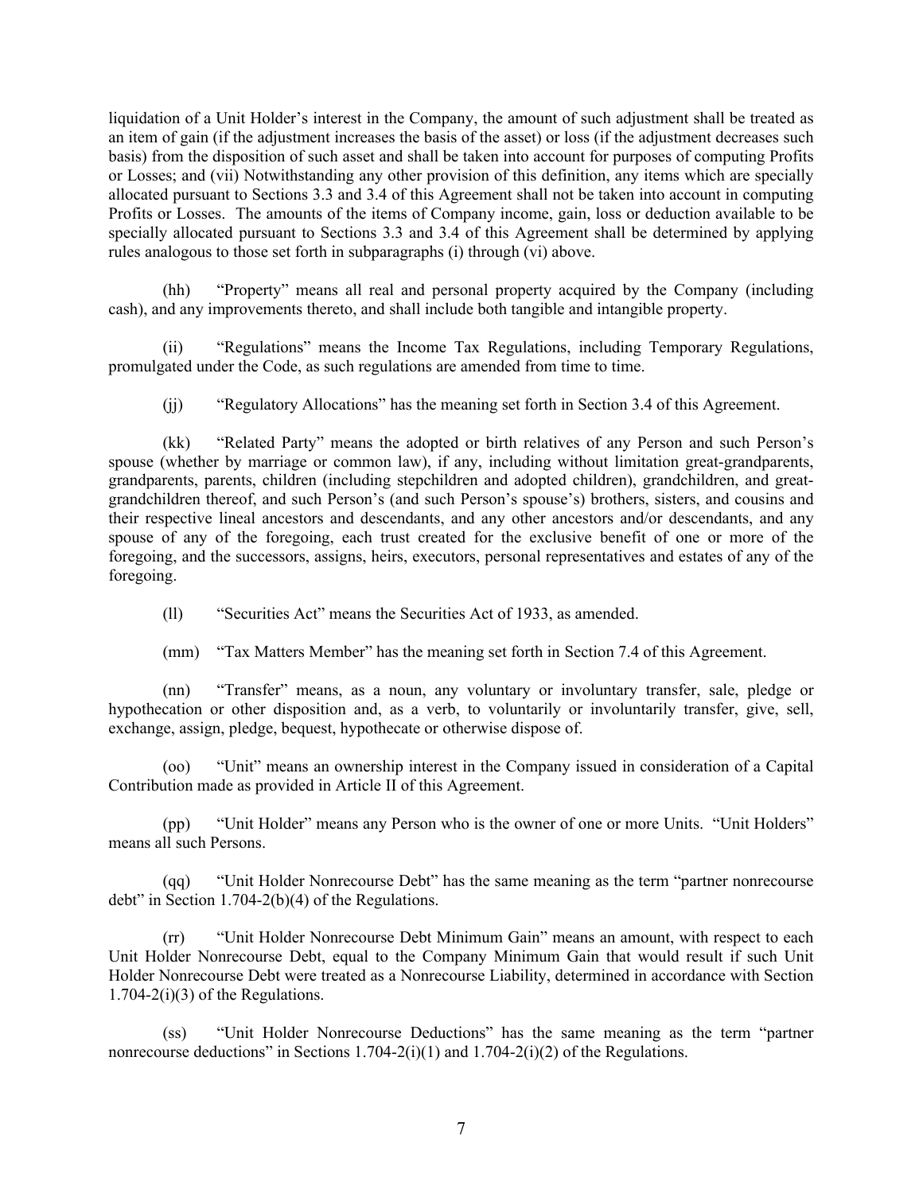liquidation of a Unit Holder's interest in the Company, the amount of such adjustment shall be treated as an item of gain (if the adjustment increases the basis of the asset) or loss (if the adjustment decreases such basis) from the disposition of such asset and shall be taken into account for purposes of computing Profits or Losses; and (vii) Notwithstanding any other provision of this definition, any items which are specially allocated pursuant to Sections 3.3 and 3.4 of this Agreement shall not be taken into account in computing Profits or Losses. The amounts of the items of Company income, gain, loss or deduction available to be specially allocated pursuant to Sections 3.3 and 3.4 of this Agreement shall be determined by applying rules analogous to those set forth in subparagraphs (i) through (vi) above.

(hh) "Property" means all real and personal property acquired by the Company (including cash), and any improvements thereto, and shall include both tangible and intangible property.

(ii) "Regulations" means the Income Tax Regulations, including Temporary Regulations, promulgated under the Code, as such regulations are amended from time to time.

(jj) "Regulatory Allocations" has the meaning set forth in Section 3.4 of this Agreement.

(kk) "Related Party" means the adopted or birth relatives of any Person and such Person's spouse (whether by marriage or common law), if any, including without limitation great-grandparents, grandparents, parents, children (including stepchildren and adopted children), grandchildren, and great-grandchildren thereof, and such Person's (and such Person's spouse's) brothers, sisters, and cousins and their respective lineal ancestors and descendants, and any other ancestors and/or descendants, and any spouse of any of the foregoing, each trust created for the exclusive benefit of one or more of the foregoing, and the successors, assigns, heirs, executors, personal representatives and estates of any of the foregoing.

(ll) "Securities Act" means the Securities Act of 1933, as amended.

(mm) "Tax Matters Member" has the meaning set forth in Section 7.4 of this Agreement.

(nn) "Transfer" means, as a noun, any voluntary or involuntary transfer, sale, pledge or hypothecation or other disposition and, as a verb, to voluntarily or involuntarily transfer, give, sell, exchange, assign, pledge, bequest, hypothecate or otherwise dispose of.

(oo) "Unit" means an ownership interest in the Company issued in consideration of a Capital Contribution made as provided in Article II of this Agreement.

(pp) "Unit Holder" means any Person who is the owner of one or more Units. "Unit Holders" means all such Persons.

(qq) "Unit Holder Nonrecourse Debt" has the same meaning as the term "partner nonrecourse debt" in Section 1.704-2(b)(4) of the Regulations.

(rr) "Unit Holder Nonrecourse Debt Minimum Gain" means an amount, with respect to each Unit Holder Nonrecourse Debt, equal to the Company Minimum Gain that would result if such Unit Holder Nonrecourse Debt were treated as a Nonrecourse Liability, determined in accordance with Section 1.704-2(i)(3) of the Regulations.

(ss) "Unit Holder Nonrecourse Deductions" has the same meaning as the term "partner nonrecourse deductions" in Sections 1.704-2(i)(1) and 1.704-2(i)(2) of the Regulations.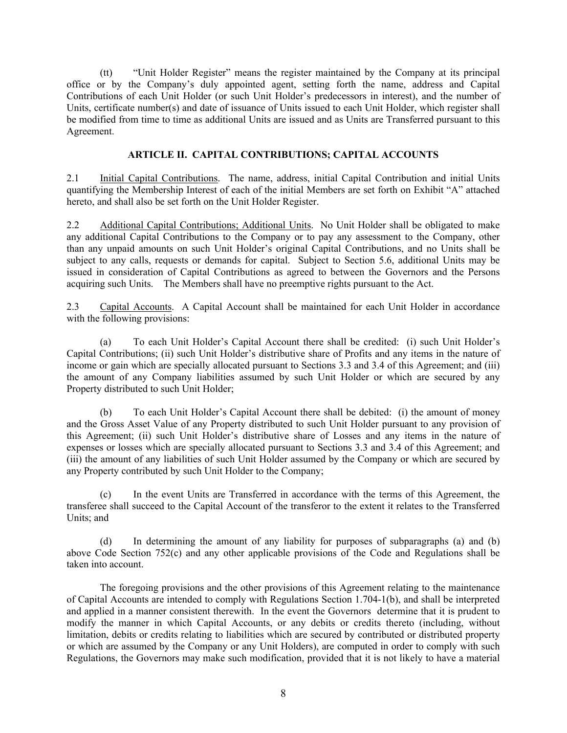(tt) "Unit Holder Register" means the register maintained by the Company at its principal office or by the Company's duly appointed agent, setting forth the name, address and Capital Contributions of each Unit Holder (or such Unit Holder's predecessors in interest), and the number of Units, certificate number(s) and date of issuance of Units issued to each Unit Holder, which register shall be modified from time to time as additional Units are issued and as Units are Transferred pursuant to this Agreement.

## ARTICLE II. CAPITAL CONTRIBUTIONS; CAPITAL ACCOUNTS

2.1 Initial Capital Contributions. The name, address, initial Capital Contribution and initial Units quantifying the Membership Interest of each of the initial Members are set forth on Exhibit "A" attached hereto, and shall also be set forth on the Unit Holder Register.

2.2 Additional Capital Contributions; Additional Units. No Unit Holder shall be obligated to make any additional Capital Contributions to the Company or to pay any assessment to the Company, other than any unpaid amounts on such Unit Holder's original Capital Contributions, and no Units shall be subject to any calls, requests or demands for capital. Subject to Section 5.6, additional Units may be issued in consideration of Capital Contributions as agreed to between the Governors and the Persons acquiring such Units. The Members shall have no preemptive rights pursuant to the Act.

2.3 Capital Accounts. A Capital Account shall be maintained for each Unit Holder in accordance with the following provisions:

(a) To each Unit Holder's Capital Account there shall be credited: (i) such Unit Holder's Capital Contributions; (ii) such Unit Holder's distributive share of Profits and any items in the nature of income or gain which are specially allocated pursuant to Sections 3.3 and 3.4 of this Agreement; and (iii) the amount of any Company liabilities assumed by such Unit Holder or which are secured by any Property distributed to such Unit Holder;

(b) To each Unit Holder's Capital Account there shall be debited: (i) the amount of money and the Gross Asset Value of any Property distributed to such Unit Holder pursuant to any provision of this Agreement; (ii) such Unit Holder's distributive share of Losses and any items in the nature of expenses or losses which are specially allocated pursuant to Sections 3.3 and 3.4 of this Agreement; and (iii) the amount of any liabilities of such Unit Holder assumed by the Company or which are secured by any Property contributed by such Unit Holder to the Company;

(c) In the event Units are Transferred in accordance with the terms of this Agreement, the transferee shall succeed to the Capital Account of the transferor to the extent it relates to the Transferred Units; and

(d) In determining the amount of any liability for purposes of subparagraphs (a) and (b) above Code Section 752(c) and any other applicable provisions of the Code and Regulations shall be taken into account.

The foregoing provisions and the other provisions of this Agreement relating to the maintenance of Capital Accounts are intended to comply with Regulations Section 1.704-1(b), and shall be interpreted and applied in a manner consistent therewith. In the event the Governors determine that it is prudent to modify the manner in which Capital Accounts, or any debits or credits thereto (including, without limitation, debits or credits relating to liabilities which are secured by contributed or distributed property or which are assumed by the Company or any Unit Holders), are computed in order to comply with such Regulations, the Governors may make such modification, provided that it is not likely to have a material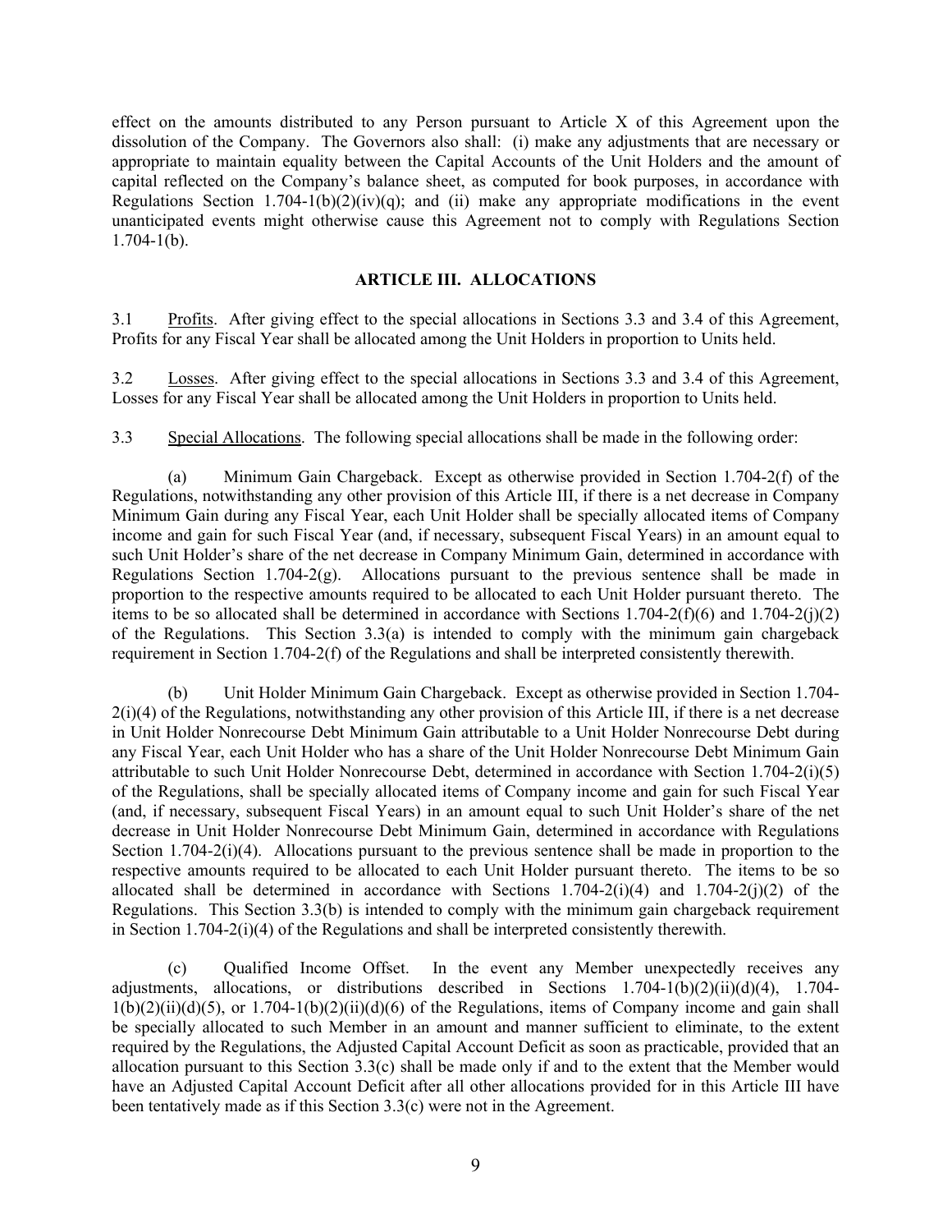effect on the amounts distributed to any Person pursuant to Article X of this Agreement upon the dissolution of the Company. The Governors also shall: (i) make any adjustments that are necessary or appropriate to maintain equality between the Capital Accounts of the Unit Holders and the amount of capital reflected on the Company's balance sheet, as computed for book purposes, in accordance with Regulations Section 1.704-1(b)(2)(iv)(q); and (ii) make any appropriate modifications in the event unanticipated events might otherwise cause this Agreement not to comply with Regulations Section 1.704-1(b).

## ARTICLE III. ALLOCATIONS

3.1 Profits. After giving effect to the special allocations in Sections 3.3 and 3.4 of this Agreement, Profits for any Fiscal Year shall be allocated among the Unit Holders in proportion to Units held.

3.2 Losses. After giving effect to the special allocations in Sections 3.3 and 3.4 of this Agreement, Losses for any Fiscal Year shall be allocated among the Unit Holders in proportion to Units held.

3.3 Special Allocations. The following special allocations shall be made in the following order:

(a) Minimum Gain Chargeback. Except as otherwise provided in Section 1.704-2(f) of the Regulations, notwithstanding any other provision of this Article III, if there is a net decrease in Company Minimum Gain during any Fiscal Year, each Unit Holder shall be specially allocated items of Company income and gain for such Fiscal Year (and, if necessary, subsequent Fiscal Years) in an amount equal to such Unit Holder's share of the net decrease in Company Minimum Gain, determined in accordance with Regulations Section 1.704-2(g). Allocations pursuant to the previous sentence shall be made in proportion to the respective amounts required to be allocated to each Unit Holder pursuant thereto. The items to be so allocated shall be determined in accordance with Sections 1.704-2(f)(6) and 1.704-2(j)(2) of the Regulations. This Section 3.3(a) is intended to comply with the minimum gain chargeback requirement in Section 1.704-2(f) of the Regulations and shall be interpreted consistently therewith.

(b) Unit Holder Minimum Gain Chargeback. Except as otherwise provided in Section 1.704-2(i)(4) of the Regulations, notwithstanding any other provision of this Article III, if there is a net decrease in Unit Holder Nonrecourse Debt Minimum Gain attributable to a Unit Holder Nonrecourse Debt during any Fiscal Year, each Unit Holder who has a share of the Unit Holder Nonrecourse Debt Minimum Gain attributable to such Unit Holder Nonrecourse Debt, determined in accordance with Section 1.704-2(i)(5) of the Regulations, shall be specially allocated items of Company income and gain for such Fiscal Year (and, if necessary, subsequent Fiscal Years) in an amount equal to such Unit Holder's share of the net decrease in Unit Holder Nonrecourse Debt Minimum Gain, determined in accordance with Regulations Section 1.704-2(i)(4). Allocations pursuant to the previous sentence shall be made in proportion to the respective amounts required to be allocated to each Unit Holder pursuant thereto. The items to be so allocated shall be determined in accordance with Sections 1.704-2(i)(4) and 1.704-2(j)(2) of the Regulations. This Section 3.3(b) is intended to comply with the minimum gain chargeback requirement in Section 1.704-2(i)(4) of the Regulations and shall be interpreted consistently therewith.

(c) Qualified Income Offset. In the event any Member unexpectedly receives any adjustments, allocations, or distributions described in Sections 1.704-1(b)(2)(ii)(d)(4), 1.704-1(b)(2)(ii)(d)(5), or 1.704-1(b)(2)(ii)(d)(6) of the Regulations, items of Company income and gain shall be specially allocated to such Member in an amount and manner sufficient to eliminate, to the extent required by the Regulations, the Adjusted Capital Account Deficit as soon as practicable, provided that an allocation pursuant to this Section 3.3(c) shall be made only if and to the extent that the Member would have an Adjusted Capital Account Deficit after all other allocations provided for in this Article III have been tentatively made as if this Section 3.3(c) were not in the Agreement.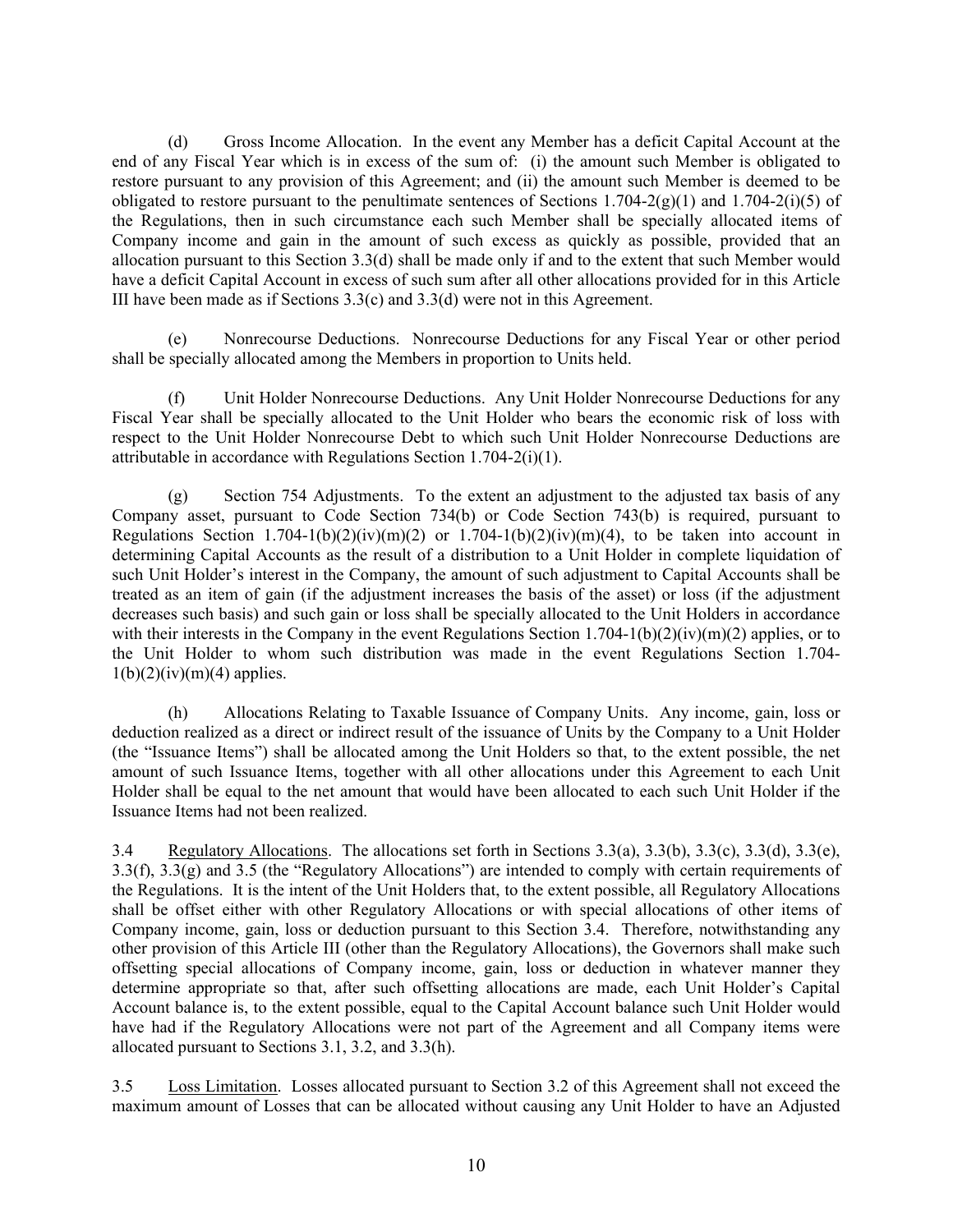(d) Gross Income Allocation. In the event any Member has a deficit Capital Account at the end of any Fiscal Year which is in excess of the sum of: (i) the amount such Member is obligated to restore pursuant to any provision of this Agreement; and (ii) the amount such Member is deemed to be obligated to restore pursuant to the penultimate sentences of Sections 1.704-2(g)(1) and 1.704-2(i)(5) of the Regulations, then in such circumstance each such Member shall be specially allocated items of Company income and gain in the amount of such excess as quickly as possible, provided that an allocation pursuant to this Section 3.3(d) shall be made only if and to the extent that such Member would have a deficit Capital Account in excess of such sum after all other allocations provided for in this Article III have been made as if Sections 3.3(c) and 3.3(d) were not in this Agreement.

(e) Nonrecourse Deductions. Nonrecourse Deductions for any Fiscal Year or other period shall be specially allocated among the Members in proportion to Units held.

(f) Unit Holder Nonrecourse Deductions. Any Unit Holder Nonrecourse Deductions for any Fiscal Year shall be specially allocated to the Unit Holder who bears the economic risk of loss with respect to the Unit Holder Nonrecourse Debt to which such Unit Holder Nonrecourse Deductions are attributable in accordance with Regulations Section 1.704-2(i)(1).

(g) Section 754 Adjustments. To the extent an adjustment to the adjusted tax basis of any Company asset, pursuant to Code Section 734(b) or Code Section 743(b) is required, pursuant to Regulations Section 1.704-1(b)(2)(iv)(m)(2) or 1.704-1(b)(2)(iv)(m)(4), to be taken into account in determining Capital Accounts as the result of a distribution to a Unit Holder in complete liquidation of such Unit Holder's interest in the Company, the amount of such adjustment to Capital Accounts shall be treated as an item of gain (if the adjustment increases the basis of the asset) or loss (if the adjustment decreases such basis) and such gain or loss shall be specially allocated to the Unit Holders in accordance with their interests in the Company in the event Regulations Section 1.704-1(b)(2)(iv)(m)(2) applies, or to the Unit Holder to whom such distribution was made in the event Regulations Section 1.704-1(b)(2)(iv)(m)(4) applies.

(h) Allocations Relating to Taxable Issuance of Company Units. Any income, gain, loss or deduction realized as a direct or indirect result of the issuance of Units by the Company to a Unit Holder (the "Issuance Items") shall be allocated among the Unit Holders so that, to the extent possible, the net amount of such Issuance Items, together with all other allocations under this Agreement to each Unit Holder shall be equal to the net amount that would have been allocated to each such Unit Holder if the Issuance Items had not been realized.

3.4 Regulatory Allocations. The allocations set forth in Sections 3.3(a), 3.3(b), 3.3(c), 3.3(d), 3.3(e), 3.3(f), 3.3(g) and 3.5 (the "Regulatory Allocations") are intended to comply with certain requirements of the Regulations. It is the intent of the Unit Holders that, to the extent possible, all Regulatory Allocations shall be offset either with other Regulatory Allocations or with special allocations of other items of Company income, gain, loss or deduction pursuant to this Section 3.4. Therefore, notwithstanding any other provision of this Article III (other than the Regulatory Allocations), the Governors shall make such offsetting special allocations of Company income, gain, loss or deduction in whatever manner they determine appropriate so that, after such offsetting allocations are made, each Unit Holder's Capital Account balance is, to the extent possible, equal to the Capital Account balance such Unit Holder would have had if the Regulatory Allocations were not part of the Agreement and all Company items were allocated pursuant to Sections 3.1, 3.2, and 3.3(h).

3.5 Loss Limitation. Losses allocated pursuant to Section 3.2 of this Agreement shall not exceed the maximum amount of Losses that can be allocated without causing any Unit Holder to have an Adjusted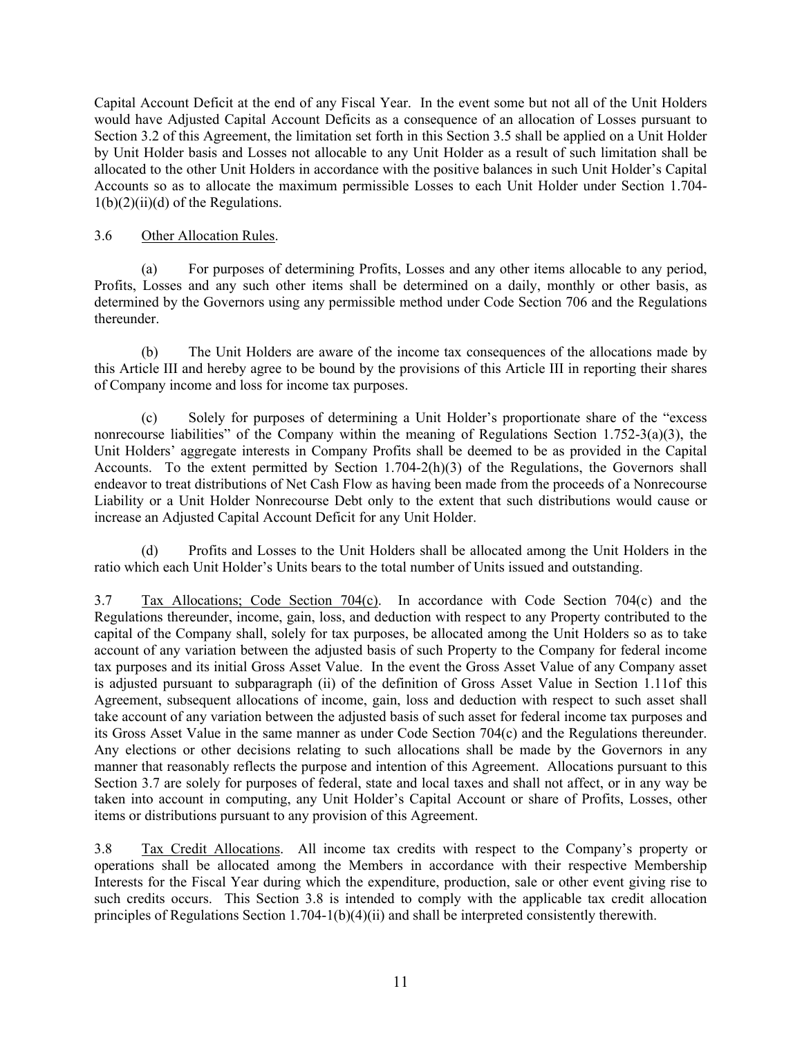Capital Account Deficit at the end of any Fiscal Year. In the event some but not all of the Unit Holders would have Adjusted Capital Account Deficits as a consequence of an allocation of Losses pursuant to Section 3.2 of this Agreement, the limitation set forth in this Section 3.5 shall be applied on a Unit Holder by Unit Holder basis and Losses not allocable to any Unit Holder as a result of such limitation shall be allocated to the other Unit Holders in accordance with the positive balances in such Unit Holder's Capital Accounts so as to allocate the maximum permissible Losses to each Unit Holder under Section 1.704-1(b)(2)(ii)(d) of the Regulations.

3.6 Other Allocation Rules.

(a) For purposes of determining Profits, Losses and any other items allocable to any period, Profits, Losses and any such other items shall be determined on a daily, monthly or other basis, as determined by the Governors using any permissible method under Code Section 706 and the Regulations thereunder.

(b) The Unit Holders are aware of the income tax consequences of the allocations made by this Article III and hereby agree to be bound by the provisions of this Article III in reporting their shares of Company income and loss for income tax purposes.

(c) Solely for purposes of determining a Unit Holder's proportionate share of the "excess nonrecourse liabilities" of the Company within the meaning of Regulations Section 1.752-3(a)(3), the Unit Holders' aggregate interests in Company Profits shall be deemed to be as provided in the Capital Accounts. To the extent permitted by Section 1.704-2(h)(3) of the Regulations, the Governors shall endeavor to treat distributions of Net Cash Flow as having been made from the proceeds of a Nonrecourse Liability or a Unit Holder Nonrecourse Debt only to the extent that such distributions would cause or increase an Adjusted Capital Account Deficit for any Unit Holder.

(d) Profits and Losses to the Unit Holders shall be allocated among the Unit Holders in the ratio which each Unit Holder's Units bears to the total number of Units issued and outstanding.

3.7 Tax Allocations; Code Section 704(c). In accordance with Code Section 704(c) and the Regulations thereunder, income, gain, loss, and deduction with respect to any Property contributed to the capital of the Company shall, solely for tax purposes, be allocated among the Unit Holders so as to take account of any variation between the adjusted basis of such Property to the Company for federal income tax purposes and its initial Gross Asset Value. In the event the Gross Asset Value of any Company asset is adjusted pursuant to subparagraph (ii) of the definition of Gross Asset Value in Section 1.11of this Agreement, subsequent allocations of income, gain, loss and deduction with respect to such asset shall take account of any variation between the adjusted basis of such asset for federal income tax purposes and its Gross Asset Value in the same manner as under Code Section 704(c) and the Regulations thereunder. Any elections or other decisions relating to such allocations shall be made by the Governors in any manner that reasonably reflects the purpose and intention of this Agreement. Allocations pursuant to this Section 3.7 are solely for purposes of federal, state and local taxes and shall not affect, or in any way be taken into account in computing, any Unit Holder's Capital Account or share of Profits, Losses, other items or distributions pursuant to any provision of this Agreement.

3.8 Tax Credit Allocations. All income tax credits with respect to the Company's property or operations shall be allocated among the Members in accordance with their respective Membership Interests for the Fiscal Year during which the expenditure, production, sale or other event giving rise to such credits occurs. This Section 3.8 is intended to comply with the applicable tax credit allocation principles of Regulations Section 1.704-1(b)(4)(ii) and shall be interpreted consistently therewith.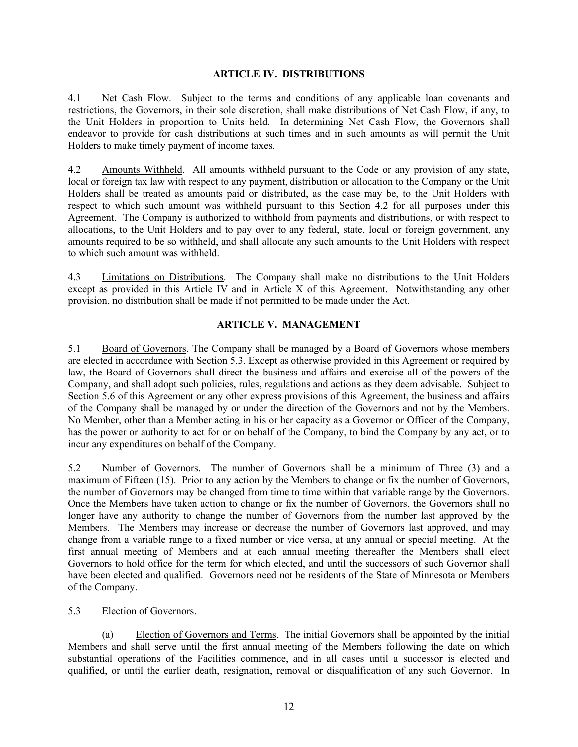## ARTICLE IV. DISTRIBUTIONS

4.1 Net Cash Flow. Subject to the terms and conditions of any applicable loan covenants and restrictions, the Governors, in their sole discretion, shall make distributions of Net Cash Flow, if any, to the Unit Holders in proportion to Units held. In determining Net Cash Flow, the Governors shall endeavor to provide for cash distributions at such times and in such amounts as will permit the Unit Holders to make timely payment of income taxes.

4.2 Amounts Withheld. All amounts withheld pursuant to the Code or any provision of any state, local or foreign tax law with respect to any payment, distribution or allocation to the Company or the Unit Holders shall be treated as amounts paid or distributed, as the case may be, to the Unit Holders with respect to which such amount was withheld pursuant to this Section 4.2 for all purposes under this Agreement. The Company is authorized to withhold from payments and distributions, or with respect to allocations, to the Unit Holders and to pay over to any federal, state, local or foreign government, any amounts required to be so withheld, and shall allocate any such amounts to the Unit Holders with respect to which such amount was withheld.

4.3 Limitations on Distributions. The Company shall make no distributions to the Unit Holders except as provided in this Article IV and in Article X of this Agreement. Notwithstanding any other provision, no distribution shall be made if not permitted to be made under the Act.

## ARTICLE V. MANAGEMENT

5.1 Board of Governors. The Company shall be managed by a Board of Governors whose members are elected in accordance with Section 5.3. Except as otherwise provided in this Agreement or required by law, the Board of Governors shall direct the business and affairs and exercise all of the powers of the Company, and shall adopt such policies, rules, regulations and actions as they deem advisable. Subject to Section 5.6 of this Agreement or any other express provisions of this Agreement, the business and affairs of the Company shall be managed by or under the direction of the Governors and not by the Members. No Member, other than a Member acting in his or her capacity as a Governor or Officer of the Company, has the power or authority to act for or on behalf of the Company, to bind the Company by any act, or to incur any expenditures on behalf of the Company.

5.2 Number of Governors. The number of Governors shall be a minimum of Three (3) and a maximum of Fifteen (15). Prior to any action by the Members to change or fix the number of Governors, the number of Governors may be changed from time to time within that variable range by the Governors. Once the Members have taken action to change or fix the number of Governors, the Governors shall no longer have any authority to change the number of Governors from the number last approved by the Members. The Members may increase or decrease the number of Governors last approved, and may change from a variable range to a fixed number or vice versa, at any annual or special meeting. At the first annual meeting of Members and at each annual meeting thereafter the Members shall elect Governors to hold office for the term for which elected, and until the successors of such Governor shall have been elected and qualified. Governors need not be residents of the State of Minnesota or Members of the Company.

5.3 Election of Governors.

(a) Election of Governors and Terms. The initial Governors shall be appointed by the initial Members and shall serve until the first annual meeting of the Members following the date on which substantial operations of the Facilities commence, and in all cases until a successor is elected and qualified, or until the earlier death, resignation, removal or disqualification of any such Governor. In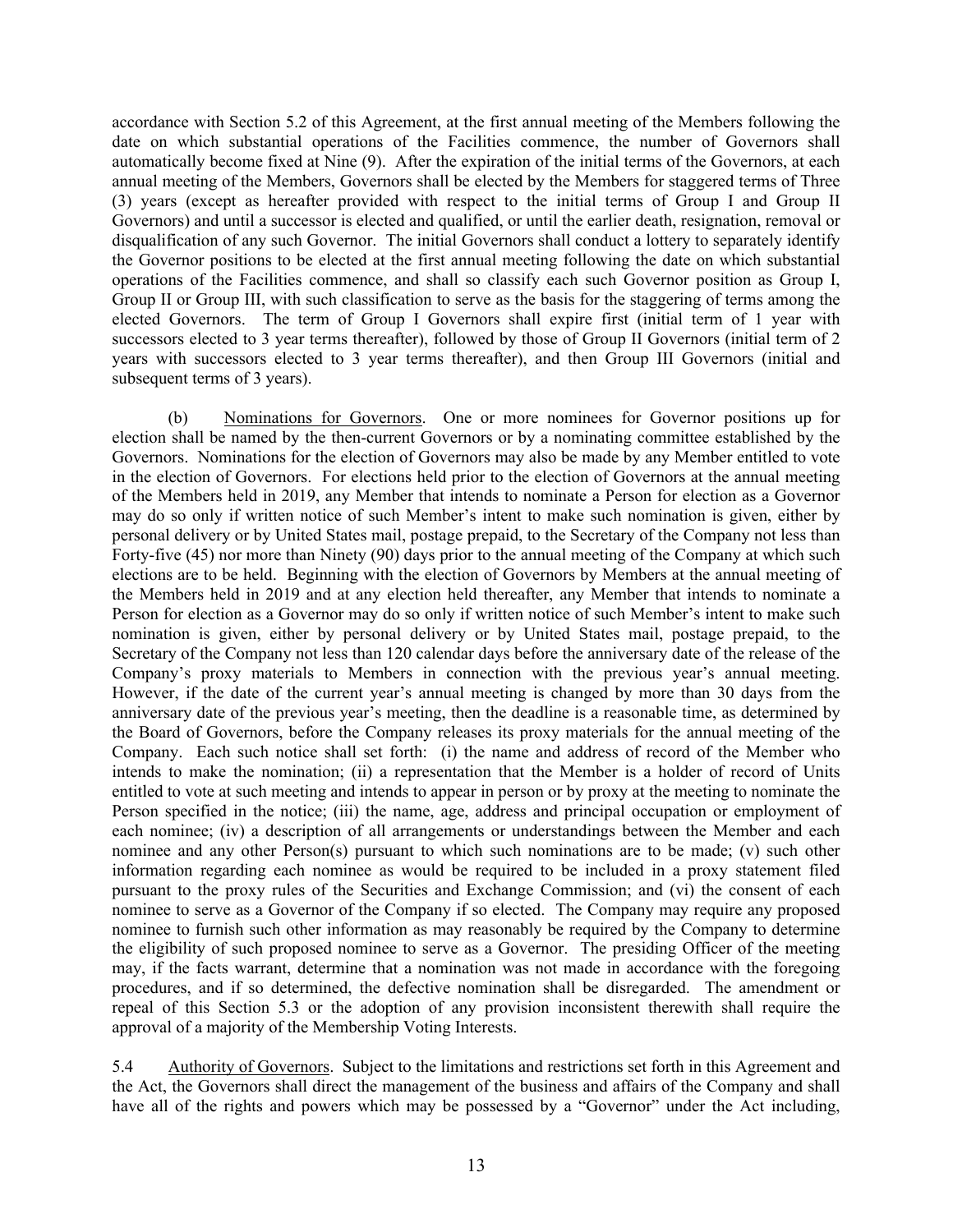accordance with Section 5.2 of this Agreement, at the first annual meeting of the Members following the date on which substantial operations of the Facilities commence, the number of Governors shall automatically become fixed at Nine (9). After the expiration of the initial terms of the Governors, at each annual meeting of the Members, Governors shall be elected by the Members for staggered terms of Three (3) years (except as hereafter provided with respect to the initial terms of Group I and Group II Governors) and until a successor is elected and qualified, or until the earlier death, resignation, removal or disqualification of any such Governor. The initial Governors shall conduct a lottery to separately identify the Governor positions to be elected at the first annual meeting following the date on which substantial operations of the Facilities commence, and shall so classify each such Governor position as Group I, Group II or Group III, with such classification to serve as the basis for the staggering of terms among the elected Governors. The term of Group I Governors shall expire first (initial term of 1 year with successors elected to 3 year terms thereafter), followed by those of Group II Governors (initial term of 2 years with successors elected to 3 year terms thereafter), and then Group III Governors (initial and subsequent terms of 3 years).

(b) Nominations for Governors. One or more nominees for Governor positions up for election shall be named by the then-current Governors or by a nominating committee established by the Governors. Nominations for the election of Governors may also be made by any Member entitled to vote in the election of Governors. For elections held prior to the election of Governors at the annual meeting of the Members held in 2019, any Member that intends to nominate a Person for election as a Governor may do so only if written notice of such Member's intent to make such nomination is given, either by personal delivery or by United States mail, postage prepaid, to the Secretary of the Company not less than Forty-five (45) nor more than Ninety (90) days prior to the annual meeting of the Company at which such elections are to be held. Beginning with the election of Governors by Members at the annual meeting of the Members held in 2019 and at any election held thereafter, any Member that intends to nominate a Person for election as a Governor may do so only if written notice of such Member's intent to make such nomination is given, either by personal delivery or by United States mail, postage prepaid, to the Secretary of the Company not less than 120 calendar days before the anniversary date of the release of the Company's proxy materials to Members in connection with the previous year's annual meeting. However, if the date of the current year's annual meeting is changed by more than 30 days from the anniversary date of the previous year's meeting, then the deadline is a reasonable time, as determined by the Board of Governors, before the Company releases its proxy materials for the annual meeting of the Company. Each such notice shall set forth: (i) the name and address of record of the Member who intends to make the nomination; (ii) a representation that the Member is a holder of record of Units entitled to vote at such meeting and intends to appear in person or by proxy at the meeting to nominate the Person specified in the notice; (iii) the name, age, address and principal occupation or employment of each nominee; (iv) a description of all arrangements or understandings between the Member and each nominee and any other Person(s) pursuant to which such nominations are to be made; (v) such other information regarding each nominee as would be required to be included in a proxy statement filed pursuant to the proxy rules of the Securities and Exchange Commission; and (vi) the consent of each nominee to serve as a Governor of the Company if so elected. The Company may require any proposed nominee to furnish such other information as may reasonably be required by the Company to determine the eligibility of such proposed nominee to serve as a Governor. The presiding Officer of the meeting may, if the facts warrant, determine that a nomination was not made in accordance with the foregoing procedures, and if so determined, the defective nomination shall be disregarded. The amendment or repeal of this Section 5.3 or the adoption of any provision inconsistent therewith shall require the approval of a majority of the Membership Voting Interests.

5.4 Authority of Governors. Subject to the limitations and restrictions set forth in this Agreement and the Act, the Governors shall direct the management of the business and affairs of the Company and shall have all of the rights and powers which may be possessed by a "Governor" under the Act including,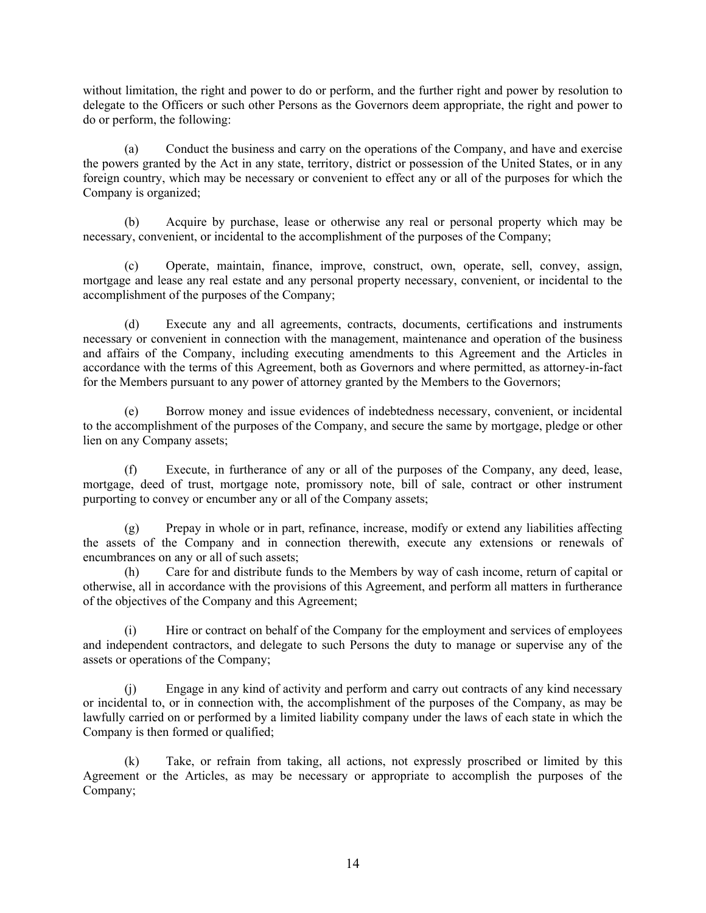without limitation, the right and power to do or perform, and the further right and power by resolution to delegate to the Officers or such other Persons as the Governors deem appropriate, the right and power to do or perform, the following:

(a) Conduct the business and carry on the operations of the Company, and have and exercise the powers granted by the Act in any state, territory, district or possession of the United States, or in any foreign country, which may be necessary or convenient to effect any or all of the purposes for which the Company is organized;

(b) Acquire by purchase, lease or otherwise any real or personal property which may be necessary, convenient, or incidental to the accomplishment of the purposes of the Company;

(c) Operate, maintain, finance, improve, construct, own, operate, sell, convey, assign, mortgage and lease any real estate and any personal property necessary, convenient, or incidental to the accomplishment of the purposes of the Company;

(d) Execute any and all agreements, contracts, documents, certifications and instruments necessary or convenient in connection with the management, maintenance and operation of the business and affairs of the Company, including executing amendments to this Agreement and the Articles in accordance with the terms of this Agreement, both as Governors and where permitted, as attorney-in-fact for the Members pursuant to any power of attorney granted by the Members to the Governors;

(e) Borrow money and issue evidences of indebtedness necessary, convenient, or incidental to the accomplishment of the purposes of the Company, and secure the same by mortgage, pledge or other lien on any Company assets;

(f) Execute, in furtherance of any or all of the purposes of the Company, any deed, lease, mortgage, deed of trust, mortgage note, promissory note, bill of sale, contract or other instrument purporting to convey or encumber any or all of the Company assets;

(g) Prepay in whole or in part, refinance, increase, modify or extend any liabilities affecting the assets of the Company and in connection therewith, execute any extensions or renewals of encumbrances on any or all of such assets;

(h) Care for and distribute funds to the Members by way of cash income, return of capital or otherwise, all in accordance with the provisions of this Agreement, and perform all matters in furtherance of the objectives of the Company and this Agreement;

(i) Hire or contract on behalf of the Company for the employment and services of employees and independent contractors, and delegate to such Persons the duty to manage or supervise any of the assets or operations of the Company;

(j) Engage in any kind of activity and perform and carry out contracts of any kind necessary or incidental to, or in connection with, the accomplishment of the purposes of the Company, as may be lawfully carried on or performed by a limited liability company under the laws of each state in which the Company is then formed or qualified;

(k) Take, or refrain from taking, all actions, not expressly proscribed or limited by this Agreement or the Articles, as may be necessary or appropriate to accomplish the purposes of the Company;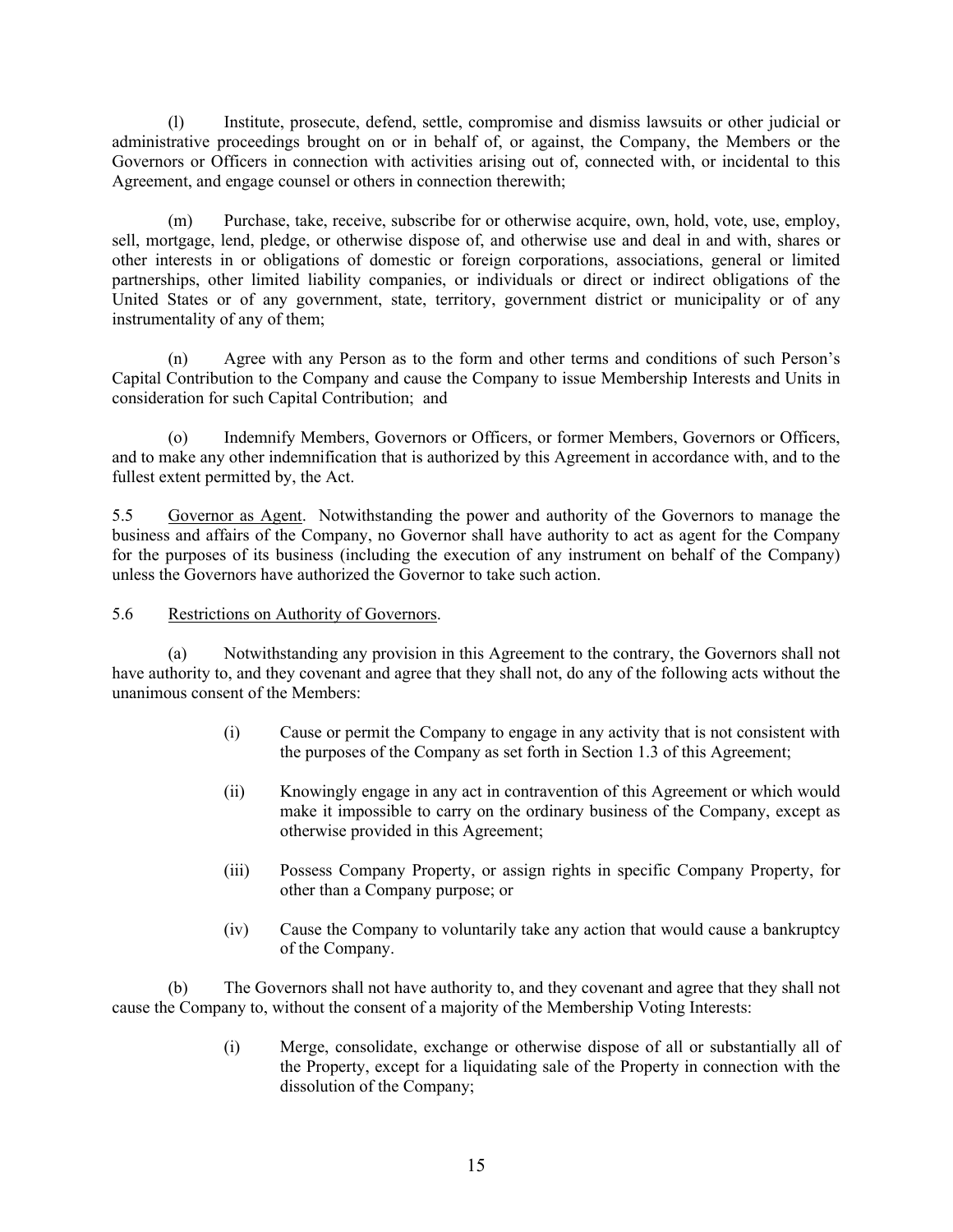(l) Institute, prosecute, defend, settle, compromise and dismiss lawsuits or other judicial or administrative proceedings brought on or in behalf of, or against, the Company, the Members or the Governors or Officers in connection with activities arising out of, connected with, or incidental to this Agreement, and engage counsel or others in connection therewith;

(m) Purchase, take, receive, subscribe for or otherwise acquire, own, hold, vote, use, employ, sell, mortgage, lend, pledge, or otherwise dispose of, and otherwise use and deal in and with, shares or other interests in or obligations of domestic or foreign corporations, associations, general or limited partnerships, other limited liability companies, or individuals or direct or indirect obligations of the United States or of any government, state, territory, government district or municipality or of any instrumentality of any of them;

(n) Agree with any Person as to the form and other terms and conditions of such Person's Capital Contribution to the Company and cause the Company to issue Membership Interests and Units in consideration for such Capital Contribution; and

(o) Indemnify Members, Governors or Officers, or former Members, Governors or Officers, and to make any other indemnification that is authorized by this Agreement in accordance with, and to the fullest extent permitted by, the Act.

5.5 Governor as Agent. Notwithstanding the power and authority of the Governors to manage the business and affairs of the Company, no Governor shall have authority to act as agent for the Company for the purposes of its business (including the execution of any instrument on behalf of the Company) unless the Governors have authorized the Governor to take such action.

5.6 Restrictions on Authority of Governors.

(a) Notwithstanding any provision in this Agreement to the contrary, the Governors shall not have authority to, and they covenant and agree that they shall not, do any of the following acts without the unanimous consent of the Members:

(i) Cause or permit the Company to engage in any activity that is not consistent with the purposes of the Company as set forth in Section 1.3 of this Agreement;

(ii) Knowingly engage in any act in contravention of this Agreement or which would make it impossible to carry on the ordinary business of the Company, except as otherwise provided in this Agreement;

(iii) Possess Company Property, or assign rights in specific Company Property, for other than a Company purpose; or

(iv) Cause the Company to voluntarily take any action that would cause a bankruptcy of the Company.

(b) The Governors shall not have authority to, and they covenant and agree that they shall not cause the Company to, without the consent of a majority of the Membership Voting Interests:

(i) Merge, consolidate, exchange or otherwise dispose of all or substantially all of the Property, except for a liquidating sale of the Property in connection with the dissolution of the Company;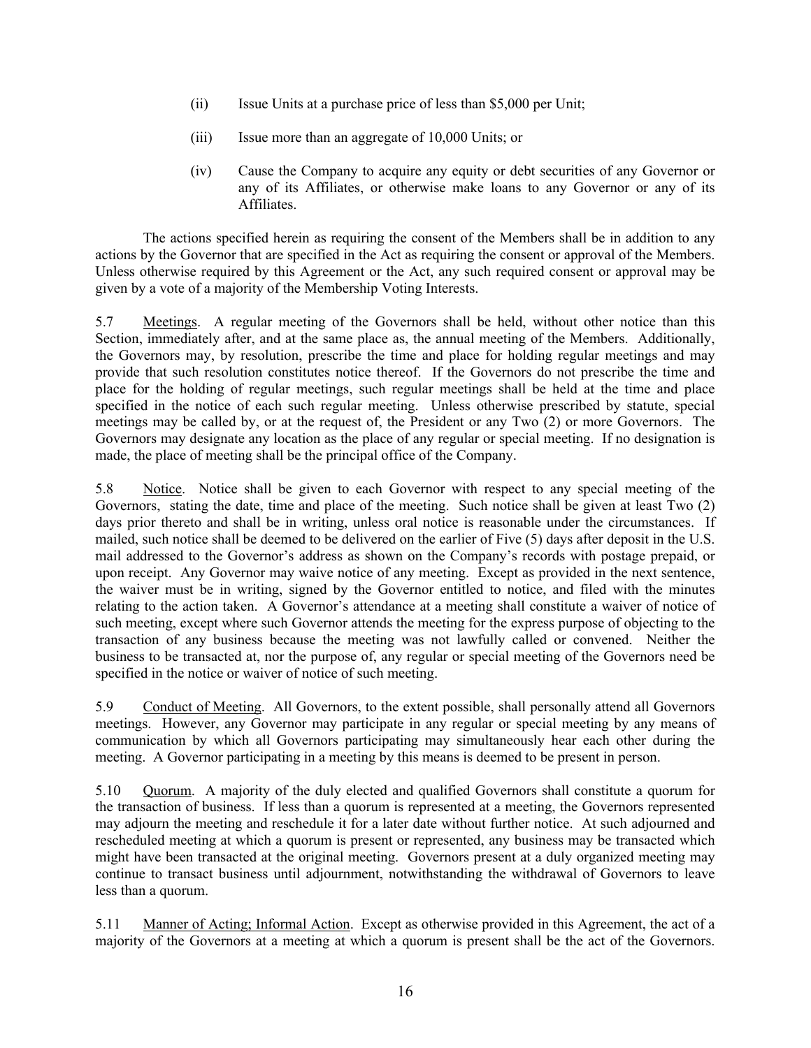(ii) Issue Units at a purchase price of less than $5,000 per Unit;

(iii) Issue more than an aggregate of 10,000 Units; or

(iv) Cause the Company to acquire any equity or debt securities of any Governor or any of its Affiliates, or otherwise make loans to any Governor or any of its Affiliates.

The actions specified herein as requiring the consent of the Members shall be in addition to any actions by the Governor that are specified in the Act as requiring the consent or approval of the Members. Unless otherwise required by this Agreement or the Act, any such required consent or approval may be given by a vote of a majority of the Membership Voting Interests.

5.7 Meetings. A regular meeting of the Governors shall be held, without other notice than this Section, immediately after, and at the same place as, the annual meeting of the Members. Additionally, the Governors may, by resolution, prescribe the time and place for holding regular meetings and may provide that such resolution constitutes notice thereof. If the Governors do not prescribe the time and place for the holding of regular meetings, such regular meetings shall be held at the time and place specified in the notice of each such regular meeting. Unless otherwise prescribed by statute, special meetings may be called by, or at the request of, the President or any Two (2) or more Governors. The Governors may designate any location as the place of any regular or special meeting. If no designation is made, the place of meeting shall be the principal office of the Company.

5.8 Notice. Notice shall be given to each Governor with respect to any special meeting of the Governors, stating the date, time and place of the meeting. Such notice shall be given at least Two (2) days prior thereto and shall be in writing, unless oral notice is reasonable under the circumstances. If mailed, such notice shall be deemed to be delivered on the earlier of Five (5) days after deposit in the U.S. mail addressed to the Governor's address as shown on the Company's records with postage prepaid, or upon receipt. Any Governor may waive notice of any meeting. Except as provided in the next sentence, the waiver must be in writing, signed by the Governor entitled to notice, and filed with the minutes relating to the action taken. A Governor's attendance at a meeting shall constitute a waiver of notice of such meeting, except where such Governor attends the meeting for the express purpose of objecting to the transaction of any business because the meeting was not lawfully called or convened. Neither the business to be transacted at, nor the purpose of, any regular or special meeting of the Governors need be specified in the notice or waiver of notice of such meeting.

5.9 Conduct of Meeting. All Governors, to the extent possible, shall personally attend all Governors meetings. However, any Governor may participate in any regular or special meeting by any means of communication by which all Governors participating may simultaneously hear each other during the meeting. A Governor participating in a meeting by this means is deemed to be present in person.

5.10 Quorum. A majority of the duly elected and qualified Governors shall constitute a quorum for the transaction of business. If less than a quorum is represented at a meeting, the Governors represented may adjourn the meeting and reschedule it for a later date without further notice. At such adjourned and rescheduled meeting at which a quorum is present or represented, any business may be transacted which might have been transacted at the original meeting. Governors present at a duly organized meeting may continue to transact business until adjournment, notwithstanding the withdrawal of Governors to leave less than a quorum.

5.11 Manner of Acting; Informal Action. Except as otherwise provided in this Agreement, the act of a majority of the Governors at a meeting at which a quorum is present shall be the act of the Governors.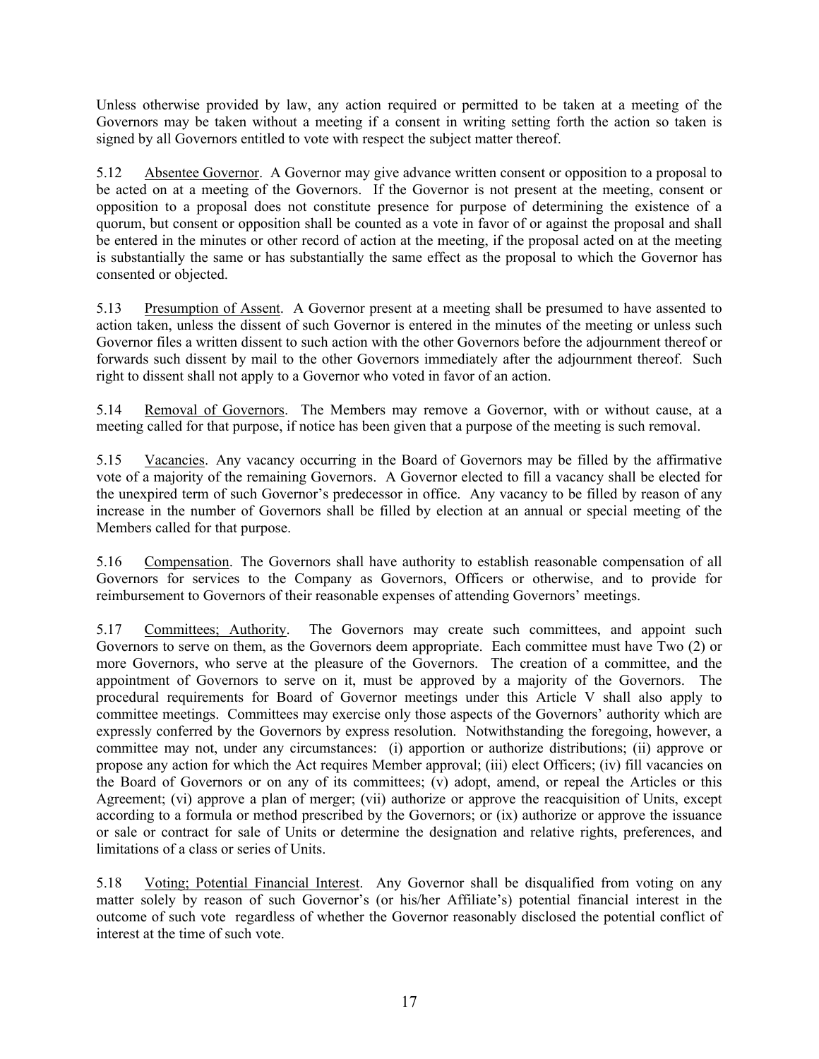Unless otherwise provided by law, any action required or permitted to be taken at a meeting of the Governors may be taken without a meeting if a consent in writing setting forth the action so taken is signed by all Governors entitled to vote with respect the subject matter thereof.

5.12 Absentee Governor. A Governor may give advance written consent or opposition to a proposal to be acted on at a meeting of the Governors. If the Governor is not present at the meeting, consent or opposition to a proposal does not constitute presence for purpose of determining the existence of a quorum, but consent or opposition shall be counted as a vote in favor of or against the proposal and shall be entered in the minutes or other record of action at the meeting, if the proposal acted on at the meeting is substantially the same or has substantially the same effect as the proposal to which the Governor has consented or objected.

5.13 Presumption of Assent. A Governor present at a meeting shall be presumed to have assented to action taken, unless the dissent of such Governor is entered in the minutes of the meeting or unless such Governor files a written dissent to such action with the other Governors before the adjournment thereof or forwards such dissent by mail to the other Governors immediately after the adjournment thereof. Such right to dissent shall not apply to a Governor who voted in favor of an action.

5.14 Removal of Governors. The Members may remove a Governor, with or without cause, at a meeting called for that purpose, if notice has been given that a purpose of the meeting is such removal.

5.15 Vacancies. Any vacancy occurring in the Board of Governors may be filled by the affirmative vote of a majority of the remaining Governors. A Governor elected to fill a vacancy shall be elected for the unexpired term of such Governor's predecessor in office. Any vacancy to be filled by reason of any increase in the number of Governors shall be filled by election at an annual or special meeting of the Members called for that purpose.

5.16 Compensation. The Governors shall have authority to establish reasonable compensation of all Governors for services to the Company as Governors, Officers or otherwise, and to provide for reimbursement to Governors of their reasonable expenses of attending Governors' meetings.

5.17 Committees; Authority. The Governors may create such committees, and appoint such Governors to serve on them, as the Governors deem appropriate. Each committee must have Two (2) or more Governors, who serve at the pleasure of the Governors. The creation of a committee, and the appointment of Governors to serve on it, must be approved by a majority of the Governors. The procedural requirements for Board of Governor meetings under this Article V shall also apply to committee meetings. Committees may exercise only those aspects of the Governors' authority which are expressly conferred by the Governors by express resolution. Notwithstanding the foregoing, however, a committee may not, under any circumstances: (i) apportion or authorize distributions; (ii) approve or propose any action for which the Act requires Member approval; (iii) elect Officers; (iv) fill vacancies on the Board of Governors or on any of its committees; (v) adopt, amend, or repeal the Articles or this Agreement; (vi) approve a plan of merger; (vii) authorize or approve the reacquisition of Units, except according to a formula or method prescribed by the Governors; or (ix) authorize or approve the issuance or sale or contract for sale of Units or determine the designation and relative rights, preferences, and limitations of a class or series of Units.

5.18 Voting; Potential Financial Interest. Any Governor shall be disqualified from voting on any matter solely by reason of such Governor's (or his/her Affiliate's) potential financial interest in the outcome of such vote regardless of whether the Governor reasonably disclosed the potential conflict of interest at the time of such vote.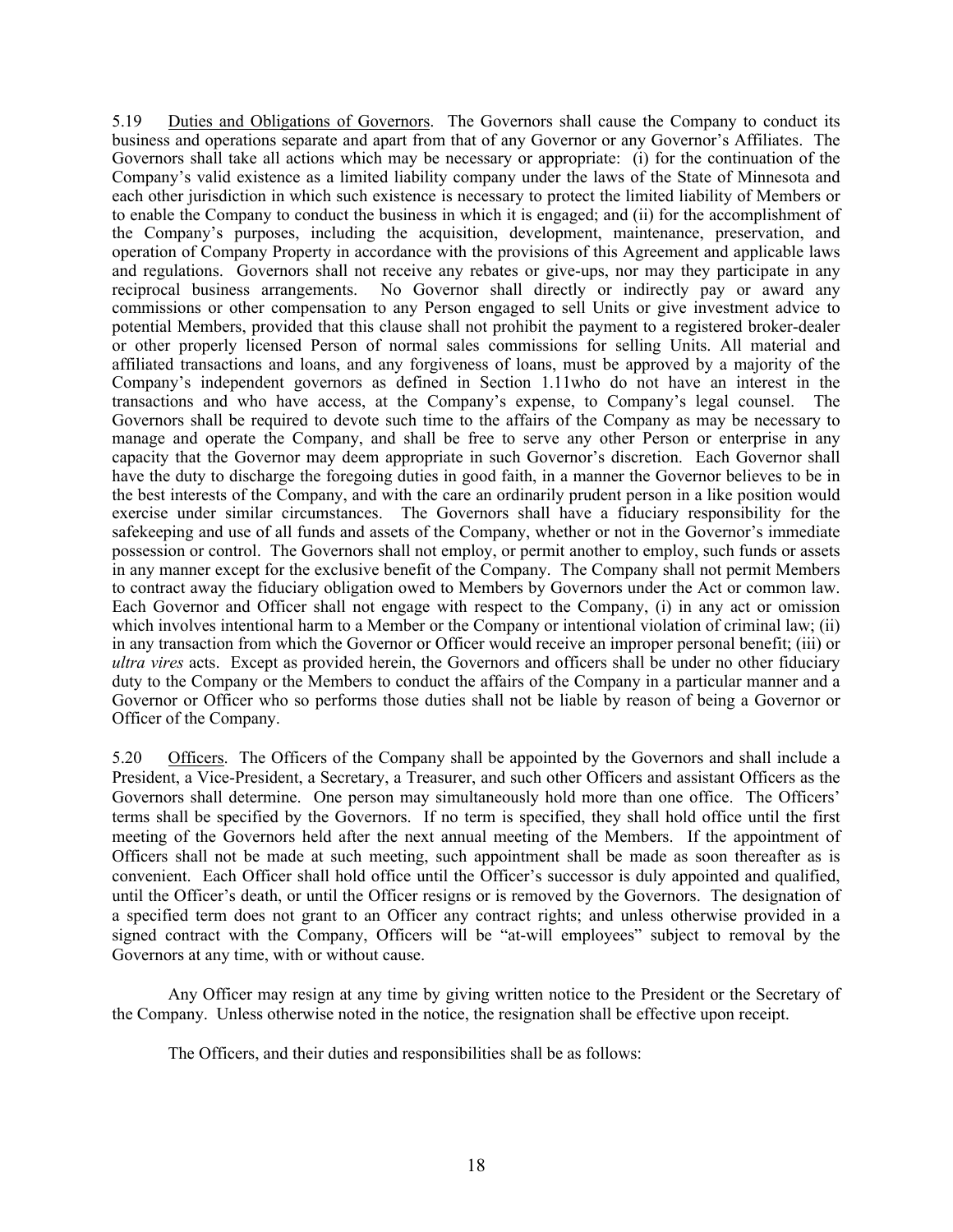5.19 Duties and Obligations of Governors. The Governors shall cause the Company to conduct its business and operations separate and apart from that of any Governor or any Governor's Affiliates. The Governors shall take all actions which may be necessary or appropriate: (i) for the continuation of the Company's valid existence as a limited liability company under the laws of the State of Minnesota and each other jurisdiction in which such existence is necessary to protect the limited liability of Members or to enable the Company to conduct the business in which it is engaged; and (ii) for the accomplishment of the Company's purposes, including the acquisition, development, maintenance, preservation, and operation of Company Property in accordance with the provisions of this Agreement and applicable laws and regulations. Governors shall not receive any rebates or give-ups, nor may they participate in any reciprocal business arrangements. No Governor shall directly or indirectly pay or award any commissions or other compensation to any Person engaged to sell Units or give investment advice to potential Members, provided that this clause shall not prohibit the payment to a registered broker-dealer or other properly licensed Person of normal sales commissions for selling Units. All material and affiliated transactions and loans, and any forgiveness of loans, must be approved by a majority of the Company's independent governors as defined in Section 1.11who do not have an interest in the transactions and who have access, at the Company's expense, to Company's legal counsel. The Governors shall be required to devote such time to the affairs of the Company as may be necessary to manage and operate the Company, and shall be free to serve any other Person or enterprise in any capacity that the Governor may deem appropriate in such Governor's discretion. Each Governor shall have the duty to discharge the foregoing duties in good faith, in a manner the Governor believes to be in the best interests of the Company, and with the care an ordinarily prudent person in a like position would exercise under similar circumstances. The Governors shall have a fiduciary responsibility for the safekeeping and use of all funds and assets of the Company, whether or not in the Governor's immediate possession or control. The Governors shall not employ, or permit another to employ, such funds or assets in any manner except for the exclusive benefit of the Company. The Company shall not permit Members to contract away the fiduciary obligation owed to Members by Governors under the Act or common law. Each Governor and Officer shall not engage with respect to the Company, (i) in any act or omission which involves intentional harm to a Member or the Company or intentional violation of criminal law; (ii) in any transaction from which the Governor or Officer would receive an improper personal benefit; (iii) or *ultra vires* acts. Except as provided herein, the Governors and officers shall be under no other fiduciary duty to the Company or the Members to conduct the affairs of the Company in a particular manner and a Governor or Officer who so performs those duties shall not be liable by reason of being a Governor or Officer of the Company.

5.20 Officers. The Officers of the Company shall be appointed by the Governors and shall include a President, a Vice-President, a Secretary, a Treasurer, and such other Officers and assistant Officers as the Governors shall determine. One person may simultaneously hold more than one office. The Officers' terms shall be specified by the Governors. If no term is specified, they shall hold office until the first meeting of the Governors held after the next annual meeting of the Members. If the appointment of Officers shall not be made at such meeting, such appointment shall be made as soon thereafter as is convenient. Each Officer shall hold office until the Officer's successor is duly appointed and qualified, until the Officer's death, or until the Officer resigns or is removed by the Governors. The designation of a specified term does not grant to an Officer any contract rights; and unless otherwise provided in a signed contract with the Company, Officers will be "at-will employees" subject to removal by the Governors at any time, with or without cause.

Any Officer may resign at any time by giving written notice to the President or the Secretary of the Company. Unless otherwise noted in the notice, the resignation shall be effective upon receipt.

The Officers, and their duties and responsibilities shall be as follows: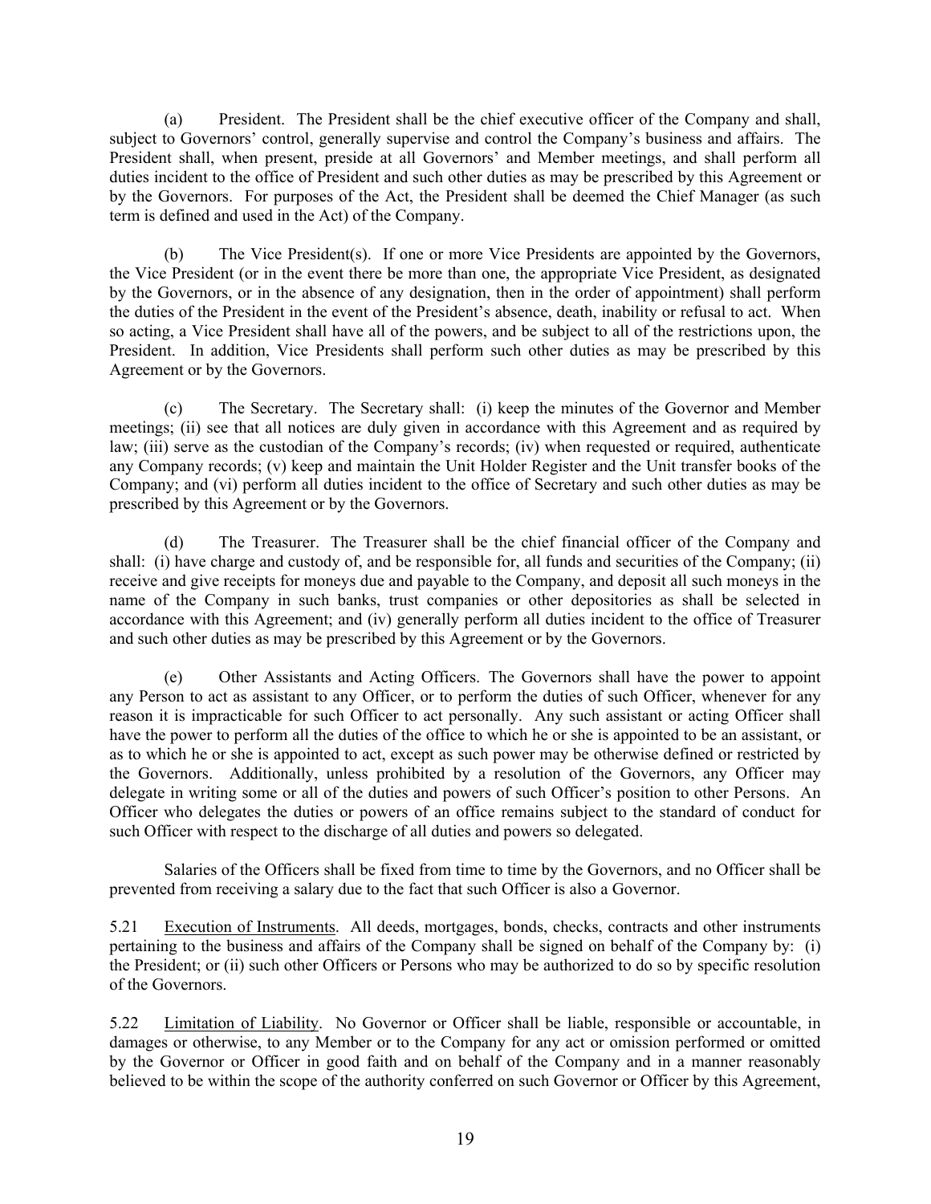(a) President. The President shall be the chief executive officer of the Company and shall, subject to Governors' control, generally supervise and control the Company's business and affairs. The President shall, when present, preside at all Governors' and Member meetings, and shall perform all duties incident to the office of President and such other duties as may be prescribed by this Agreement or by the Governors. For purposes of the Act, the President shall be deemed the Chief Manager (as such term is defined and used in the Act) of the Company.

(b) The Vice President(s). If one or more Vice Presidents are appointed by the Governors, the Vice President (or in the event there be more than one, the appropriate Vice President, as designated by the Governors, or in the absence of any designation, then in the order of appointment) shall perform the duties of the President in the event of the President's absence, death, inability or refusal to act. When so acting, a Vice President shall have all of the powers, and be subject to all of the restrictions upon, the President. In addition, Vice Presidents shall perform such other duties as may be prescribed by this Agreement or by the Governors.

(c) The Secretary. The Secretary shall: (i) keep the minutes of the Governor and Member meetings; (ii) see that all notices are duly given in accordance with this Agreement and as required by law; (iii) serve as the custodian of the Company's records; (iv) when requested or required, authenticate any Company records; (v) keep and maintain the Unit Holder Register and the Unit transfer books of the Company; and (vi) perform all duties incident to the office of Secretary and such other duties as may be prescribed by this Agreement or by the Governors.

(d) The Treasurer. The Treasurer shall be the chief financial officer of the Company and shall: (i) have charge and custody of, and be responsible for, all funds and securities of the Company; (ii) receive and give receipts for moneys due and payable to the Company, and deposit all such moneys in the name of the Company in such banks, trust companies or other depositories as shall be selected in accordance with this Agreement; and (iv) generally perform all duties incident to the office of Treasurer and such other duties as may be prescribed by this Agreement or by the Governors.

(e) Other Assistants and Acting Officers. The Governors shall have the power to appoint any Person to act as assistant to any Officer, or to perform the duties of such Officer, whenever for any reason it is impracticable for such Officer to act personally. Any such assistant or acting Officer shall have the power to perform all the duties of the office to which he or she is appointed to be an assistant, or as to which he or she is appointed to act, except as such power may be otherwise defined or restricted by the Governors. Additionally, unless prohibited by a resolution of the Governors, any Officer may delegate in writing some or all of the duties and powers of such Officer's position to other Persons. An Officer who delegates the duties or powers of an office remains subject to the standard of conduct for such Officer with respect to the discharge of all duties and powers so delegated.

Salaries of the Officers shall be fixed from time to time by the Governors, and no Officer shall be prevented from receiving a salary due to the fact that such Officer is also a Governor.

5.21 Execution of Instruments. All deeds, mortgages, bonds, checks, contracts and other instruments pertaining to the business and affairs of the Company shall be signed on behalf of the Company by: (i) the President; or (ii) such other Officers or Persons who may be authorized to do so by specific resolution of the Governors.

5.22 Limitation of Liability. No Governor or Officer shall be liable, responsible or accountable, in damages or otherwise, to any Member or to the Company for any act or omission performed or omitted by the Governor or Officer in good faith and on behalf of the Company and in a manner reasonably believed to be within the scope of the authority conferred on such Governor or Officer by this Agreement,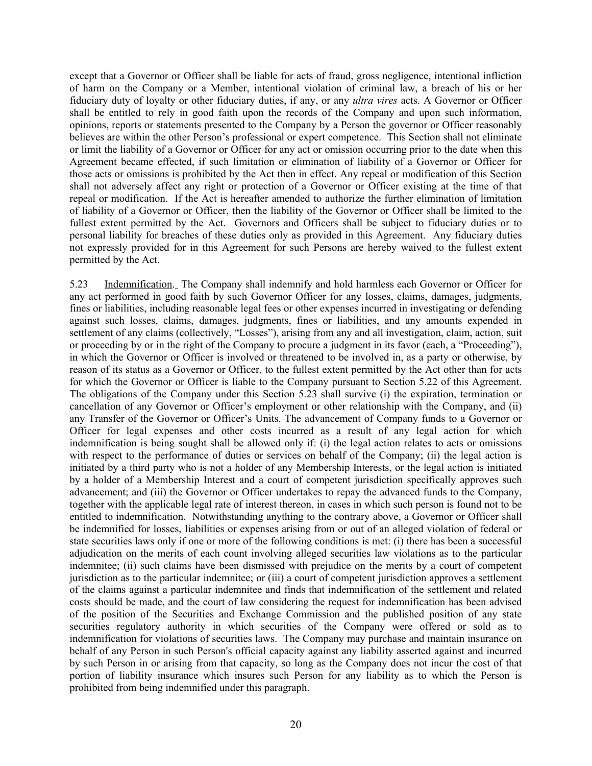except that a Governor or Officer shall be liable for acts of fraud, gross negligence, intentional infliction of harm on the Company or a Member, intentional violation of criminal law, a breach of his or her fiduciary duty of loyalty or other fiduciary duties, if any, or any *ultra vires* acts. A Governor or Officer shall be entitled to rely in good faith upon the records of the Company and upon such information, opinions, reports or statements presented to the Company by a Person the governor or Officer reasonably believes are within the other Person's professional or expert competence. This Section shall not eliminate or limit the liability of a Governor or Officer for any act or omission occurring prior to the date when this Agreement became effected, if such limitation or elimination of liability of a Governor or Officer for those acts or omissions is prohibited by the Act then in effect. Any repeal or modification of this Section shall not adversely affect any right or protection of a Governor or Officer existing at the time of that repeal or modification. If the Act is hereafter amended to authorize the further elimination of limitation of liability of a Governor or Officer, then the liability of the Governor or Officer shall be limited to the fullest extent permitted by the Act. Governors and Officers shall be subject to fiduciary duties or to personal liability for breaches of these duties only as provided in this Agreement. Any fiduciary duties not expressly provided for in this Agreement for such Persons are hereby waived to the fullest extent permitted by the Act.

5.23 Indemnification. The Company shall indemnify and hold harmless each Governor or Officer for any act performed in good faith by such Governor Officer for any losses, claims, damages, judgments, fines or liabilities, including reasonable legal fees or other expenses incurred in investigating or defending against such losses, claims, damages, judgments, fines or liabilities, and any amounts expended in settlement of any claims (collectively, "Losses"), arising from any and all investigation, claim, action, suit or proceeding by or in the right of the Company to procure a judgment in its favor (each, a "Proceeding"), in which the Governor or Officer is involved or threatened to be involved in, as a party or otherwise, by reason of its status as a Governor or Officer, to the fullest extent permitted by the Act other than for acts for which the Governor or Officer is liable to the Company pursuant to Section 5.22 of this Agreement. The obligations of the Company under this Section 5.23 shall survive (i) the expiration, termination or cancellation of any Governor or Officer's employment or other relationship with the Company, and (ii) any Transfer of the Governor or Officer's Units. The advancement of Company funds to a Governor or Officer for legal expenses and other costs incurred as a result of any legal action for which indemnification is being sought shall be allowed only if: (i) the legal action relates to acts or omissions with respect to the performance of duties or services on behalf of the Company; (ii) the legal action is initiated by a third party who is not a holder of any Membership Interests, or the legal action is initiated by a holder of a Membership Interest and a court of competent jurisdiction specifically approves such advancement; and (iii) the Governor or Officer undertakes to repay the advanced funds to the Company, together with the applicable legal rate of interest thereon, in cases in which such person is found not to be entitled to indemnification. Notwithstanding anything to the contrary above, a Governor or Officer shall be indemnified for losses, liabilities or expenses arising from or out of an alleged violation of federal or state securities laws only if one or more of the following conditions is met: (i) there has been a successful adjudication on the merits of each count involving alleged securities law violations as to the particular indemnitee; (ii) such claims have been dismissed with prejudice on the merits by a court of competent jurisdiction as to the particular indemnitee; or (iii) a court of competent jurisdiction approves a settlement of the claims against a particular indemnitee and finds that indemnification of the settlement and related costs should be made, and the court of law considering the request for indemnification has been advised of the position of the Securities and Exchange Commission and the published position of any state securities regulatory authority in which securities of the Company were offered or sold as to indemnification for violations of securities laws. The Company may purchase and maintain insurance on behalf of any Person in such Person's official capacity against any liability asserted against and incurred by such Person in or arising from that capacity, so long as the Company does not incur the cost of that portion of liability insurance which insures such Person for any liability as to which the Person is prohibited from being indemnified under this paragraph.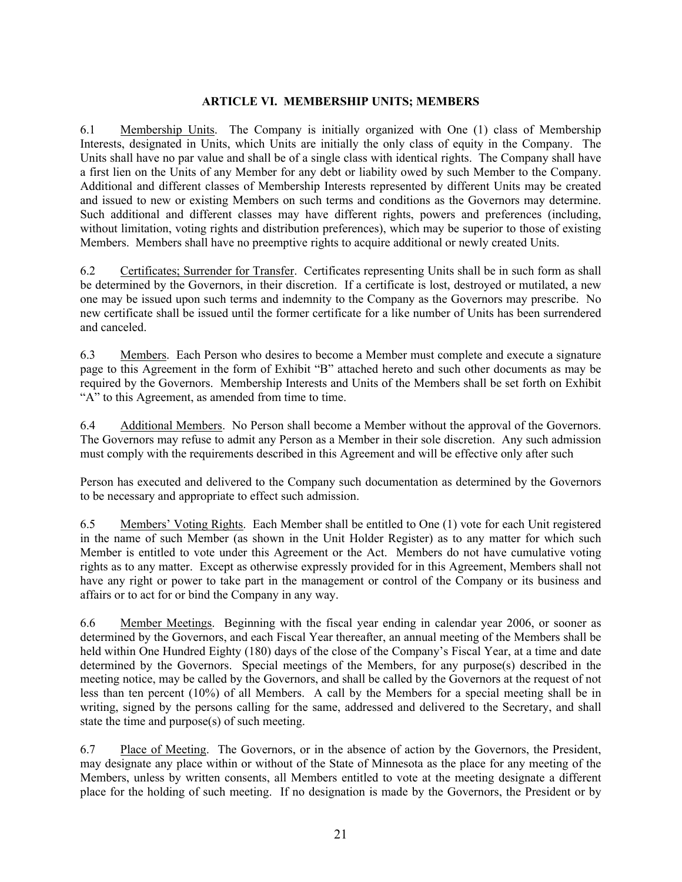## ARTICLE VI. MEMBERSHIP UNITS; MEMBERS

6.1 Membership Units. The Company is initially organized with One (1) class of Membership Interests, designated in Units, which Units are initially the only class of equity in the Company. The Units shall have no par value and shall be of a single class with identical rights. The Company shall have a first lien on the Units of any Member for any debt or liability owed by such Member to the Company. Additional and different classes of Membership Interests represented by different Units may be created and issued to new or existing Members on such terms and conditions as the Governors may determine. Such additional and different classes may have different rights, powers and preferences (including, without limitation, voting rights and distribution preferences), which may be superior to those of existing Members. Members shall have no preemptive rights to acquire additional or newly created Units.

6.2 Certificates; Surrender for Transfer. Certificates representing Units shall be in such form as shall be determined by the Governors, in their discretion. If a certificate is lost, destroyed or mutilated, a new one may be issued upon such terms and indemnity to the Company as the Governors may prescribe. No new certificate shall be issued until the former certificate for a like number of Units has been surrendered and canceled.

6.3 Members. Each Person who desires to become a Member must complete and execute a signature page to this Agreement in the form of Exhibit "B" attached hereto and such other documents as may be required by the Governors. Membership Interests and Units of the Members shall be set forth on Exhibit "A" to this Agreement, as amended from time to time.

6.4 Additional Members. No Person shall become a Member without the approval of the Governors. The Governors may refuse to admit any Person as a Member in their sole discretion. Any such admission must comply with the requirements described in this Agreement and will be effective only after such Person has executed and delivered to the Company such documentation as determined by the Governors to be necessary and appropriate to effect such admission.

6.5 Members' Voting Rights. Each Member shall be entitled to One (1) vote for each Unit registered in the name of such Member (as shown in the Unit Holder Register) as to any matter for which such Member is entitled to vote under this Agreement or the Act. Members do not have cumulative voting rights as to any matter. Except as otherwise expressly provided for in this Agreement, Members shall not have any right or power to take part in the management or control of the Company or its business and affairs or to act for or bind the Company in any way.

6.6 Member Meetings. Beginning with the fiscal year ending in calendar year 2006, or sooner as determined by the Governors, and each Fiscal Year thereafter, an annual meeting of the Members shall be held within One Hundred Eighty (180) days of the close of the Company's Fiscal Year, at a time and date determined by the Governors. Special meetings of the Members, for any purpose(s) described in the meeting notice, may be called by the Governors, and shall be called by the Governors at the request of not less than ten percent (10%) of all Members. A call by the Members for a special meeting shall be in writing, signed by the persons calling for the same, addressed and delivered to the Secretary, and shall state the time and purpose(s) of such meeting.

6.7 Place of Meeting. The Governors, or in the absence of action by the Governors, the President, may designate any place within or without of the State of Minnesota as the place for any meeting of the Members, unless by written consents, all Members entitled to vote at the meeting designate a different place for the holding of such meeting. If no designation is made by the Governors, the President or by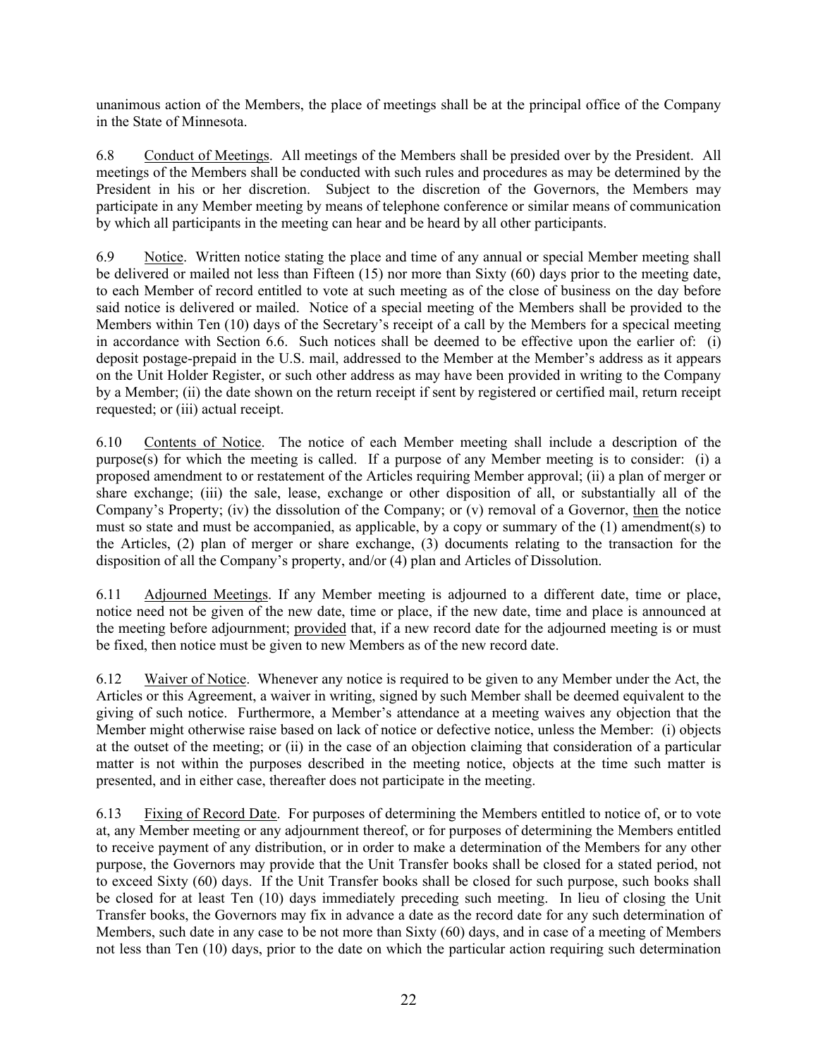unanimous action of the Members, the place of meetings shall be at the principal office of the Company in the State of Minnesota.

6.8 Conduct of Meetings. All meetings of the Members shall be presided over by the President. All meetings of the Members shall be conducted with such rules and procedures as may be determined by the President in his or her discretion. Subject to the discretion of the Governors, the Members may participate in any Member meeting by means of telephone conference or similar means of communication by which all participants in the meeting can hear and be heard by all other participants.

6.9 Notice. Written notice stating the place and time of any annual or special Member meeting shall be delivered or mailed not less than Fifteen (15) nor more than Sixty (60) days prior to the meeting date, to each Member of record entitled to vote at such meeting as of the close of business on the day before said notice is delivered or mailed. Notice of a special meeting of the Members shall be provided to the Members within Ten (10) days of the Secretary's receipt of a call by the Members for a specical meeting in accordance with Section 6.6. Such notices shall be deemed to be effective upon the earlier of: (i) deposit postage-prepaid in the U.S. mail, addressed to the Member at the Member's address as it appears on the Unit Holder Register, or such other address as may have been provided in writing to the Company by a Member; (ii) the date shown on the return receipt if sent by registered or certified mail, return receipt requested; or (iii) actual receipt.

6.10 Contents of Notice. The notice of each Member meeting shall include a description of the purpose(s) for which the meeting is called. If a purpose of any Member meeting is to consider: (i) a proposed amendment to or restatement of the Articles requiring Member approval; (ii) a plan of merger or share exchange; (iii) the sale, lease, exchange or other disposition of all, or substantially all of the Company's Property; (iv) the dissolution of the Company; or (v) removal of a Governor, then the notice must so state and must be accompanied, as applicable, by a copy or summary of the (1) amendment(s) to the Articles, (2) plan of merger or share exchange, (3) documents relating to the transaction for the disposition of all the Company's property, and/or (4) plan and Articles of Dissolution.

6.11 Adjourned Meetings. If any Member meeting is adjourned to a different date, time or place, notice need not be given of the new date, time or place, if the new date, time and place is announced at the meeting before adjournment; provided that, if a new record date for the adjourned meeting is or must be fixed, then notice must be given to new Members as of the new record date.

6.12 Waiver of Notice. Whenever any notice is required to be given to any Member under the Act, the Articles or this Agreement, a waiver in writing, signed by such Member shall be deemed equivalent to the giving of such notice. Furthermore, a Member's attendance at a meeting waives any objection that the Member might otherwise raise based on lack of notice or defective notice, unless the Member: (i) objects at the outset of the meeting; or (ii) in the case of an objection claiming that consideration of a particular matter is not within the purposes described in the meeting notice, objects at the time such matter is presented, and in either case, thereafter does not participate in the meeting.

6.13 Fixing of Record Date. For purposes of determining the Members entitled to notice of, or to vote at, any Member meeting or any adjournment thereof, or for purposes of determining the Members entitled to receive payment of any distribution, or in order to make a determination of the Members for any other purpose, the Governors may provide that the Unit Transfer books shall be closed for a stated period, not to exceed Sixty (60) days. If the Unit Transfer books shall be closed for such purpose, such books shall be closed for at least Ten (10) days immediately preceding such meeting. In lieu of closing the Unit Transfer books, the Governors may fix in advance a date as the record date for any such determination of Members, such date in any case to be not more than Sixty (60) days, and in case of a meeting of Members not less than Ten (10) days, prior to the date on which the particular action requiring such determination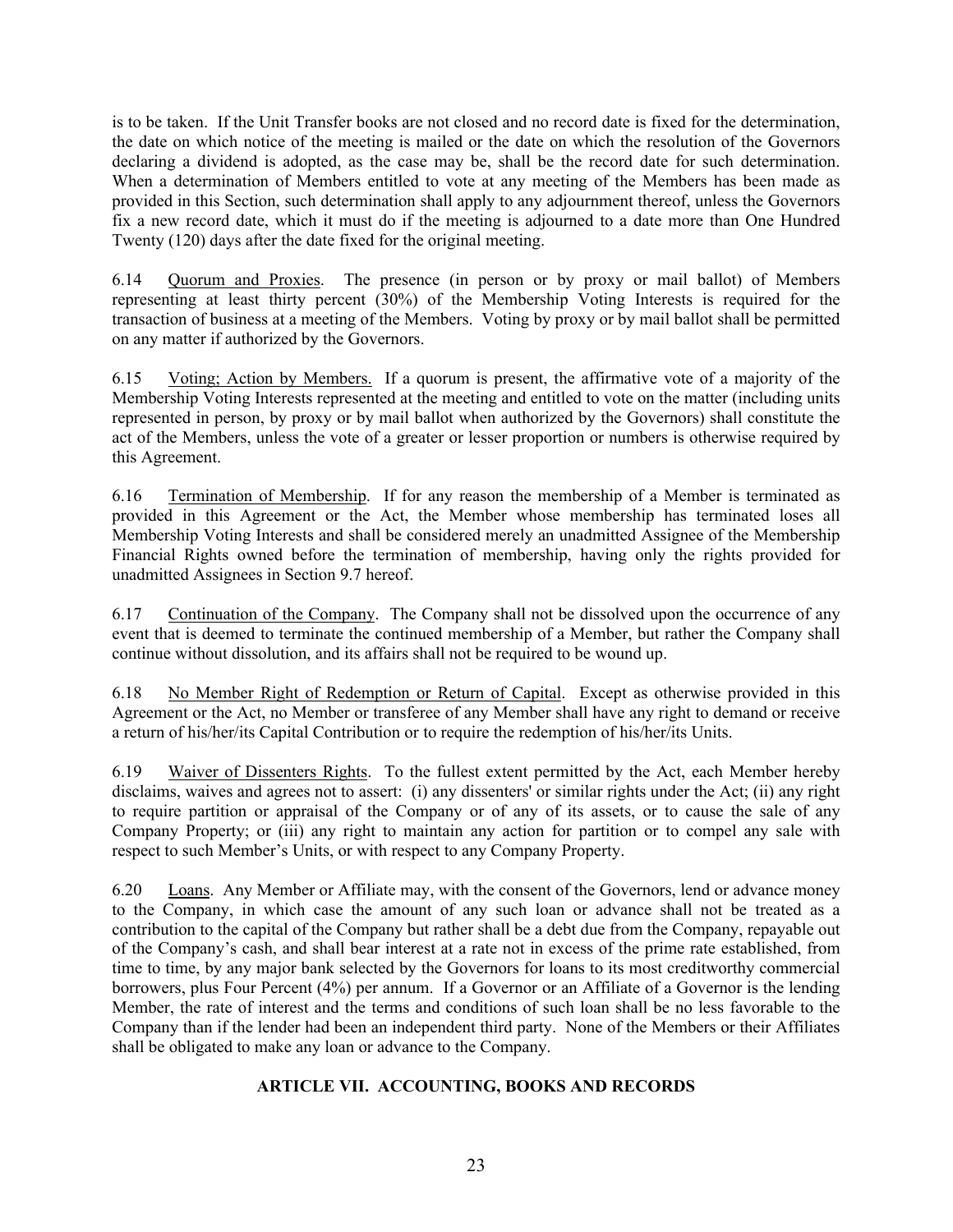is to be taken. If the Unit Transfer books are not closed and no record date is fixed for the determination, the date on which notice of the meeting is mailed or the date on which the resolution of the Governors declaring a dividend is adopted, as the case may be, shall be the record date for such determination. When a determination of Members entitled to vote at any meeting of the Members has been made as provided in this Section, such determination shall apply to any adjournment thereof, unless the Governors fix a new record date, which it must do if the meeting is adjourned to a date more than One Hundred Twenty (120) days after the date fixed for the original meeting.

6.14 Quorum and Proxies. The presence (in person or by proxy or mail ballot) of Members representing at least thirty percent (30%) of the Membership Voting Interests is required for the transaction of business at a meeting of the Members. Voting by proxy or by mail ballot shall be permitted on any matter if authorized by the Governors.

6.15 Voting; Action by Members. If a quorum is present, the affirmative vote of a majority of the Membership Voting Interests represented at the meeting and entitled to vote on the matter (including units represented in person, by proxy or by mail ballot when authorized by the Governors) shall constitute the act of the Members, unless the vote of a greater or lesser proportion or numbers is otherwise required by this Agreement.

6.16 Termination of Membership. If for any reason the membership of a Member is terminated as provided in this Agreement or the Act, the Member whose membership has terminated loses all Membership Voting Interests and shall be considered merely an unadmitted Assignee of the Membership Financial Rights owned before the termination of membership, having only the rights provided for unadmitted Assignees in Section 9.7 hereof.

6.17 Continuation of the Company. The Company shall not be dissolved upon the occurrence of any event that is deemed to terminate the continued membership of a Member, but rather the Company shall continue without dissolution, and its affairs shall not be required to be wound up.

6.18 No Member Right of Redemption or Return of Capital. Except as otherwise provided in this Agreement or the Act, no Member or transferee of any Member shall have any right to demand or receive a return of his/her/its Capital Contribution or to require the redemption of his/her/its Units.

6.19 Waiver of Dissenters Rights. To the fullest extent permitted by the Act, each Member hereby disclaims, waives and agrees not to assert: (i) any dissenters' or similar rights under the Act; (ii) any right to require partition or appraisal of the Company or of any of its assets, or to cause the sale of any Company Property; or (iii) any right to maintain any action for partition or to compel any sale with respect to such Member's Units, or with respect to any Company Property.

6.20 Loans. Any Member or Affiliate may, with the consent of the Governors, lend or advance money to the Company, in which case the amount of any such loan or advance shall not be treated as a contribution to the capital of the Company but rather shall be a debt due from the Company, repayable out of the Company's cash, and shall bear interest at a rate not in excess of the prime rate established, from time to time, by any major bank selected by the Governors for loans to its most creditworthy commercial borrowers, plus Four Percent (4%) per annum. If a Governor or an Affiliate of a Governor is the lending Member, the rate of interest and the terms and conditions of such loan shall be no less favorable to the Company than if the lender had been an independent third party. None of the Members or their Affiliates shall be obligated to make any loan or advance to the Company.

## ARTICLE VII. ACCOUNTING, BOOKS AND RECORDS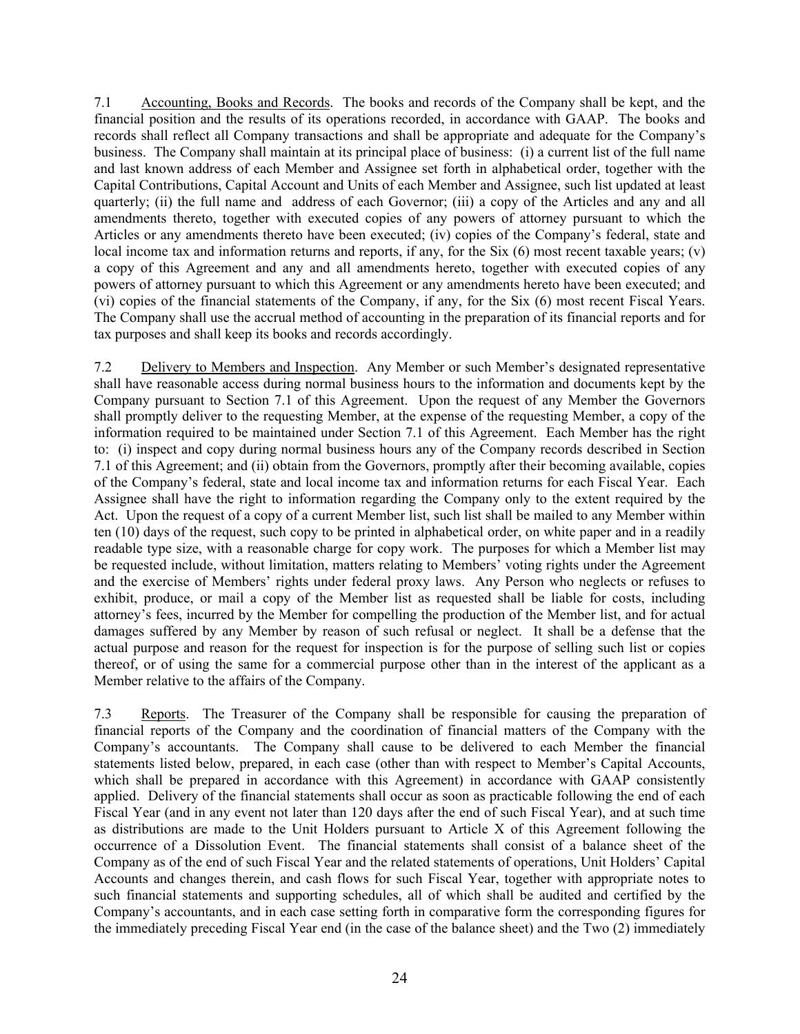7.1 Accounting, Books and Records. The books and records of the Company shall be kept, and the financial position and the results of its operations recorded, in accordance with GAAP. The books and records shall reflect all Company transactions and shall be appropriate and adequate for the Company's business. The Company shall maintain at its principal place of business: (i) a current list of the full name and last known address of each Member and Assignee set forth in alphabetical order, together with the Capital Contributions, Capital Account and Units of each Member and Assignee, such list updated at least quarterly; (ii) the full name and address of each Governor; (iii) a copy of the Articles and any and all amendments thereto, together with executed copies of any powers of attorney pursuant to which the Articles or any amendments thereto have been executed; (iv) copies of the Company's federal, state and local income tax and information returns and reports, if any, for the Six (6) most recent taxable years; (v) a copy of this Agreement and any and all amendments hereto, together with executed copies of any powers of attorney pursuant to which this Agreement or any amendments hereto have been executed; and (vi) copies of the financial statements of the Company, if any, for the Six (6) most recent Fiscal Years. The Company shall use the accrual method of accounting in the preparation of its financial reports and for tax purposes and shall keep its books and records accordingly.

7.2 Delivery to Members and Inspection. Any Member or such Member's designated representative shall have reasonable access during normal business hours to the information and documents kept by the Company pursuant to Section 7.1 of this Agreement. Upon the request of any Member the Governors shall promptly deliver to the requesting Member, at the expense of the requesting Member, a copy of the information required to be maintained under Section 7.1 of this Agreement. Each Member has the right to: (i) inspect and copy during normal business hours any of the Company records described in Section 7.1 of this Agreement; and (ii) obtain from the Governors, promptly after their becoming available, copies of the Company's federal, state and local income tax and information returns for each Fiscal Year. Each Assignee shall have the right to information regarding the Company only to the extent required by the Act. Upon the request of a copy of a current Member list, such list shall be mailed to any Member within ten (10) days of the request, such copy to be printed in alphabetical order, on white paper and in a readily readable type size, with a reasonable charge for copy work. The purposes for which a Member list may be requested include, without limitation, matters relating to Members' voting rights under the Agreement and the exercise of Members' rights under federal proxy laws. Any Person who neglects or refuses to exhibit, produce, or mail a copy of the Member list as requested shall be liable for costs, including attorney's fees, incurred by the Member for compelling the production of the Member list, and for actual damages suffered by any Member by reason of such refusal or neglect. It shall be a defense that the actual purpose and reason for the request for inspection is for the purpose of selling such list or copies thereof, or of using the same for a commercial purpose other than in the interest of the applicant as a Member relative to the affairs of the Company.

7.3 Reports. The Treasurer of the Company shall be responsible for causing the preparation of financial reports of the Company and the coordination of financial matters of the Company with the Company's accountants. The Company shall cause to be delivered to each Member the financial statements listed below, prepared, in each case (other than with respect to Member's Capital Accounts, which shall be prepared in accordance with this Agreement) in accordance with GAAP consistently applied. Delivery of the financial statements shall occur as soon as practicable following the end of each Fiscal Year (and in any event not later than 120 days after the end of such Fiscal Year), and at such time as distributions are made to the Unit Holders pursuant to Article X of this Agreement following the occurrence of a Dissolution Event. The financial statements shall consist of a balance sheet of the Company as of the end of such Fiscal Year and the related statements of operations, Unit Holders' Capital Accounts and changes therein, and cash flows for such Fiscal Year, together with appropriate notes to such financial statements and supporting schedules, all of which shall be audited and certified by the Company's accountants, and in each case setting forth in comparative form the corresponding figures for the immediately preceding Fiscal Year end (in the case of the balance sheet) and the Two (2) immediately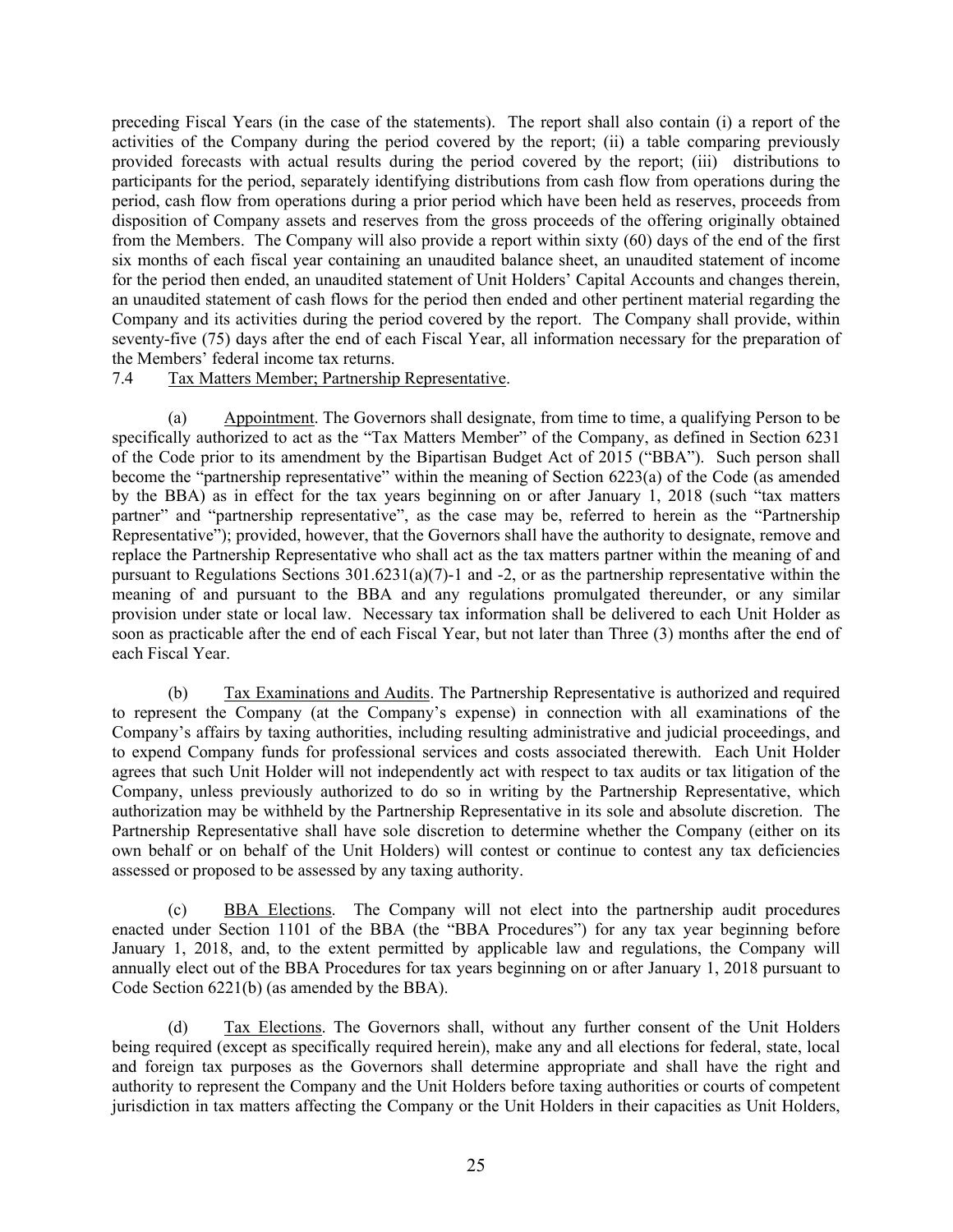preceding Fiscal Years (in the case of the statements). The report shall also contain (i) a report of the activities of the Company during the period covered by the report; (ii) a table comparing previously provided forecasts with actual results during the period covered by the report; (iii) distributions to participants for the period, separately identifying distributions from cash flow from operations during the period, cash flow from operations during a prior period which have been held as reserves, proceeds from disposition of Company assets and reserves from the gross proceeds of the offering originally obtained from the Members. The Company will also provide a report within sixty (60) days of the end of the first six months of each fiscal year containing an unaudited balance sheet, an unaudited statement of income for the period then ended, an unaudited statement of Unit Holders' Capital Accounts and changes therein, an unaudited statement of cash flows for the period then ended and other pertinent material regarding the Company and its activities during the period covered by the report. The Company shall provide, within seventy-five (75) days after the end of each Fiscal Year, all information necessary for the preparation of the Members' federal income tax returns.

7.4 Tax Matters Member; Partnership Representative.

(a) Appointment. The Governors shall designate, from time to time, a qualifying Person to be specifically authorized to act as the "Tax Matters Member" of the Company, as defined in Section 6231 of the Code prior to its amendment by the Bipartisan Budget Act of 2015 ("BBA"). Such person shall become the "partnership representative" within the meaning of Section 6223(a) of the Code (as amended by the BBA) as in effect for the tax years beginning on or after January 1, 2018 (such "tax matters partner" and "partnership representative", as the case may be, referred to herein as the "Partnership Representative"); provided, however, that the Governors shall have the authority to designate, remove and replace the Partnership Representative who shall act as the tax matters partner within the meaning of and pursuant to Regulations Sections 301.6231(a)(7)-1 and -2, or as the partnership representative within the meaning of and pursuant to the BBA and any regulations promulgated thereunder, or any similar provision under state or local law. Necessary tax information shall be delivered to each Unit Holder as soon as practicable after the end of each Fiscal Year, but not later than Three (3) months after the end of each Fiscal Year.

(b) Tax Examinations and Audits. The Partnership Representative is authorized and required to represent the Company (at the Company's expense) in connection with all examinations of the Company's affairs by taxing authorities, including resulting administrative and judicial proceedings, and to expend Company funds for professional services and costs associated therewith. Each Unit Holder agrees that such Unit Holder will not independently act with respect to tax audits or tax litigation of the Company, unless previously authorized to do so in writing by the Partnership Representative, which authorization may be withheld by the Partnership Representative in its sole and absolute discretion. The Partnership Representative shall have sole discretion to determine whether the Company (either on its own behalf or on behalf of the Unit Holders) will contest or continue to contest any tax deficiencies assessed or proposed to be assessed by any taxing authority.

(c) BBA Elections. The Company will not elect into the partnership audit procedures enacted under Section 1101 of the BBA (the "BBA Procedures") for any tax year beginning before January 1, 2018, and, to the extent permitted by applicable law and regulations, the Company will annually elect out of the BBA Procedures for tax years beginning on or after January 1, 2018 pursuant to Code Section 6221(b) (as amended by the BBA).

(d) Tax Elections. The Governors shall, without any further consent of the Unit Holders being required (except as specifically required herein), make any and all elections for federal, state, local and foreign tax purposes as the Governors shall determine appropriate and shall have the right and authority to represent the Company and the Unit Holders before taxing authorities or courts of competent jurisdiction in tax matters affecting the Company or the Unit Holders in their capacities as Unit Holders,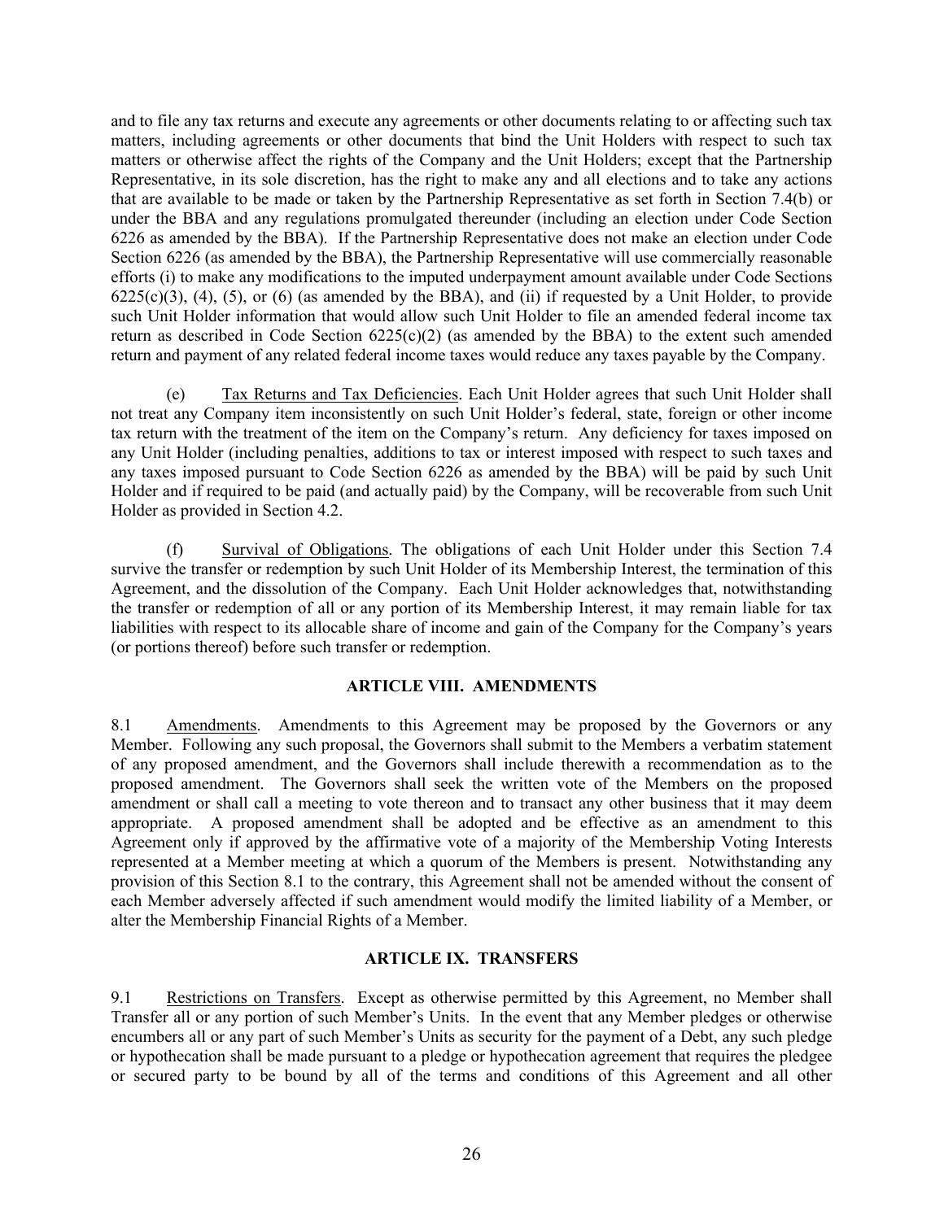and to file any tax returns and execute any agreements or other documents relating to or affecting such tax matters, including agreements or other documents that bind the Unit Holders with respect to such tax matters or otherwise affect the rights of the Company and the Unit Holders; except that the Partnership Representative, in its sole discretion, has the right to make any and all elections and to take any actions that are available to be made or taken by the Partnership Representative as set forth in Section 7.4(b) or under the BBA and any regulations promulgated thereunder (including an election under Code Section 6226 as amended by the BBA). If the Partnership Representative does not make an election under Code Section 6226 (as amended by the BBA), the Partnership Representative will use commercially reasonable efforts (i) to make any modifications to the imputed underpayment amount available under Code Sections 6225(c)(3), (4), (5), or (6) (as amended by the BBA), and (ii) if requested by a Unit Holder, to provide such Unit Holder information that would allow such Unit Holder to file an amended federal income tax return as described in Code Section 6225(c)(2) (as amended by the BBA) to the extent such amended return and payment of any related federal income taxes would reduce any taxes payable by the Company.

(e) Tax Returns and Tax Deficiencies. Each Unit Holder agrees that such Unit Holder shall not treat any Company item inconsistently on such Unit Holder's federal, state, foreign or other income tax return with the treatment of the item on the Company's return. Any deficiency for taxes imposed on any Unit Holder (including penalties, additions to tax or interest imposed with respect to such taxes and any taxes imposed pursuant to Code Section 6226 as amended by the BBA) will be paid by such Unit Holder and if required to be paid (and actually paid) by the Company, will be recoverable from such Unit Holder as provided in Section 4.2.

(f) Survival of Obligations. The obligations of each Unit Holder under this Section 7.4 survive the transfer or redemption by such Unit Holder of its Membership Interest, the termination of this Agreement, and the dissolution of the Company. Each Unit Holder acknowledges that, notwithstanding the transfer or redemption of all or any portion of its Membership Interest, it may remain liable for tax liabilities with respect to its allocable share of income and gain of the Company for the Company's years (or portions thereof) before such transfer or redemption.

## ARTICLE VIII. AMENDMENTS

8.1 Amendments. Amendments to this Agreement may be proposed by the Governors or any Member. Following any such proposal, the Governors shall submit to the Members a verbatim statement of any proposed amendment, and the Governors shall include therewith a recommendation as to the proposed amendment. The Governors shall seek the written vote of the Members on the proposed amendment or shall call a meeting to vote thereon and to transact any other business that it may deem appropriate. A proposed amendment shall be adopted and be effective as an amendment to this Agreement only if approved by the affirmative vote of a majority of the Membership Voting Interests represented at a Member meeting at which a quorum of the Members is present. Notwithstanding any provision of this Section 8.1 to the contrary, this Agreement shall not be amended without the consent of each Member adversely affected if such amendment would modify the limited liability of a Member, or alter the Membership Financial Rights of a Member.

## ARTICLE IX. TRANSFERS

9.1 Restrictions on Transfers. Except as otherwise permitted by this Agreement, no Member shall Transfer all or any portion of such Member's Units. In the event that any Member pledges or otherwise encumbers all or any part of such Member's Units as security for the payment of a Debt, any such pledge or hypothecation shall be made pursuant to a pledge or hypothecation agreement that requires the pledgee or secured party to be bound by all of the terms and conditions of this Agreement and all other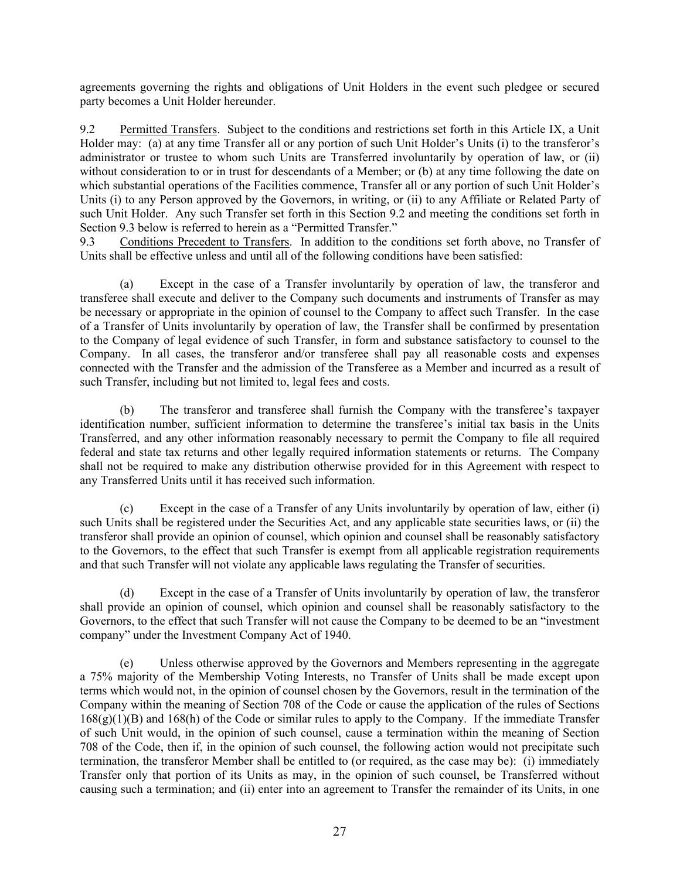agreements governing the rights and obligations of Unit Holders in the event such pledgee or secured party becomes a Unit Holder hereunder.

9.2 Permitted Transfers. Subject to the conditions and restrictions set forth in this Article IX, a Unit Holder may: (a) at any time Transfer all or any portion of such Unit Holder's Units (i) to the transferor's administrator or trustee to whom such Units are Transferred involuntarily by operation of law, or (ii) without consideration to or in trust for descendants of a Member; or (b) at any time following the date on which substantial operations of the Facilities commence, Transfer all or any portion of such Unit Holder's Units (i) to any Person approved by the Governors, in writing, or (ii) to any Affiliate or Related Party of such Unit Holder. Any such Transfer set forth in this Section 9.2 and meeting the conditions set forth in Section 9.3 below is referred to herein as a "Permitted Transfer."

9.3 Conditions Precedent to Transfers. In addition to the conditions set forth above, no Transfer of Units shall be effective unless and until all of the following conditions have been satisfied:

(a) Except in the case of a Transfer involuntarily by operation of law, the transferor and transferee shall execute and deliver to the Company such documents and instruments of Transfer as may be necessary or appropriate in the opinion of counsel to the Company to affect such Transfer. In the case of a Transfer of Units involuntarily by operation of law, the Transfer shall be confirmed by presentation to the Company of legal evidence of such Transfer, in form and substance satisfactory to counsel to the Company. In all cases, the transferor and/or transferee shall pay all reasonable costs and expenses connected with the Transfer and the admission of the Transferee as a Member and incurred as a result of such Transfer, including but not limited to, legal fees and costs.

(b) The transferor and transferee shall furnish the Company with the transferee's taxpayer identification number, sufficient information to determine the transferee's initial tax basis in the Units Transferred, and any other information reasonably necessary to permit the Company to file all required federal and state tax returns and other legally required information statements or returns. The Company shall not be required to make any distribution otherwise provided for in this Agreement with respect to any Transferred Units until it has received such information.

(c) Except in the case of a Transfer of any Units involuntarily by operation of law, either (i) such Units shall be registered under the Securities Act, and any applicable state securities laws, or (ii) the transferor shall provide an opinion of counsel, which opinion and counsel shall be reasonably satisfactory to the Governors, to the effect that such Transfer is exempt from all applicable registration requirements and that such Transfer will not violate any applicable laws regulating the Transfer of securities.

(d) Except in the case of a Transfer of Units involuntarily by operation of law, the transferor shall provide an opinion of counsel, which opinion and counsel shall be reasonably satisfactory to the Governors, to the effect that such Transfer will not cause the Company to be deemed to be an "investment company" under the Investment Company Act of 1940.

(e) Unless otherwise approved by the Governors and Members representing in the aggregate a 75% majority of the Membership Voting Interests, no Transfer of Units shall be made except upon terms which would not, in the opinion of counsel chosen by the Governors, result in the termination of the Company within the meaning of Section 708 of the Code or cause the application of the rules of Sections 168(g)(1)(B) and 168(h) of the Code or similar rules to apply to the Company. If the immediate Transfer of such Unit would, in the opinion of such counsel, cause a termination within the meaning of Section 708 of the Code, then if, in the opinion of such counsel, the following action would not precipitate such termination, the transferor Member shall be entitled to (or required, as the case may be): (i) immediately Transfer only that portion of its Units as may, in the opinion of such counsel, be Transferred without causing such a termination; and (ii) enter into an agreement to Transfer the remainder of its Units, in one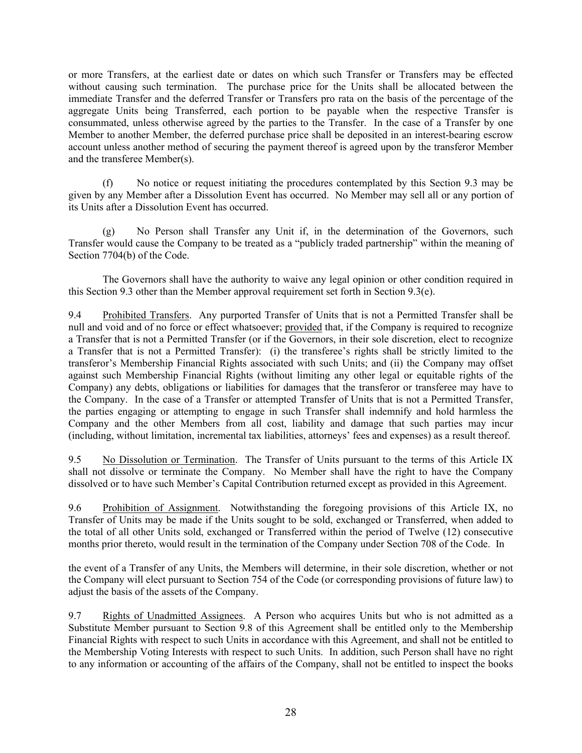or more Transfers, at the earliest date or dates on which such Transfer or Transfers may be effected without causing such termination. The purchase price for the Units shall be allocated between the immediate Transfer and the deferred Transfer or Transfers pro rata on the basis of the percentage of the aggregate Units being Transferred, each portion to be payable when the respective Transfer is consummated, unless otherwise agreed by the parties to the Transfer. In the case of a Transfer by one Member to another Member, the deferred purchase price shall be deposited in an interest-bearing escrow account unless another method of securing the payment thereof is agreed upon by the transferor Member and the transferee Member(s).

(f) No notice or request initiating the procedures contemplated by this Section 9.3 may be given by any Member after a Dissolution Event has occurred. No Member may sell all or any portion of its Units after a Dissolution Event has occurred.

(g) No Person shall Transfer any Unit if, in the determination of the Governors, such Transfer would cause the Company to be treated as a "publicly traded partnership" within the meaning of Section 7704(b) of the Code.

The Governors shall have the authority to waive any legal opinion or other condition required in this Section 9.3 other than the Member approval requirement set forth in Section 9.3(e).

9.4 Prohibited Transfers. Any purported Transfer of Units that is not a Permitted Transfer shall be null and void and of no force or effect whatsoever; provided that, if the Company is required to recognize a Transfer that is not a Permitted Transfer (or if the Governors, in their sole discretion, elect to recognize a Transfer that is not a Permitted Transfer): (i) the transferee's rights shall be strictly limited to the transferor's Membership Financial Rights associated with such Units; and (ii) the Company may offset against such Membership Financial Rights (without limiting any other legal or equitable rights of the Company) any debts, obligations or liabilities for damages that the transferor or transferee may have to the Company. In the case of a Transfer or attempted Transfer of Units that is not a Permitted Transfer, the parties engaging or attempting to engage in such Transfer shall indemnify and hold harmless the Company and the other Members from all cost, liability and damage that such parties may incur (including, without limitation, incremental tax liabilities, attorneys' fees and expenses) as a result thereof.

9.5 No Dissolution or Termination. The Transfer of Units pursuant to the terms of this Article IX shall not dissolve or terminate the Company. No Member shall have the right to have the Company dissolved or to have such Member's Capital Contribution returned except as provided in this Agreement.

9.6 Prohibition of Assignment. Notwithstanding the foregoing provisions of this Article IX, no Transfer of Units may be made if the Units sought to be sold, exchanged or Transferred, when added to the total of all other Units sold, exchanged or Transferred within the period of Twelve (12) consecutive months prior thereto, would result in the termination of the Company under Section 708 of the Code. In the event of a Transfer of any Units, the Members will determine, in their sole discretion, whether or not the Company will elect pursuant to Section 754 of the Code (or corresponding provisions of future law) to adjust the basis of the assets of the Company.

9.7 Rights of Unadmitted Assignees. A Person who acquires Units but who is not admitted as a Substitute Member pursuant to Section 9.8 of this Agreement shall be entitled only to the Membership Financial Rights with respect to such Units in accordance with this Agreement, and shall not be entitled to the Membership Voting Interests with respect to such Units. In addition, such Person shall have no right to any information or accounting of the affairs of the Company, shall not be entitled to inspect the books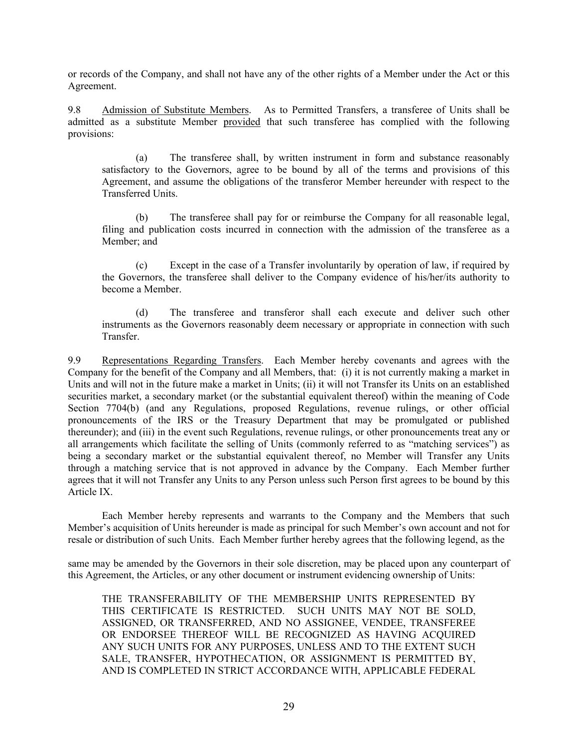or records of the Company, and shall not have any of the other rights of a Member under the Act or this Agreement.

9.8 Admission of Substitute Members. As to Permitted Transfers, a transferee of Units shall be admitted as a substitute Member provided that such transferee has complied with the following provisions:

(a) The transferee shall, by written instrument in form and substance reasonably satisfactory to the Governors, agree to be bound by all of the terms and provisions of this Agreement, and assume the obligations of the transferor Member hereunder with respect to the Transferred Units.

(b) The transferee shall pay for or reimburse the Company for all reasonable legal, filing and publication costs incurred in connection with the admission of the transferee as a Member; and

(c) Except in the case of a Transfer involuntarily by operation of law, if required by the Governors, the transferee shall deliver to the Company evidence of his/her/its authority to become a Member.

(d) The transferee and transferor shall each execute and deliver such other instruments as the Governors reasonably deem necessary or appropriate in connection with such Transfer.

9.9 Representations Regarding Transfers. Each Member hereby covenants and agrees with the Company for the benefit of the Company and all Members, that: (i) it is not currently making a market in Units and will not in the future make a market in Units; (ii) it will not Transfer its Units on an established securities market, a secondary market (or the substantial equivalent thereof) within the meaning of Code Section 7704(b) (and any Regulations, proposed Regulations, revenue rulings, or other official pronouncements of the IRS or the Treasury Department that may be promulgated or published thereunder); and (iii) in the event such Regulations, revenue rulings, or other pronouncements treat any or all arrangements which facilitate the selling of Units (commonly referred to as "matching services") as being a secondary market or the substantial equivalent thereof, no Member will Transfer any Units through a matching service that is not approved in advance by the Company. Each Member further agrees that it will not Transfer any Units to any Person unless such Person first agrees to be bound by this Article IX.

Each Member hereby represents and warrants to the Company and the Members that such Member's acquisition of Units hereunder is made as principal for such Member's own account and not for resale or distribution of such Units. Each Member further hereby agrees that the following legend, as the same may be amended by the Governors in their sole discretion, may be placed upon any counterpart of this Agreement, the Articles, or any other document or instrument evidencing ownership of Units:

THE TRANSFERABILITY OF THE MEMBERSHIP UNITS REPRESENTED BY THIS CERTIFICATE IS RESTRICTED. SUCH UNITS MAY NOT BE SOLD, ASSIGNED, OR TRANSFERRED, AND NO ASSIGNEE, VENDEE, TRANSFEREE OR ENDORSEE THEREOF WILL BE RECOGNIZED AS HAVING ACQUIRED ANY SUCH UNITS FOR ANY PURPOSES, UNLESS AND TO THE EXTENT SUCH SALE, TRANSFER, HYPOTHECATION, OR ASSIGNMENT IS PERMITTED BY, AND IS COMPLETED IN STRICT ACCORDANCE WITH, APPLICABLE FEDERAL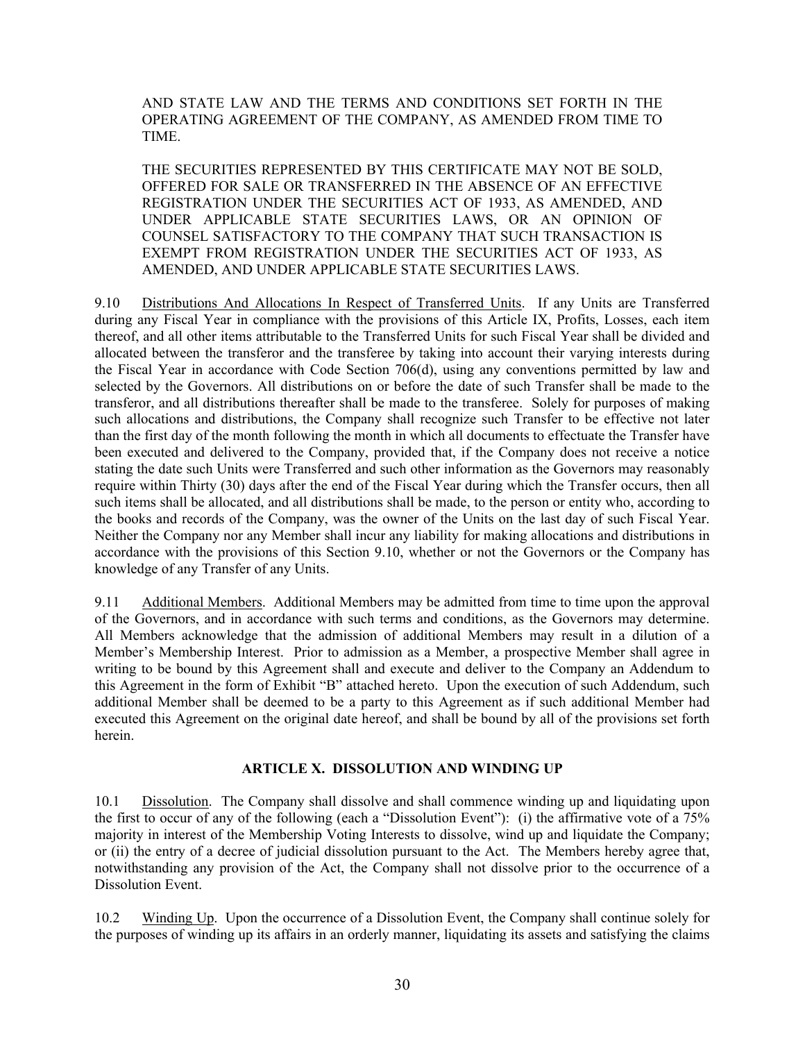AND STATE LAW AND THE TERMS AND CONDITIONS SET FORTH IN THE OPERATING AGREEMENT OF THE COMPANY, AS AMENDED FROM TIME TO TIME.

THE SECURITIES REPRESENTED BY THIS CERTIFICATE MAY NOT BE SOLD, OFFERED FOR SALE OR TRANSFERRED IN THE ABSENCE OF AN EFFECTIVE REGISTRATION UNDER THE SECURITIES ACT OF 1933, AS AMENDED, AND UNDER APPLICABLE STATE SECURITIES LAWS, OR AN OPINION OF COUNSEL SATISFACTORY TO THE COMPANY THAT SUCH TRANSACTION IS EXEMPT FROM REGISTRATION UNDER THE SECURITIES ACT OF 1933, AS AMENDED, AND UNDER APPLICABLE STATE SECURITIES LAWS.

9.10 Distributions And Allocations In Respect of Transferred Units. If any Units are Transferred during any Fiscal Year in compliance with the provisions of this Article IX, Profits, Losses, each item thereof, and all other items attributable to the Transferred Units for such Fiscal Year shall be divided and allocated between the transferor and the transferee by taking into account their varying interests during the Fiscal Year in accordance with Code Section 706(d), using any conventions permitted by law and selected by the Governors. All distributions on or before the date of such Transfer shall be made to the transferor, and all distributions thereafter shall be made to the transferee. Solely for purposes of making such allocations and distributions, the Company shall recognize such Transfer to be effective not later than the first day of the month following the month in which all documents to effectuate the Transfer have been executed and delivered to the Company, provided that, if the Company does not receive a notice stating the date such Units were Transferred and such other information as the Governors may reasonably require within Thirty (30) days after the end of the Fiscal Year during which the Transfer occurs, then all such items shall be allocated, and all distributions shall be made, to the person or entity who, according to the books and records of the Company, was the owner of the Units on the last day of such Fiscal Year. Neither the Company nor any Member shall incur any liability for making allocations and distributions in accordance with the provisions of this Section 9.10, whether or not the Governors or the Company has knowledge of any Transfer of any Units.

9.11 Additional Members. Additional Members may be admitted from time to time upon the approval of the Governors, and in accordance with such terms and conditions, as the Governors may determine. All Members acknowledge that the admission of additional Members may result in a dilution of a Member's Membership Interest. Prior to admission as a Member, a prospective Member shall agree in writing to be bound by this Agreement shall and execute and deliver to the Company an Addendum to this Agreement in the form of Exhibit "B" attached hereto. Upon the execution of such Addendum, such additional Member shall be deemed to be a party to this Agreement as if such additional Member had executed this Agreement on the original date hereof, and shall be bound by all of the provisions set forth herein.

## ARTICLE X. DISSOLUTION AND WINDING UP

10.1 Dissolution. The Company shall dissolve and shall commence winding up and liquidating upon the first to occur of any of the following (each a "Dissolution Event"): (i) the affirmative vote of a 75% majority in interest of the Membership Voting Interests to dissolve, wind up and liquidate the Company; or (ii) the entry of a decree of judicial dissolution pursuant to the Act. The Members hereby agree that, notwithstanding any provision of the Act, the Company shall not dissolve prior to the occurrence of a Dissolution Event.

10.2 Winding Up. Upon the occurrence of a Dissolution Event, the Company shall continue solely for the purposes of winding up its affairs in an orderly manner, liquidating its assets and satisfying the claims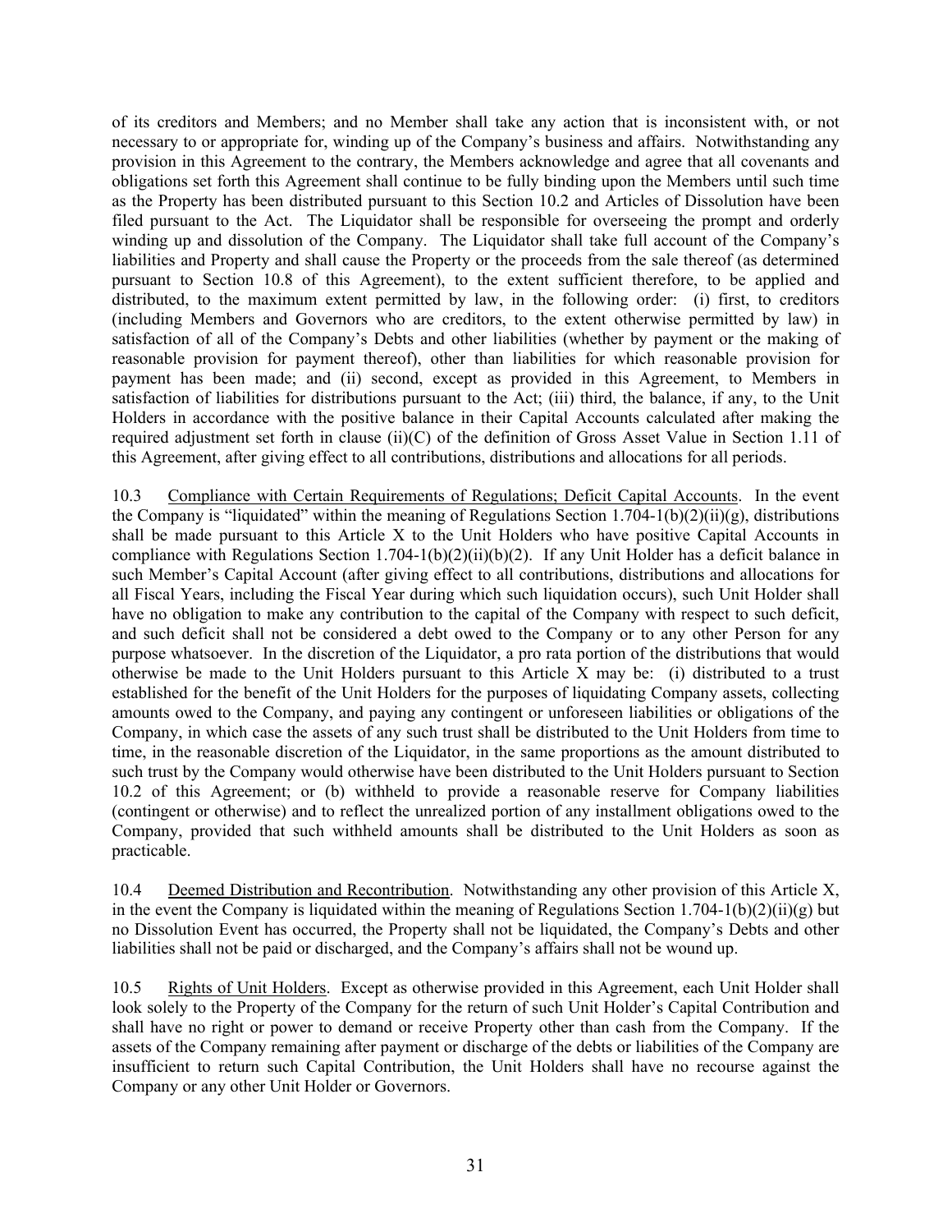of its creditors and Members; and no Member shall take any action that is inconsistent with, or not necessary to or appropriate for, winding up of the Company's business and affairs. Notwithstanding any provision in this Agreement to the contrary, the Members acknowledge and agree that all covenants and obligations set forth this Agreement shall continue to be fully binding upon the Members until such time as the Property has been distributed pursuant to this Section 10.2 and Articles of Dissolution have been filed pursuant to the Act. The Liquidator shall be responsible for overseeing the prompt and orderly winding up and dissolution of the Company. The Liquidator shall take full account of the Company's liabilities and Property and shall cause the Property or the proceeds from the sale thereof (as determined pursuant to Section 10.8 of this Agreement), to the extent sufficient therefore, to be applied and distributed, to the maximum extent permitted by law, in the following order: (i) first, to creditors (including Members and Governors who are creditors, to the extent otherwise permitted by law) in satisfaction of all of the Company's Debts and other liabilities (whether by payment or the making of reasonable provision for payment thereof), other than liabilities for which reasonable provision for payment has been made; and (ii) second, except as provided in this Agreement, to Members in satisfaction of liabilities for distributions pursuant to the Act; (iii) third, the balance, if any, to the Unit Holders in accordance with the positive balance in their Capital Accounts calculated after making the required adjustment set forth in clause (ii)(C) of the definition of Gross Asset Value in Section 1.11 of this Agreement, after giving effect to all contributions, distributions and allocations for all periods.

10.3 Compliance with Certain Requirements of Regulations; Deficit Capital Accounts. In the event the Company is "liquidated" within the meaning of Regulations Section 1.704-1(b)(2)(ii)(g), distributions shall be made pursuant to this Article X to the Unit Holders who have positive Capital Accounts in compliance with Regulations Section 1.704-1(b)(2)(ii)(b)(2). If any Unit Holder has a deficit balance in such Member's Capital Account (after giving effect to all contributions, distributions and allocations for all Fiscal Years, including the Fiscal Year during which such liquidation occurs), such Unit Holder shall have no obligation to make any contribution to the capital of the Company with respect to such deficit, and such deficit shall not be considered a debt owed to the Company or to any other Person for any purpose whatsoever. In the discretion of the Liquidator, a pro rata portion of the distributions that would otherwise be made to the Unit Holders pursuant to this Article X may be: (i) distributed to a trust established for the benefit of the Unit Holders for the purposes of liquidating Company assets, collecting amounts owed to the Company, and paying any contingent or unforeseen liabilities or obligations of the Company, in which case the assets of any such trust shall be distributed to the Unit Holders from time to time, in the reasonable discretion of the Liquidator, in the same proportions as the amount distributed to such trust by the Company would otherwise have been distributed to the Unit Holders pursuant to Section 10.2 of this Agreement; or (b) withheld to provide a reasonable reserve for Company liabilities (contingent or otherwise) and to reflect the unrealized portion of any installment obligations owed to the Company, provided that such withheld amounts shall be distributed to the Unit Holders as soon as practicable.

10.4 Deemed Distribution and Recontribution. Notwithstanding any other provision of this Article X, in the event the Company is liquidated within the meaning of Regulations Section 1.704-1(b)(2)(ii)(g) but no Dissolution Event has occurred, the Property shall not be liquidated, the Company's Debts and other liabilities shall not be paid or discharged, and the Company's affairs shall not be wound up.

10.5 Rights of Unit Holders. Except as otherwise provided in this Agreement, each Unit Holder shall look solely to the Property of the Company for the return of such Unit Holder's Capital Contribution and shall have no right or power to demand or receive Property other than cash from the Company. If the assets of the Company remaining after payment or discharge of the debts or liabilities of the Company are insufficient to return such Capital Contribution, the Unit Holders shall have no recourse against the Company or any other Unit Holder or Governors.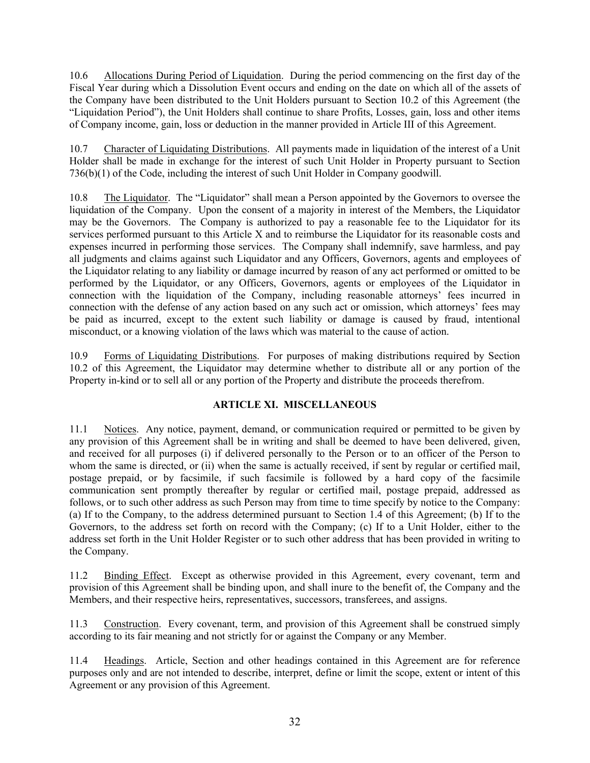10.6 Allocations During Period of Liquidation. During the period commencing on the first day of the Fiscal Year during which a Dissolution Event occurs and ending on the date on which all of the assets of the Company have been distributed to the Unit Holders pursuant to Section 10.2 of this Agreement (the "Liquidation Period"), the Unit Holders shall continue to share Profits, Losses, gain, loss and other items of Company income, gain, loss or deduction in the manner provided in Article III of this Agreement.

10.7 Character of Liquidating Distributions. All payments made in liquidation of the interest of a Unit Holder shall be made in exchange for the interest of such Unit Holder in Property pursuant to Section 736(b)(1) of the Code, including the interest of such Unit Holder in Company goodwill.

10.8 The Liquidator. The "Liquidator" shall mean a Person appointed by the Governors to oversee the liquidation of the Company. Upon the consent of a majority in interest of the Members, the Liquidator may be the Governors. The Company is authorized to pay a reasonable fee to the Liquidator for its services performed pursuant to this Article X and to reimburse the Liquidator for its reasonable costs and expenses incurred in performing those services. The Company shall indemnify, save harmless, and pay all judgments and claims against such Liquidator and any Officers, Governors, agents and employees of the Liquidator relating to any liability or damage incurred by reason of any act performed or omitted to be performed by the Liquidator, or any Officers, Governors, agents or employees of the Liquidator in connection with the liquidation of the Company, including reasonable attorneys' fees incurred in connection with the defense of any action based on any such act or omission, which attorneys' fees may be paid as incurred, except to the extent such liability or damage is caused by fraud, intentional misconduct, or a knowing violation of the laws which was material to the cause of action.

10.9 Forms of Liquidating Distributions. For purposes of making distributions required by Section 10.2 of this Agreement, the Liquidator may determine whether to distribute all or any portion of the Property in-kind or to sell all or any portion of the Property and distribute the proceeds therefrom.

## ARTICLE XI. MISCELLANEOUS

11.1 Notices. Any notice, payment, demand, or communication required or permitted to be given by any provision of this Agreement shall be in writing and shall be deemed to have been delivered, given, and received for all purposes (i) if delivered personally to the Person or to an officer of the Person to whom the same is directed, or (ii) when the same is actually received, if sent by regular or certified mail, postage prepaid, or by facsimile, if such facsimile is followed by a hard copy of the facsimile communication sent promptly thereafter by regular or certified mail, postage prepaid, addressed as follows, or to such other address as such Person may from time to time specify by notice to the Company: (a) If to the Company, to the address determined pursuant to Section 1.4 of this Agreement; (b) If to the Governors, to the address set forth on record with the Company; (c) If to a Unit Holder, either to the address set forth in the Unit Holder Register or to such other address that has been provided in writing to the Company.

11.2 Binding Effect. Except as otherwise provided in this Agreement, every covenant, term and provision of this Agreement shall be binding upon, and shall inure to the benefit of, the Company and the Members, and their respective heirs, representatives, successors, transferees, and assigns.

11.3 Construction. Every covenant, term, and provision of this Agreement shall be construed simply according to its fair meaning and not strictly for or against the Company or any Member.

11.4 Headings. Article, Section and other headings contained in this Agreement are for reference purposes only and are not intended to describe, interpret, define or limit the scope, extent or intent of this Agreement or any provision of this Agreement.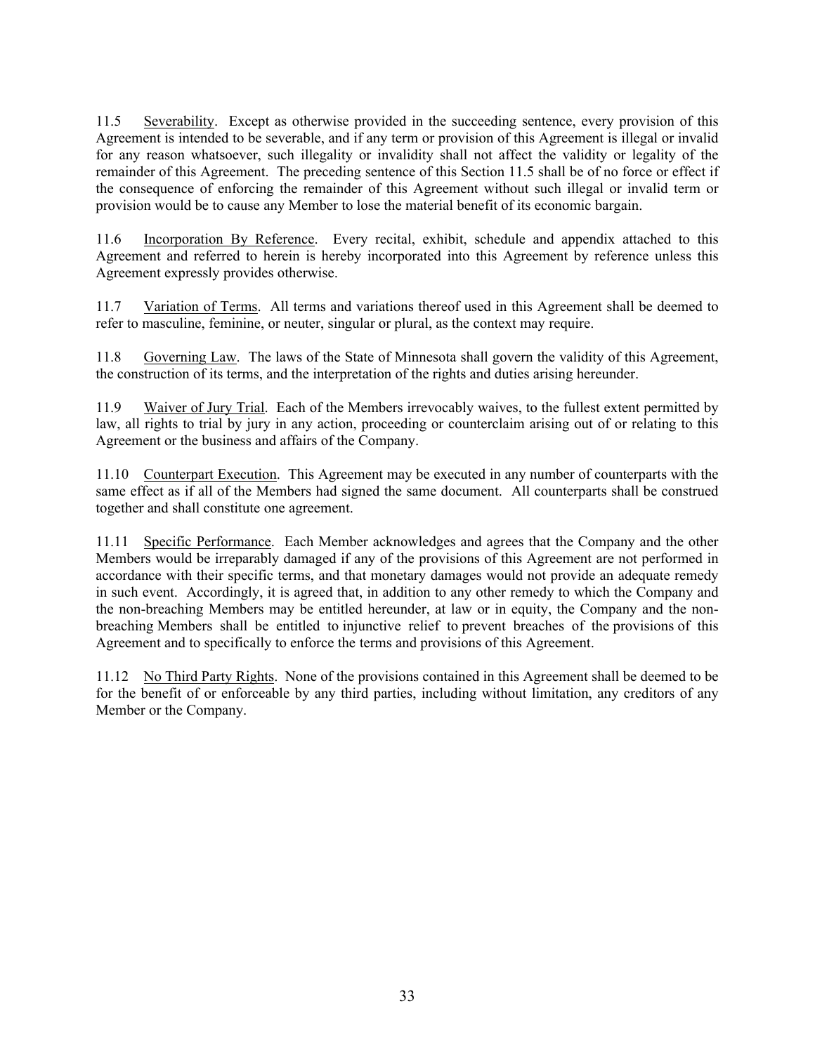11.5 Severability. Except as otherwise provided in the succeeding sentence, every provision of this Agreement is intended to be severable, and if any term or provision of this Agreement is illegal or invalid for any reason whatsoever, such illegality or invalidity shall not affect the validity or legality of the remainder of this Agreement. The preceding sentence of this Section 11.5 shall be of no force or effect if the consequence of enforcing the remainder of this Agreement without such illegal or invalid term or provision would be to cause any Member to lose the material benefit of its economic bargain.

11.6 Incorporation By Reference. Every recital, exhibit, schedule and appendix attached to this Agreement and referred to herein is hereby incorporated into this Agreement by reference unless this Agreement expressly provides otherwise.

11.7 Variation of Terms. All terms and variations thereof used in this Agreement shall be deemed to refer to masculine, feminine, or neuter, singular or plural, as the context may require.

11.8 Governing Law. The laws of the State of Minnesota shall govern the validity of this Agreement, the construction of its terms, and the interpretation of the rights and duties arising hereunder.

11.9 Waiver of Jury Trial. Each of the Members irrevocably waives, to the fullest extent permitted by law, all rights to trial by jury in any action, proceeding or counterclaim arising out of or relating to this Agreement or the business and affairs of the Company.

11.10 Counterpart Execution. This Agreement may be executed in any number of counterparts with the same effect as if all of the Members had signed the same document. All counterparts shall be construed together and shall constitute one agreement.

11.11 Specific Performance. Each Member acknowledges and agrees that the Company and the other Members would be irreparably damaged if any of the provisions of this Agreement are not performed in accordance with their specific terms, and that monetary damages would not provide an adequate remedy in such event. Accordingly, it is agreed that, in addition to any other remedy to which the Company and the non-breaching Members may be entitled hereunder, at law or in equity, the Company and the non-breaching Members shall be entitled to injunctive relief to prevent breaches of the provisions of this Agreement and to specifically to enforce the terms and provisions of this Agreement.

11.12 No Third Party Rights. None of the provisions contained in this Agreement shall be deemed to be for the benefit of or enforceable by any third parties, including without limitation, any creditors of any Member or the Company.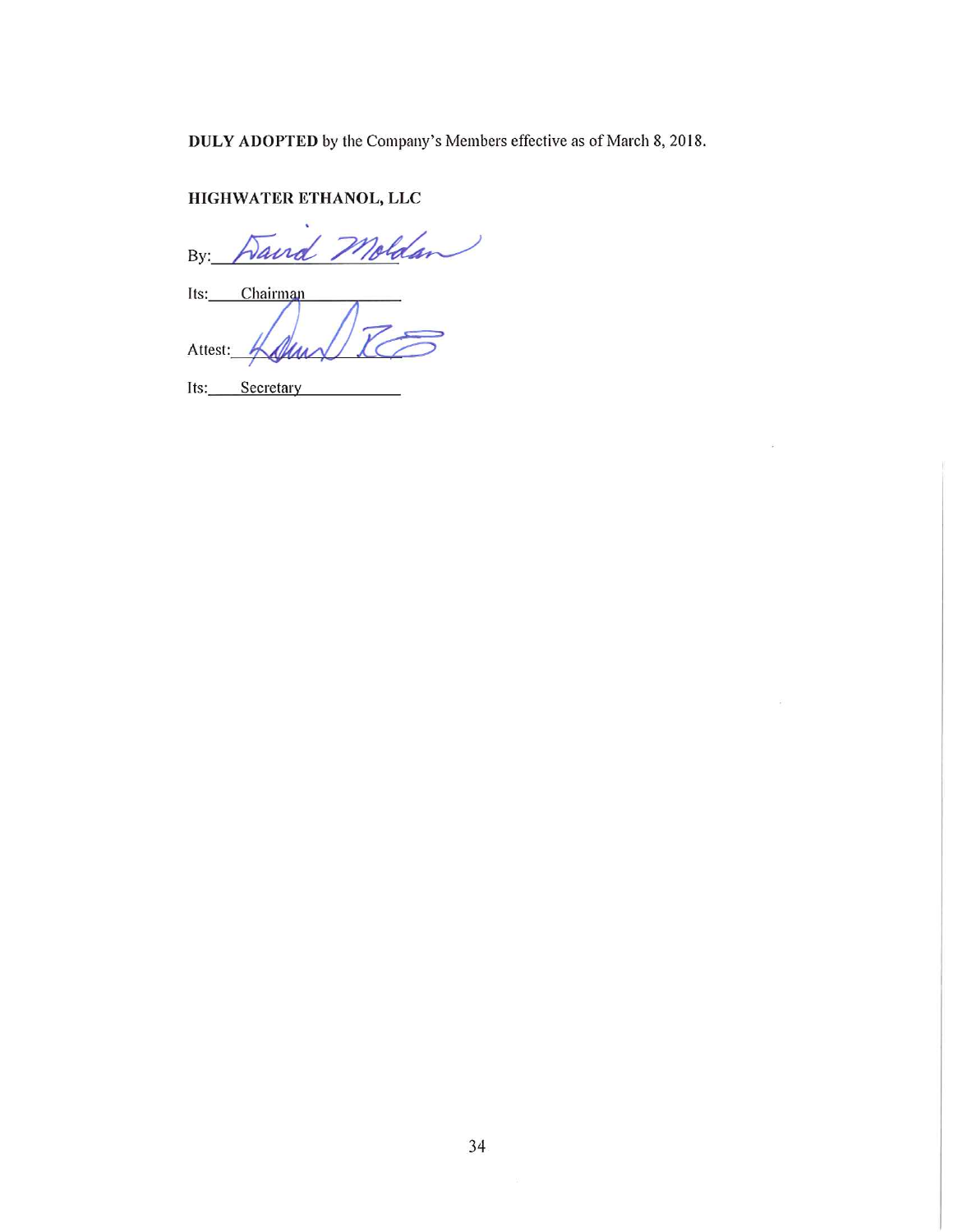**DULY ADOPTED** by the Company's Members effective as of March 8, 2018.

**HIGHWATER ETHANOL, LLC**

By: David Moldan

Its: Chairman

Attest: ____________________

Its: Secretary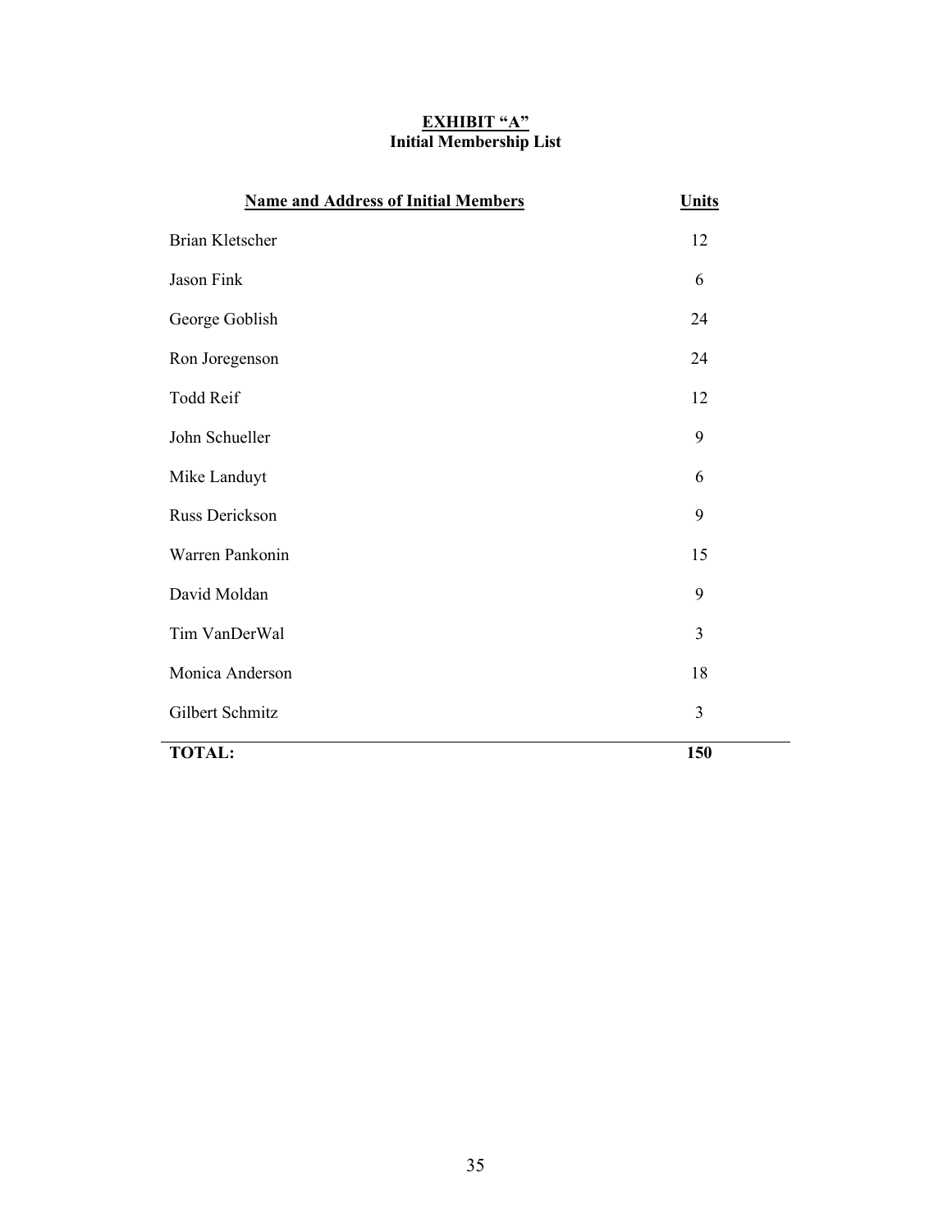**EXHIBIT "A"**
**Initial Membership List**

| **Name and Address of Initial Members** | **Units** |
|---|---|
| Brian Kletscher | 12 |
| Jason Fink | 6 |
| George Goblish | 24 |
| Ron Joregenson | 24 |
| Todd Reif | 12 |
| John Schueller | 9 |
| Mike Landuyt | 6 |
| Russ Derickson | 9 |
| Warren Pankonin | 15 |
| David Moldan | 9 |
| Tim VanDerWal | 3 |
| Monica Anderson | 18 |
| Gilbert Schmitz | 3 |
| **TOTAL:** | **150** |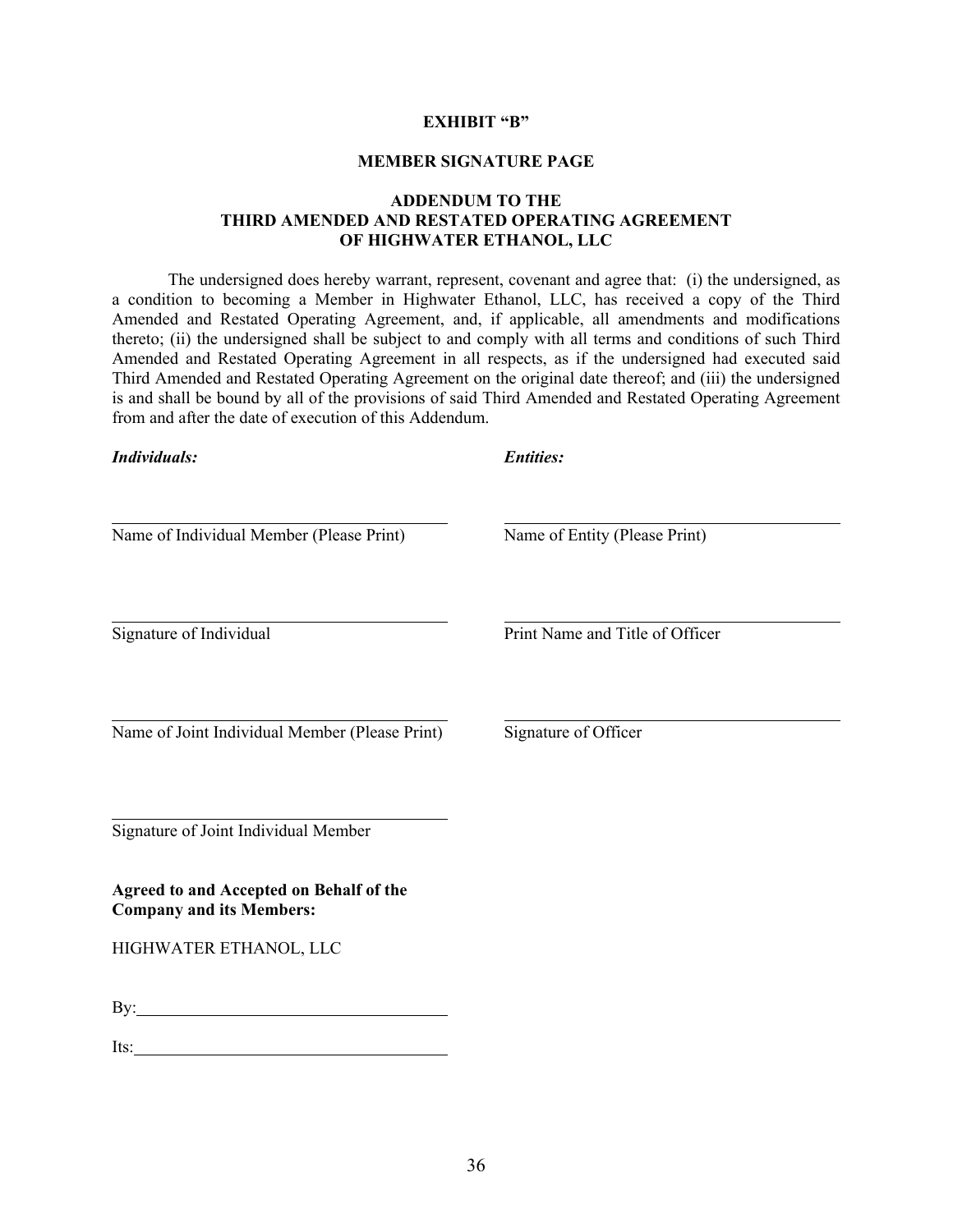**EXHIBIT "B"**

**MEMBER SIGNATURE PAGE**

**ADDENDUM TO THE**
**THIRD AMENDED AND RESTATED OPERATING AGREEMENT**
**OF HIGHWATER ETHANOL, LLC**

The undersigned does hereby warrant, represent, covenant and agree that: (i) the undersigned, as a condition to becoming a Member in Highwater Ethanol, LLC, has received a copy of the Third Amended and Restated Operating Agreement, and, if applicable, all amendments and modifications thereto; (ii) the undersigned shall be subject to and comply with all terms and conditions of such Third Amended and Restated Operating Agreement in all respects, as if the undersigned had executed said Third Amended and Restated Operating Agreement on the original date thereof; and (iii) the undersigned is and shall be bound by all of the provisions of said Third Amended and Restated Operating Agreement from and after the date of execution of this Addendum.

***Individuals:***

\_\_\_\_\_\_\_\_\_\_\_\_\_\_\_\_\_\_\_\_\_\_\_\_\_\_\_\_\_\_\_\_\_\_\_\_
Name of Individual Member (Please Print)

\_\_\_\_\_\_\_\_\_\_\_\_\_\_\_\_\_\_\_\_\_\_\_\_\_\_\_\_\_\_\_\_\_\_\_\_
Signature of Individual

\_\_\_\_\_\_\_\_\_\_\_\_\_\_\_\_\_\_\_\_\_\_\_\_\_\_\_\_\_\_\_\_\_\_\_\_
Name of Joint Individual Member (Please Print)

\_\_\_\_\_\_\_\_\_\_\_\_\_\_\_\_\_\_\_\_\_\_\_\_\_\_\_\_\_\_\_\_\_\_\_\_
Signature of Joint Individual Member

***Entities:***

\_\_\_\_\_\_\_\_\_\_\_\_\_\_\_\_\_\_\_\_\_\_\_\_\_\_\_\_\_\_\_\_\_\_\_\_
Name of Entity (Please Print)

\_\_\_\_\_\_\_\_\_\_\_\_\_\_\_\_\_\_\_\_\_\_\_\_\_\_\_\_\_\_\_\_\_\_\_\_
Print Name and Title of Officer

\_\_\_\_\_\_\_\_\_\_\_\_\_\_\_\_\_\_\_\_\_\_\_\_\_\_\_\_\_\_\_\_\_\_\_\_
Signature of Officer

**Agreed to and Accepted on Behalf of the Company and its Members:**

HIGHWATER ETHANOL, LLC

By: \_\_\_\_\_\_\_\_\_\_\_\_\_\_\_\_\_\_\_\_\_\_\_\_\_\_\_\_\_\_\_\_

Its: \_\_\_\_\_\_\_\_\_\_\_\_\_\_\_\_\_\_\_\_\_\_\_\_\_\_\_\_\_\_\_\_